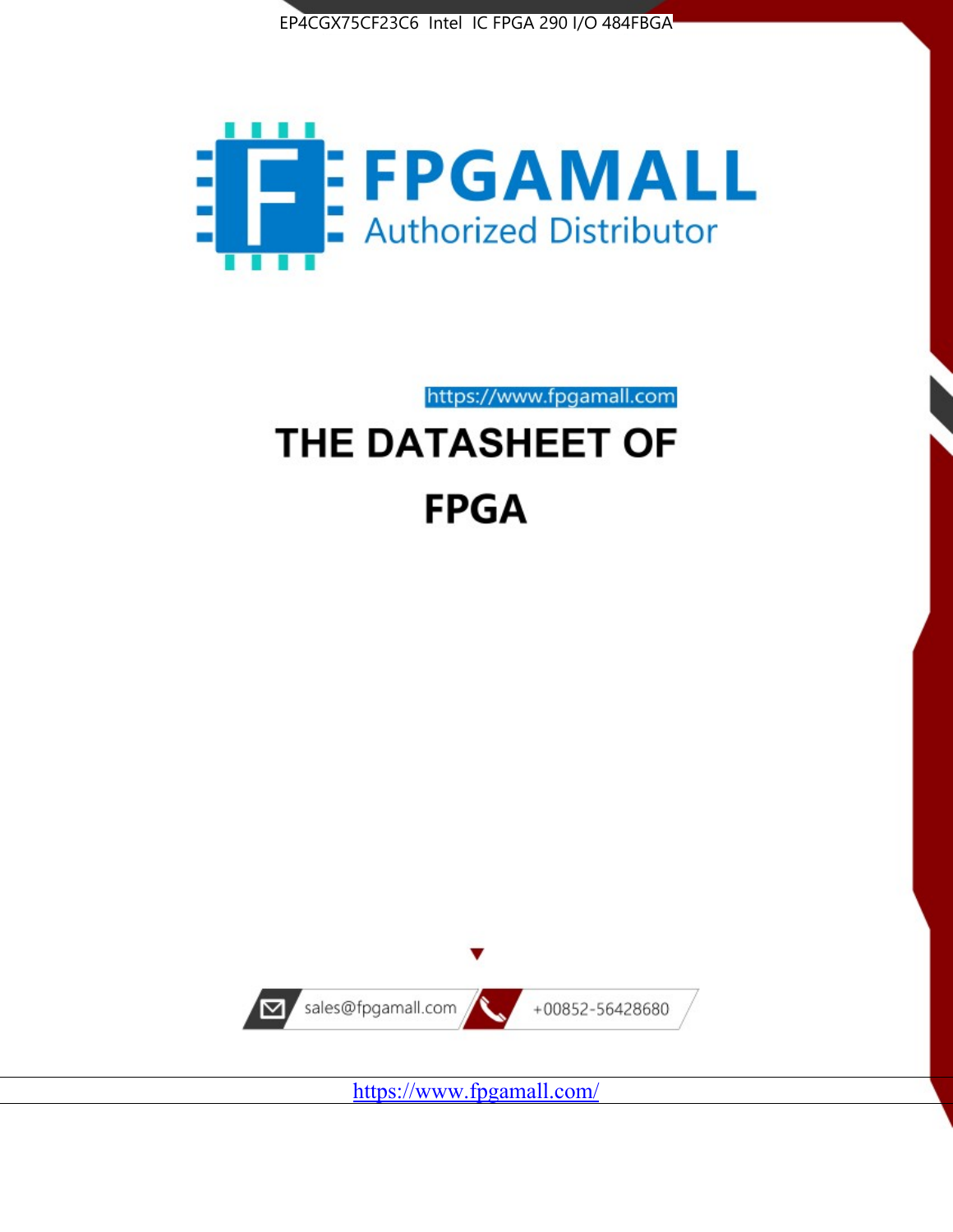EP4CGX75CF23C6 Intel IC FPGA 290 I/O 484FBGA

FPGAMALL

Authorized Distributor

https://www.fpgamall.com

# THE DATASHEET OF

# FPGA

sales@fpgamall.com

+00852-56428680

https://www.fpgamall.com/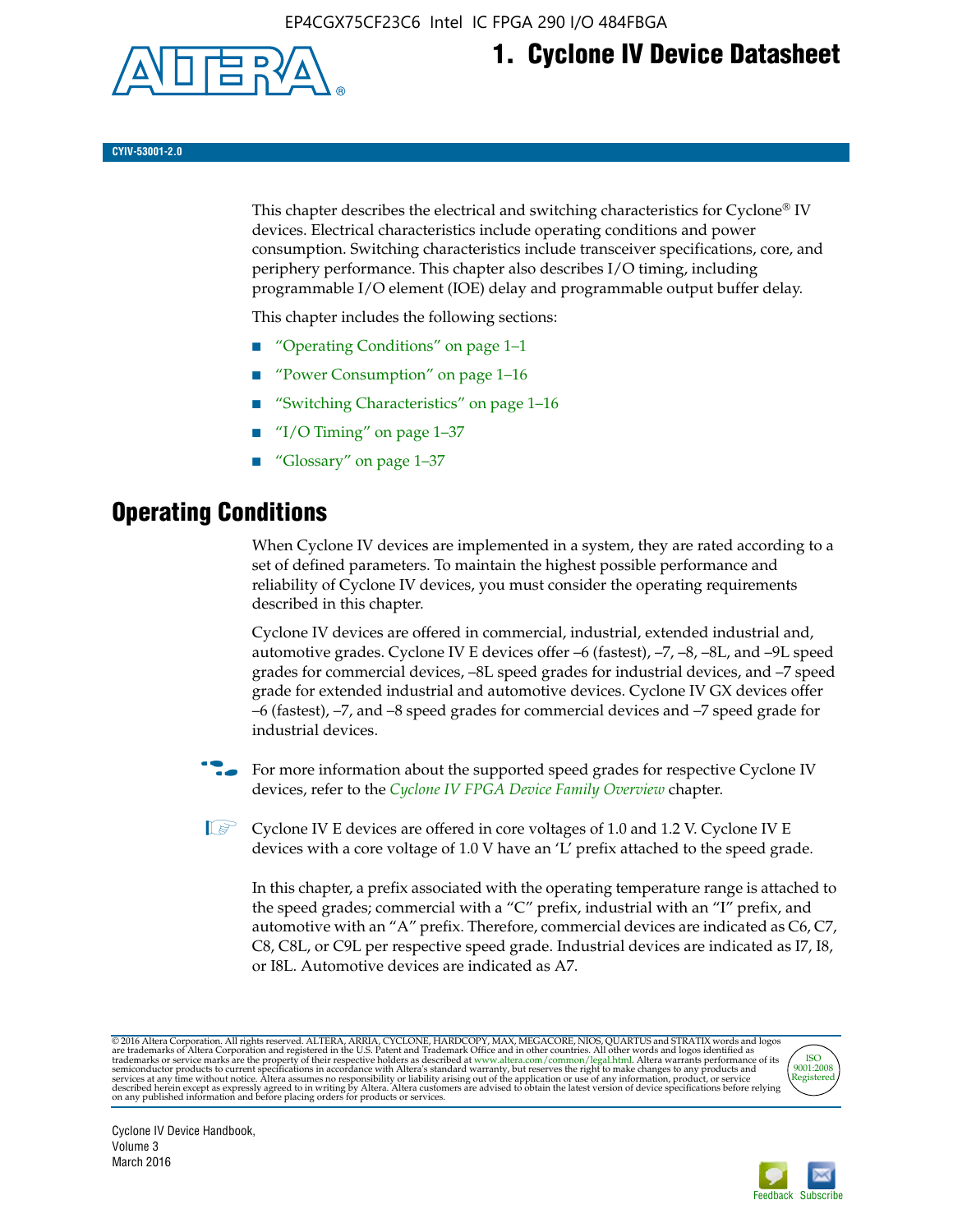# 1. Cyclone IV Device Datasheet

CYIV-53001-2.0

This chapter describes the electrical and switching characteristics for Cyclone® IV devices. Electrical characteristics include operating conditions and power consumption. Switching characteristics include transceiver specifications, core, and periphery performance. This chapter also describes I/O timing, including programmable I/O element (IOE) delay and programmable output buffer delay.

This chapter includes the following sections:

- "Operating Conditions" on page 1–1
- "Power Consumption" on page 1–16
- "Switching Characteristics" on page 1–16
- "I/O Timing" on page 1–37
- "Glossary" on page 1–37

## Operating Conditions

When Cyclone IV devices are implemented in a system, they are rated according to a set of defined parameters. To maintain the highest possible performance and reliability of Cyclone IV devices, you must consider the operating requirements described in this chapter.

Cyclone IV devices are offered in commercial, industrial, extended industrial and, automotive grades. Cyclone IV E devices offer –6 (fastest), –7, –8, –8L, and –9L speed grades for commercial devices, –8L speed grades for industrial devices, and –7 speed grade for extended industrial and automotive devices. Cyclone IV GX devices offer –6 (fastest), –7, and –8 speed grades for commercial devices and –7 speed grade for industrial devices.

For more information about the supported speed grades for respective Cyclone IV devices, refer to the *Cyclone IV FPGA Device Family Overview* chapter.

Cyclone IV E devices are offered in core voltages of 1.0 and 1.2 V. Cyclone IV E devices with a core voltage of 1.0 V have an 'L' prefix attached to the speed grade.

In this chapter, a prefix associated with the operating temperature range is attached to the speed grades; commercial with a "C" prefix, industrial with an "I" prefix, and automotive with an "A" prefix. Therefore, commercial devices are indicated as C6, C7, C8, C8L, or C9L per respective speed grade. Industrial devices are indicated as I7, I8, or I8L. Automotive devices are indicated as A7.

© 2016 Altera Corporation. All rights reserved. ALTERA, ARRIA, CYCLONE, HARDCOPY, MAX, MEGACORE, NIOS, QUARTUS and STRATIX words and logos are trademarks of Altera Corporation and registered in the U.S. Patent and Trademark Office and in other countries. All other words and logos identified as trademarks or service marks are the property of their respective holders as described at www.altera.com/common/legal.html. Altera warrants performance of its semiconductor products to current specifications in accordance with Altera's standard warranty, but reserves the right to make changes to any products and services at any time without notice. Altera assumes no responsibility or liability arising out of the application or use of any information, product, or service described herein except as expressly agreed to in writing by Altera. Altera customers are advised to obtain the latest version of device specifications before relying on any published information and before placing orders for products or services.

Cyclone IV Device Handbook, Volume 3
March 2016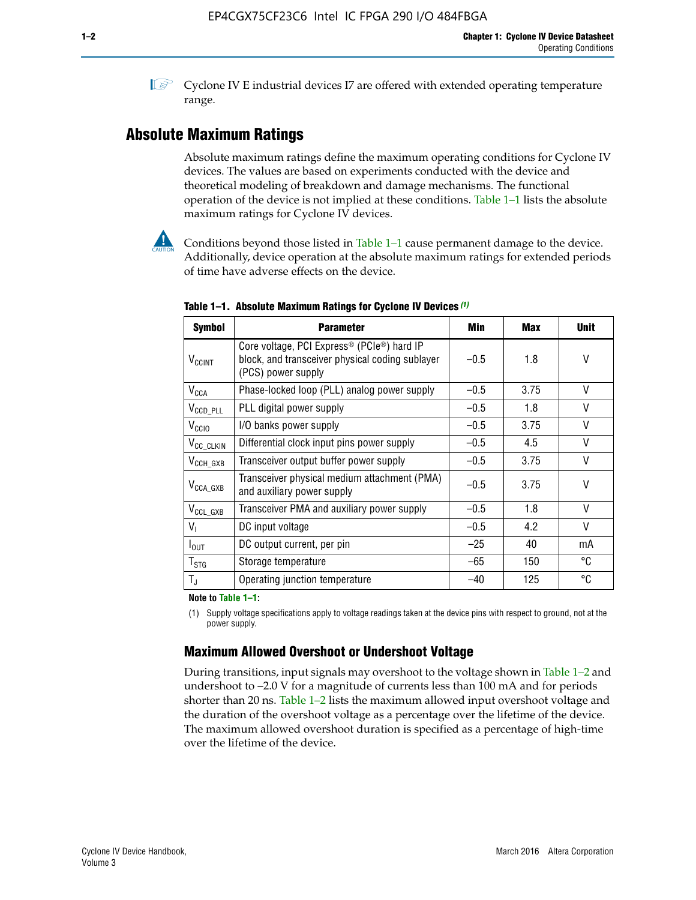Cyclone IV E industrial devices I7 are offered with extended operating temperature range.

## Absolute Maximum Ratings

Absolute maximum ratings define the maximum operating conditions for Cyclone IV devices. The values are based on experiments conducted with the device and theoretical modeling of breakdown and damage mechanisms. The functional operation of the device is not implied at these conditions. Table 1–1 lists the absolute maximum ratings for Cyclone IV devices.

Conditions beyond those listed in Table 1–1 cause permanent damage to the device. Additionally, device operation at the absolute maximum ratings for extended periods of time have adverse effects on the device.

**Table 1–1. Absolute Maximum Ratings for Cyclone IV Devices (1)**

| Symbol | Parameter | Min | Max | Unit |
|---|---|---|---|---|
| $V_{CCINT}$ | Core voltage, PCI Express® (PCIe®) hard IP block, and transceiver physical coding sublayer (PCS) power supply | –0.5 | 1.8 | V |
| $V_{CCA}$ | Phase-locked loop (PLL) analog power supply | –0.5 | 3.75 | V |
| $V_{CCD\_PLL}$ | PLL digital power supply | –0.5 | 1.8 | V |
| $V_{CCIO}$ | I/O banks power supply | –0.5 | 3.75 | V |
| $V_{CC\_CLKIN}$ | Differential clock input pins power supply | –0.5 | 4.5 | V |
| $V_{CCH\_GXB}$ | Transceiver output buffer power supply | –0.5 | 3.75 | V |
| $V_{CCA\_GXB}$ | Transceiver physical medium attachment (PMA) and auxiliary power supply | –0.5 | 3.75 | V |
| $V_{CCL\_GXB}$ | Transceiver PMA and auxiliary power supply | –0.5 | 1.8 | V |
| $V_I$ | DC input voltage | –0.5 | 4.2 | V |
| $I_{OUT}$ | DC output current, per pin | –25 | 40 | mA |
| $T_{STG}$ | Storage temperature | –65 | 150 | °C |
| $T_J$ | Operating junction temperature | –40 | 125 | °C |

**Note to Table 1–1:**

(1) Supply voltage specifications apply to voltage readings taken at the device pins with respect to ground, not at the power supply.

### Maximum Allowed Overshoot or Undershoot Voltage

During transitions, input signals may overshoot to the voltage shown in Table 1–2 and undershoot to –2.0 V for a magnitude of currents less than 100 mA and for periods shorter than 20 ns. Table 1–2 lists the maximum allowed input overshoot voltage and the duration of the overshoot voltage as a percentage over the lifetime of the device. The maximum allowed overshoot duration is specified as a percentage of high-time over the lifetime of the device.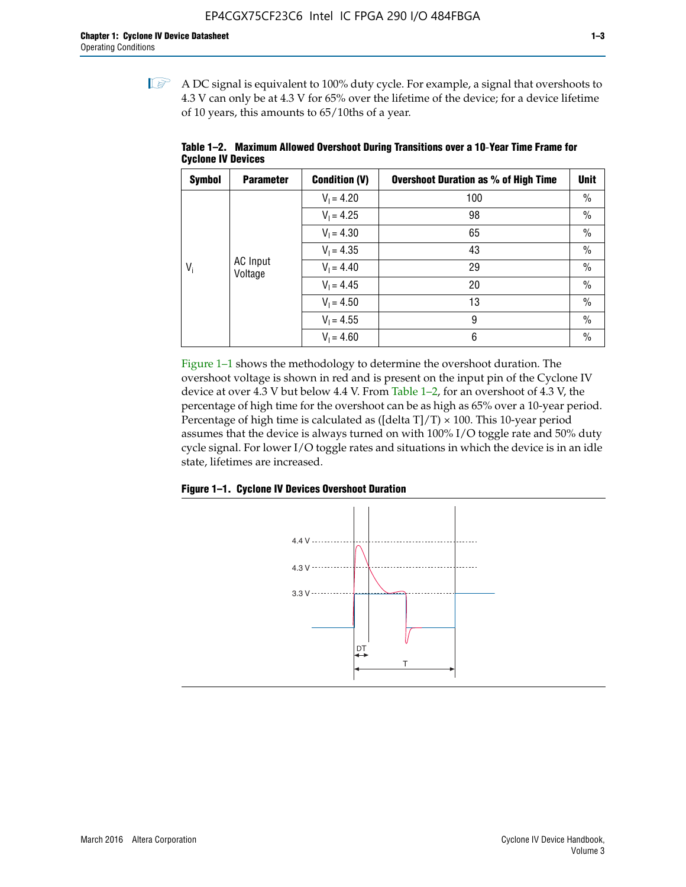A DC signal is equivalent to 100% duty cycle. For example, a signal that overshoots to 4.3 V can only be at 4.3 V for 65% over the lifetime of the device; for a device lifetime of 10 years, this amounts to 65/10ths of a year.

**Table 1–2. Maximum Allowed Overshoot During Transitions over a 10-Year Time Frame for Cyclone IV Devices**

| Symbol | Parameter | Condition (V) | Overshoot Duration as % of High Time | Unit |
|---|---|---|---|---|
| $V_i$ | AC Input Voltage | $V_I$ = 4.20 | 100 | % |
| | | $V_I$ = 4.25 | 98 | % |
| | | $V_I$ = 4.30 | 65 | % |
| | | $V_I$ = 4.35 | 43 | % |
| | | $V_I$ = 4.40 | 29 | % |
| | | $V_I$ = 4.45 | 20 | % |
| | | $V_I$ = 4.50 | 13 | % |
| | | $V_I$ = 4.55 | 9 | % |
| | | $V_I$ = 4.60 | 6 | % |

Figure 1–1 shows the methodology to determine the overshoot duration. The overshoot voltage is shown in red and is present on the input pin of the Cyclone IV device at over 4.3 V but below 4.4 V. From Table 1–2, for an overshoot of 4.3 V, the percentage of high time for the overshoot can be as high as 65% over a 10-year period. Percentage of high time is calculated as ([delta T]/T) × 100. This 10-year period assumes that the device is always turned on with 100% I/O toggle rate and 50% duty cycle signal. For lower I/O toggle rates and situations in which the device is in an idle state, lifetimes are increased.

**Figure 1–1. Cyclone IV Devices Overshoot Duration**

4.4 V
4.3 V
3.3 V
DT
T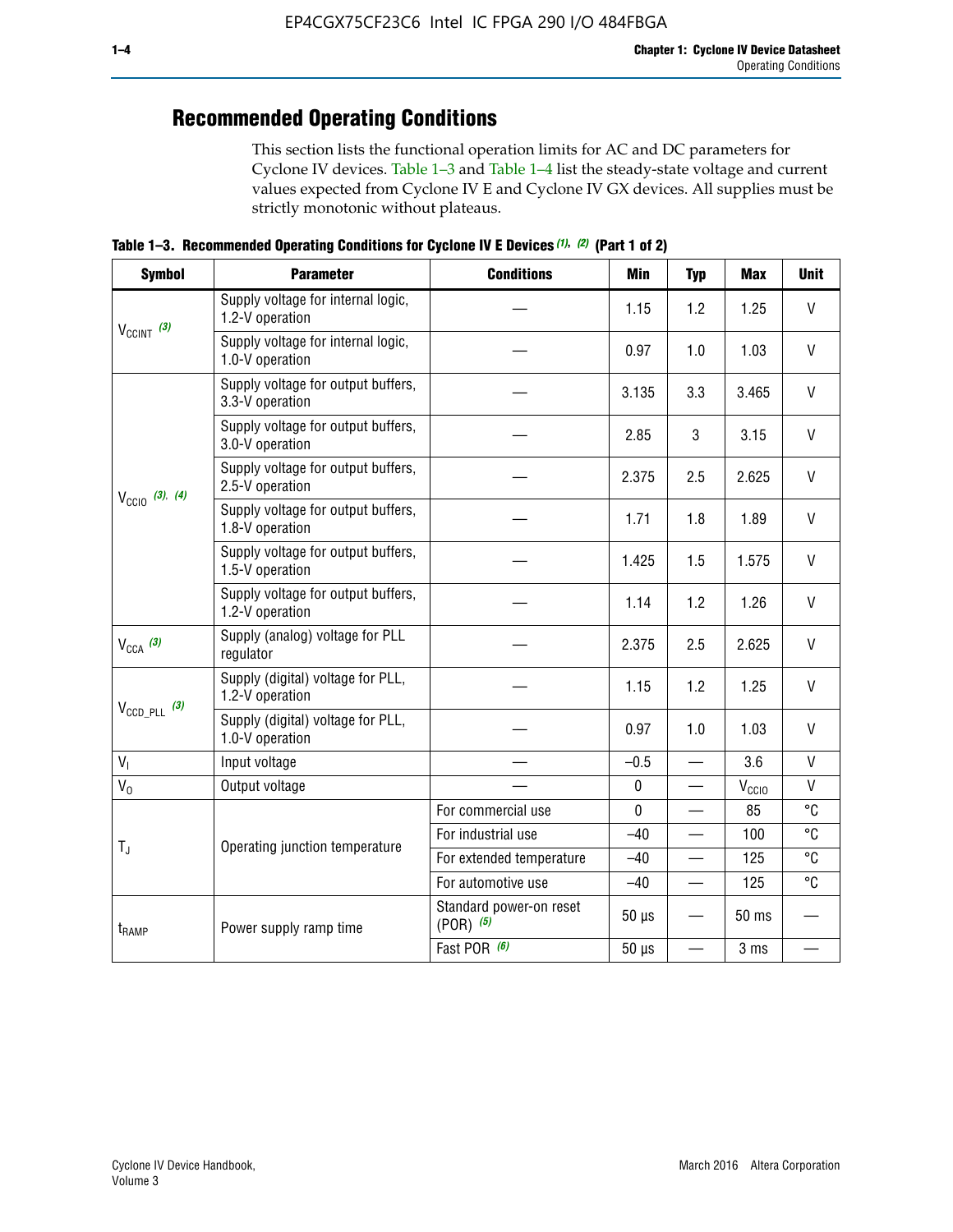## Recommended Operating Conditions

This section lists the functional operation limits for AC and DC parameters for Cyclone IV devices. Table 1–3 and Table 1–4 list the steady-state voltage and current values expected from Cyclone IV E and Cyclone IV GX devices. All supplies must be strictly monotonic without plateaus.

**Table 1–3. Recommended Operating Conditions for Cyclone IV E Devices (1), (2) (Part 1 of 2)**

| Symbol | Parameter | Conditions | Min | Typ | Max | Unit |
|---|---|---|---|---|---|---|
| $V_{CCINT}$ (3) | Supply voltage for internal logic, 1.2-V operation | — | 1.15 | 1.2 | 1.25 | V |
| | Supply voltage for internal logic, 1.0-V operation | — | 0.97 | 1.0 | 1.03 | V |
| $V_{CCIO}$ (3), (4) | Supply voltage for output buffers, 3.3-V operation | — | 3.135 | 3.3 | 3.465 | V |
| | Supply voltage for output buffers, 3.0-V operation | — | 2.85 | 3 | 3.15 | V |
| | Supply voltage for output buffers, 2.5-V operation | — | 2.375 | 2.5 | 2.625 | V |
| | Supply voltage for output buffers, 1.8-V operation | — | 1.71 | 1.8 | 1.89 | V |
| | Supply voltage for output buffers, 1.5-V operation | — | 1.425 | 1.5 | 1.575 | V |
| | Supply voltage for output buffers, 1.2-V operation | — | 1.14 | 1.2 | 1.26 | V |
| $V_{CCA}$ (3) | Supply (analog) voltage for PLL regulator | — | 2.375 | 2.5 | 2.625 | V |
| $V_{CCD\_PLL}$ (3) | Supply (digital) voltage for PLL, 1.2-V operation | — | 1.15 | 1.2 | 1.25 | V |
| | Supply (digital) voltage for PLL, 1.0-V operation | — | 0.97 | 1.0 | 1.03 | V |
| $V_I$ | Input voltage | — | –0.5 | — | 3.6 | V |
| $V_O$ | Output voltage | — | 0 | — | $V_{CCIO}$ | V |
| $T_J$ | Operating junction temperature | For commercial use | 0 | — | 85 | °C |
| | | For industrial use | –40 | — | 100 | °C |
| | | For extended temperature | –40 | — | 125 | °C |
| | | For automotive use | –40 | — | 125 | °C |
| $t_{RAMP}$ | Power supply ramp time | Standard power-on reset (POR) (5) | 50 µs | — | 50 ms | — |
| | | Fast POR (6) | 50 µs | — | 3 ms | — |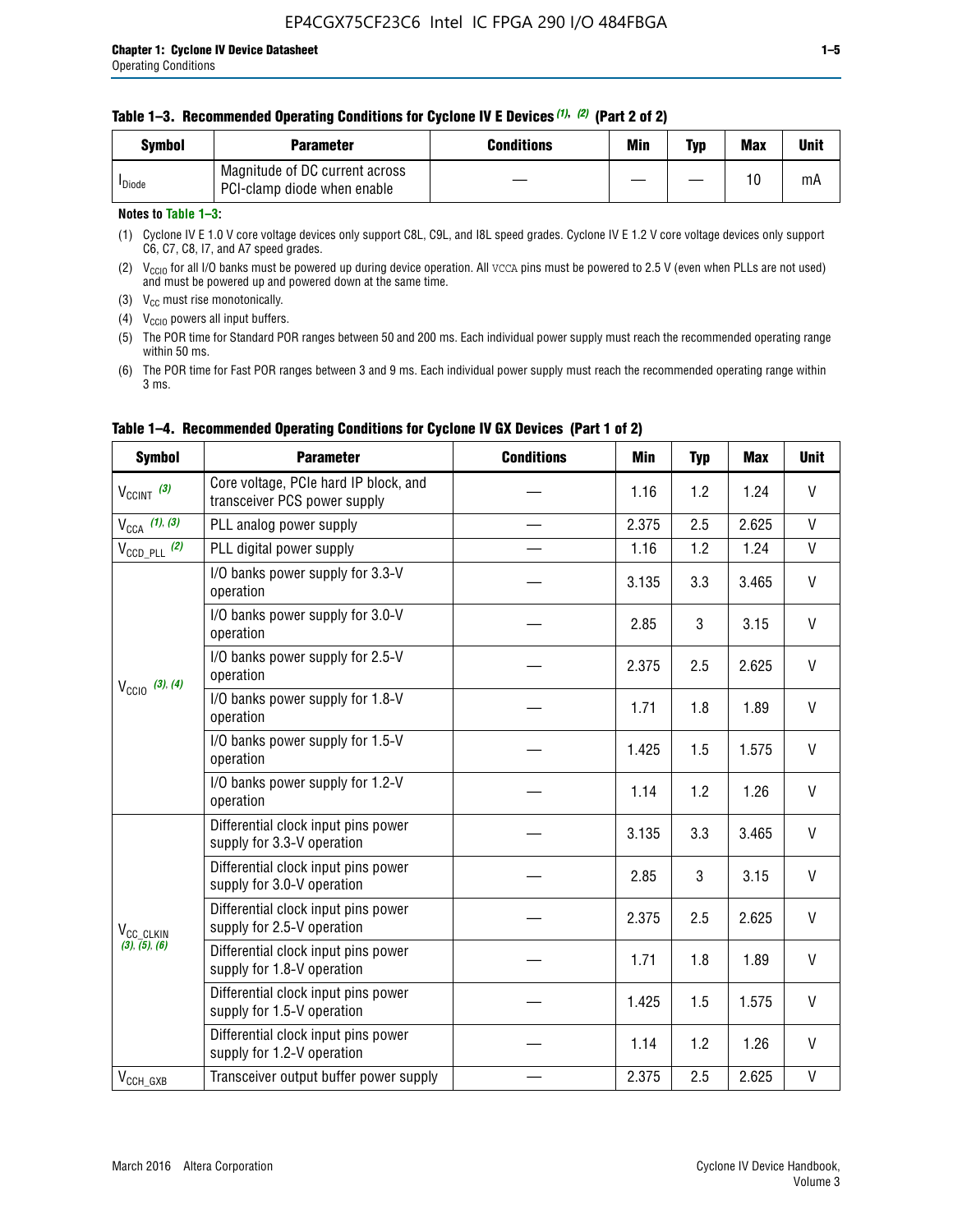**Table 1–3. Recommended Operating Conditions for Cyclone IV E Devices (1), (2) (Part 2 of 2)**

| Symbol | Parameter | Conditions | Min | Typ | Max | Unit |
|---|---|---|---|---|---|---|
| $I_{Diode}$ | Magnitude of DC current across PCI-clamp diode when enable | — | — | — | 10 | mA |

**Notes to Table 1–3:**

(1) Cyclone IV E 1.0 V core voltage devices only support C8L, C9L, and I8L speed grades. Cyclone IV E 1.2 V core voltage devices only support C6, C7, C8, I7, and A7 speed grades.

(2) $V_{CCIO}$ for all I/O banks must be powered up during device operation. All VCCA pins must be powered to 2.5 V (even when PLLs are not used) and must be powered up and powered down at the same time.

(3) $V_{CC}$ must rise monotonically.

(4) $V_{CCIO}$ powers all input buffers.

(5) The POR time for Standard POR ranges between 50 and 200 ms. Each individual power supply must reach the recommended operating range within 50 ms.

(6) The POR time for Fast POR ranges between 3 and 9 ms. Each individual power supply must reach the recommended operating range within 3 ms.

**Table 1–4. Recommended Operating Conditions for Cyclone IV GX Devices (Part 1 of 2)**

| Symbol | Parameter | Conditions | Min | Typ | Max | Unit |
|---|---|---|---|---|---|---|
| $V_{CCINT}$ (3) | Core voltage, PCIe hard IP block, and transceiver PCS power supply | — | 1.16 | 1.2 | 1.24 | V |
| $V_{CCA}$ (1), (3) | PLL analog power supply | — | 2.375 | 2.5 | 2.625 | V |
| $V_{CCD\_PLL}$ (2) | PLL digital power supply | — | 1.16 | 1.2 | 1.24 | V |
| $V_{CCIO}$ (3), (4) | I/O banks power supply for 3.3-V operation | — | 3.135 | 3.3 | 3.465 | V |
| | I/O banks power supply for 3.0-V operation | — | 2.85 | 3 | 3.15 | V |
| | I/O banks power supply for 2.5-V operation | — | 2.375 | 2.5 | 2.625 | V |
| | I/O banks power supply for 1.8-V operation | — | 1.71 | 1.8 | 1.89 | V |
| | I/O banks power supply for 1.5-V operation | — | 1.425 | 1.5 | 1.575 | V |
| | I/O banks power supply for 1.2-V operation | — | 1.14 | 1.2 | 1.26 | V |
| $V_{CC\_CLKIN}$ (3), (5), (6) | Differential clock input pins power supply for 3.3-V operation | — | 3.135 | 3.3 | 3.465 | V |
| | Differential clock input pins power supply for 3.0-V operation | — | 2.85 | 3 | 3.15 | V |
| | Differential clock input pins power supply for 2.5-V operation | — | 2.375 | 2.5 | 2.625 | V |
| | Differential clock input pins power supply for 1.8-V operation | — | 1.71 | 1.8 | 1.89 | V |
| | Differential clock input pins power supply for 1.5-V operation | — | 1.425 | 1.5 | 1.575 | V |
| | Differential clock input pins power supply for 1.2-V operation | — | 1.14 | 1.2 | 1.26 | V |
| $V_{CCH\_GXB}$ | Transceiver output buffer power supply | — | 2.375 | 2.5 | 2.625 | V |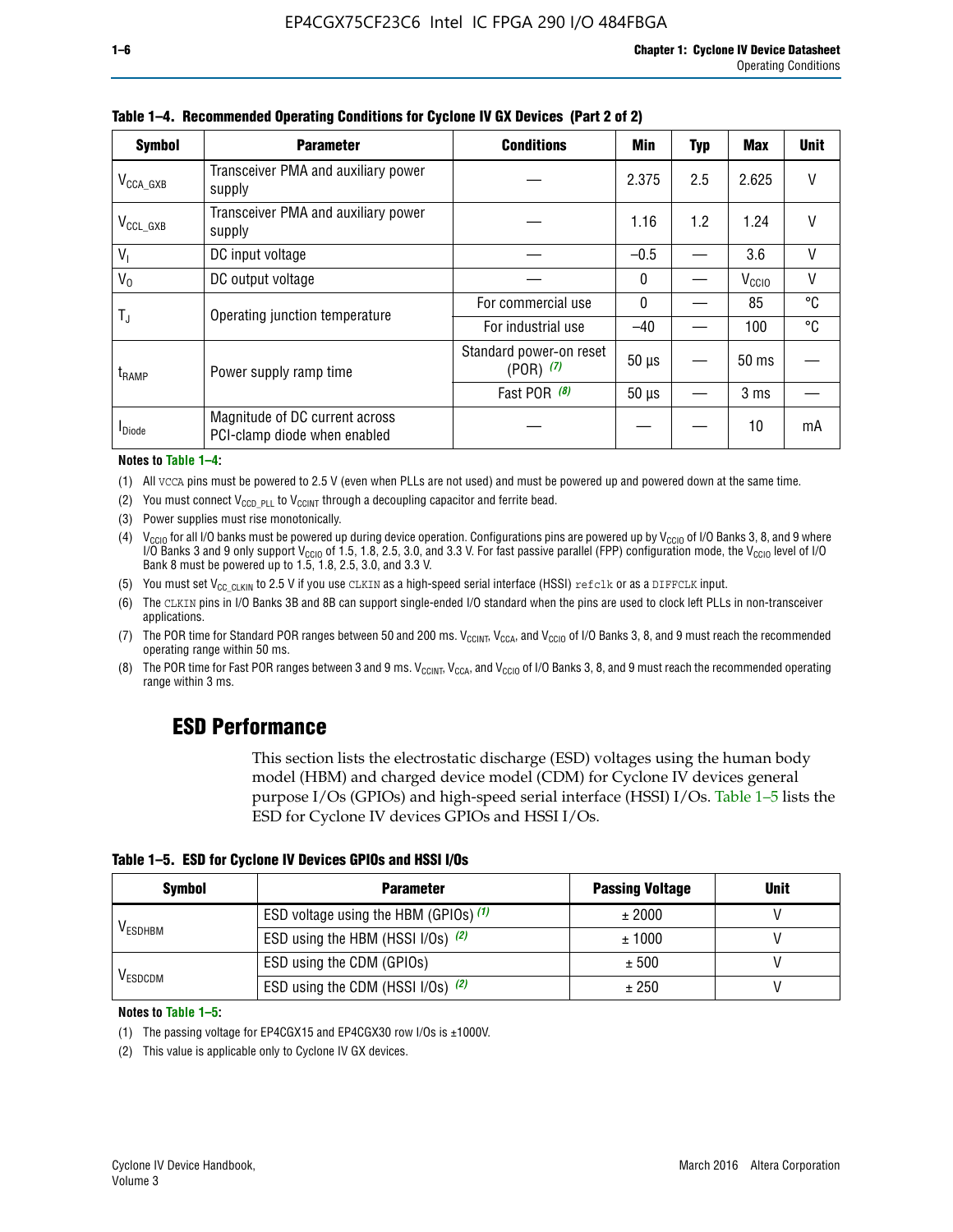**Table 1–4. Recommended Operating Conditions for Cyclone IV GX Devices (Part 2 of 2)**

| Symbol | Parameter | Conditions | Min | Typ | Max | Unit |
|---|---|---|---|---|---|---|
| $V_{CCA\_GXB}$ | Transceiver PMA and auxiliary power supply | — | 2.375 | 2.5 | 2.625 | V |
| $V_{CCL\_GXB}$ | Transceiver PMA and auxiliary power supply | — | 1.16 | 1.2 | 1.24 | V |
| $V_I$ | DC input voltage | — | –0.5 | — | 3.6 | V |
| $V_O$ | DC output voltage | — | 0 | — | $V_{CCIO}$ | V |
| $T_J$ | Operating junction temperature | For commercial use | 0 | — | 85 | °C |
| | | For industrial use | –40 | — | 100 | °C |
| $t_{RAMP}$ | Power supply ramp time | Standard power-on reset (POR) *(7)* | 50 µs | — | 50 ms | — |
| | | Fast POR *(8)* | 50 µs | — | 3 ms | — |
| $I_{Diode}$ | Magnitude of DC current across PCI-clamp diode when enabled | — | — | — | 10 | mA |

**Notes to Table 1–4:**

(1) All VCCA pins must be powered to 2.5 V (even when PLLs are not used) and must be powered up and powered down at the same time.

(2) You must connect $V_{CCD\_PLL}$ to $V_{CCINT}$ through a decoupling capacitor and ferrite bead.

(3) Power supplies must rise monotonically.

(4) $V_{CCIO}$ for all I/O banks must be powered up during device operation. Configurations pins are powered up by $V_{CCIO}$ of I/O Banks 3, 8, and 9 where I/O Banks 3 and 9 only support $V_{CCIO}$ of 1.5, 1.8, 2.5, 3.0, and 3.3 V. For fast passive parallel (FPP) configuration mode, the $V_{CCIO}$ level of I/O Bank 8 must be powered up to 1.5, 1.8, 2.5, 3.0, and 3.3 V.

(5) You must set $V_{CC\_CLKIN}$ to 2.5 V if you use CLKIN as a high-speed serial interface (HSSI) refclk or as a DIFFCLK input.

(6) The CLKIN pins in I/O Banks 3B and 8B can support single-ended I/O standard when the pins are used to clock left PLLs in non-transceiver applications.

(7) The POR time for Standard POR ranges between 50 and 200 ms. $V_{CCINT}$, $V_{CCA}$, and $V_{CCIO}$ of I/O Banks 3, 8, and 9 must reach the recommended operating range within 50 ms.

(8) The POR time for Fast POR ranges between 3 and 9 ms. $V_{CCINT}$, $V_{CCA}$, and $V_{CCIO}$ of I/O Banks 3, 8, and 9 must reach the recommended operating range within 3 ms.

## ESD Performance

This section lists the electrostatic discharge (ESD) voltages using the human body model (HBM) and charged device model (CDM) for Cyclone IV devices general purpose I/Os (GPIOs) and high-speed serial interface (HSSI) I/Os. Table 1–5 lists the ESD for Cyclone IV devices GPIOs and HSSI I/Os.

**Table 1–5. ESD for Cyclone IV Devices GPIOs and HSSI I/Os**

| Symbol | Parameter | Passing Voltage | Unit |
|---|---|---|---|
| $V_{ESDHBM}$ | ESD voltage using the HBM (GPIOs) *(1)* | ± 2000 | V |
| | ESD using the HBM (HSSI I/Os) *(2)* | ± 1000 | V |
| $V_{ESDCDM}$ | ESD using the CDM (GPIOs) | ± 500 | V |
| | ESD using the CDM (HSSI I/Os) *(2)* | ± 250 | V |

**Notes to Table 1–5:**

(1) The passing voltage for EP4CGX15 and EP4CGX30 row I/Os is ±1000V.

(2) This value is applicable only to Cyclone IV GX devices.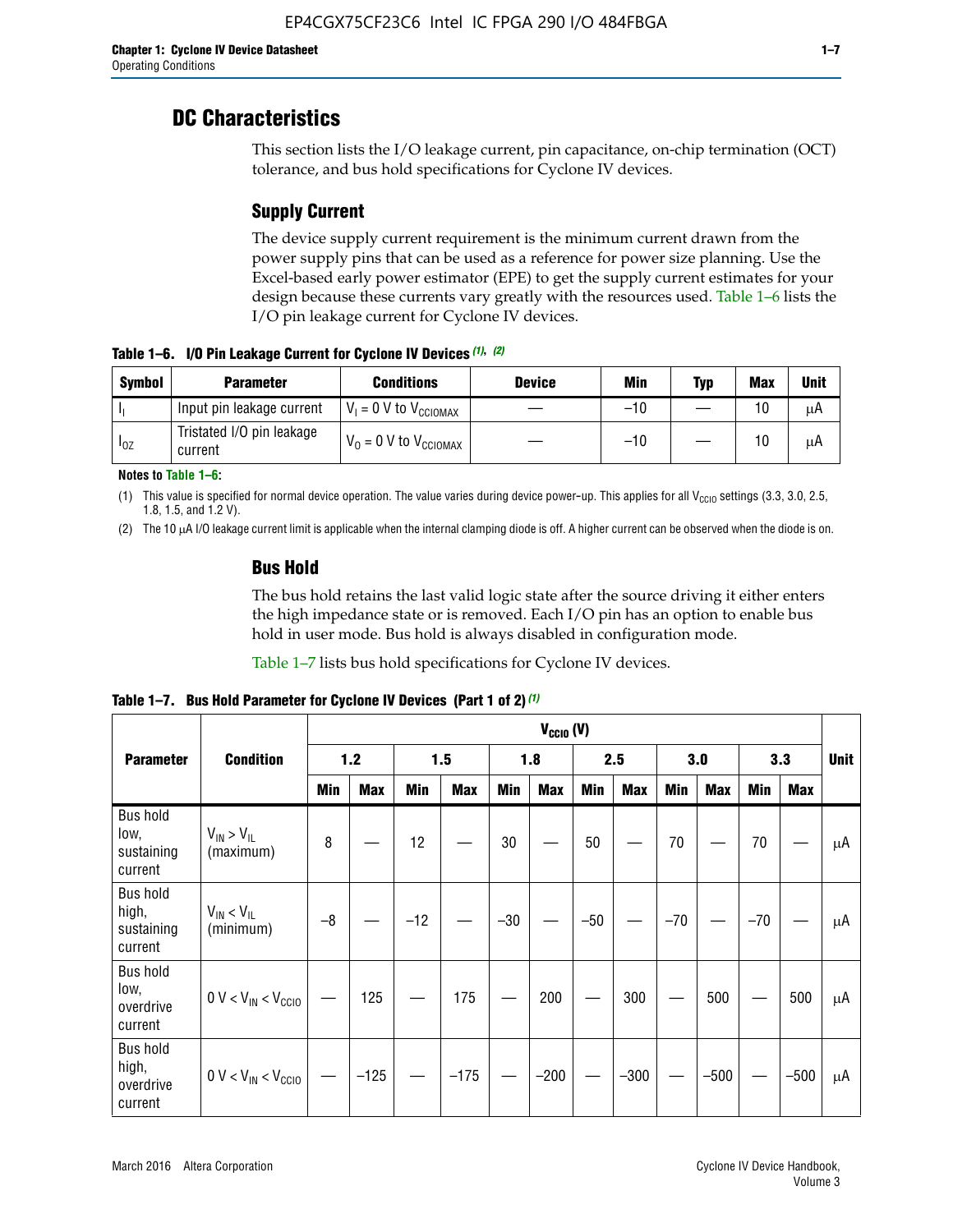## DC Characteristics

This section lists the I/O leakage current, pin capacitance, on-chip termination (OCT) tolerance, and bus hold specifications for Cyclone IV devices.

### Supply Current

The device supply current requirement is the minimum current drawn from the power supply pins that can be used as a reference for power size planning. Use the Excel-based early power estimator (EPE) to get the supply current estimates for your design because these currents vary greatly with the resources used. Table 1–6 lists the I/O pin leakage current for Cyclone IV devices.

**Table 1–6. I/O Pin Leakage Current for Cyclone IV Devices (1), (2)**

| Symbol | Parameter | Conditions | Device | Min | Typ | Max | Unit |
|---|---|---|---|---|---|---|---|
| $I_I$ | Input pin leakage current | $V_I$ = 0 V to $V_{CCIOMAX}$ | — | –10 | — | 10 | μA |
| $I_{OZ}$ | Tristated I/O pin leakage current | $V_O$ = 0 V to $V_{CCIOMAX}$ | — | –10 | — | 10 | μA |

**Notes to Table 1–6:**

(1) This value is specified for normal device operation. The value varies during device power-up. This applies for all $V_{CCIO}$ settings (3.3, 3.0, 2.5, 1.8, 1.5, and 1.2 V).

(2) The 10 μA I/O leakage current limit is applicable when the internal clamping diode is off. A higher current can be observed when the diode is on.

### Bus Hold

The bus hold retains the last valid logic state after the source driving it either enters the high impedance state or is removed. Each I/O pin has an option to enable bus hold in user mode. Bus hold is always disabled in configuration mode.

Table 1–7 lists bus hold specifications for Cyclone IV devices.

**Table 1–7. Bus Hold Parameter for Cyclone IV Devices (Part 1 of 2) (1)**

| Parameter | Condition | $V_{CCIO}$ (V) | | | | | | | | | | | | Unit |
|---|---|---|---|---|---|---|---|---|---|---|---|---|---|---|
| | | 1.2 | | 1.5 | | 1.8 | | 2.5 | | 3.0 | | 3.3 | | |
| | | Min | Max | Min | Max | Min | Max | Min | Max | Min | Max | Min | Max | |
| Bus hold low, sustaining current | $V_{IN} > V_{IL}$ (maximum) | 8 | — | 12 | — | 30 | — | 50 | — | 70 | — | 70 | — | μA |
| Bus hold high, sustaining current | $V_{IN} < V_{IL}$ (minimum) | –8 | — | –12 | — | –30 | — | –50 | — | –70 | — | –70 | — | μA |
| Bus hold low, overdrive current | 0 V < $V_{IN}$ < $V_{CCIO}$ | — | 125 | — | 175 | — | 200 | — | 300 | — | 500 | — | 500 | μA |
| Bus hold high, overdrive current | 0 V < $V_{IN}$ < $V_{CCIO}$ | — | –125 | — | –175 | — | –200 | — | –300 | — | –500 | — | –500 | μA |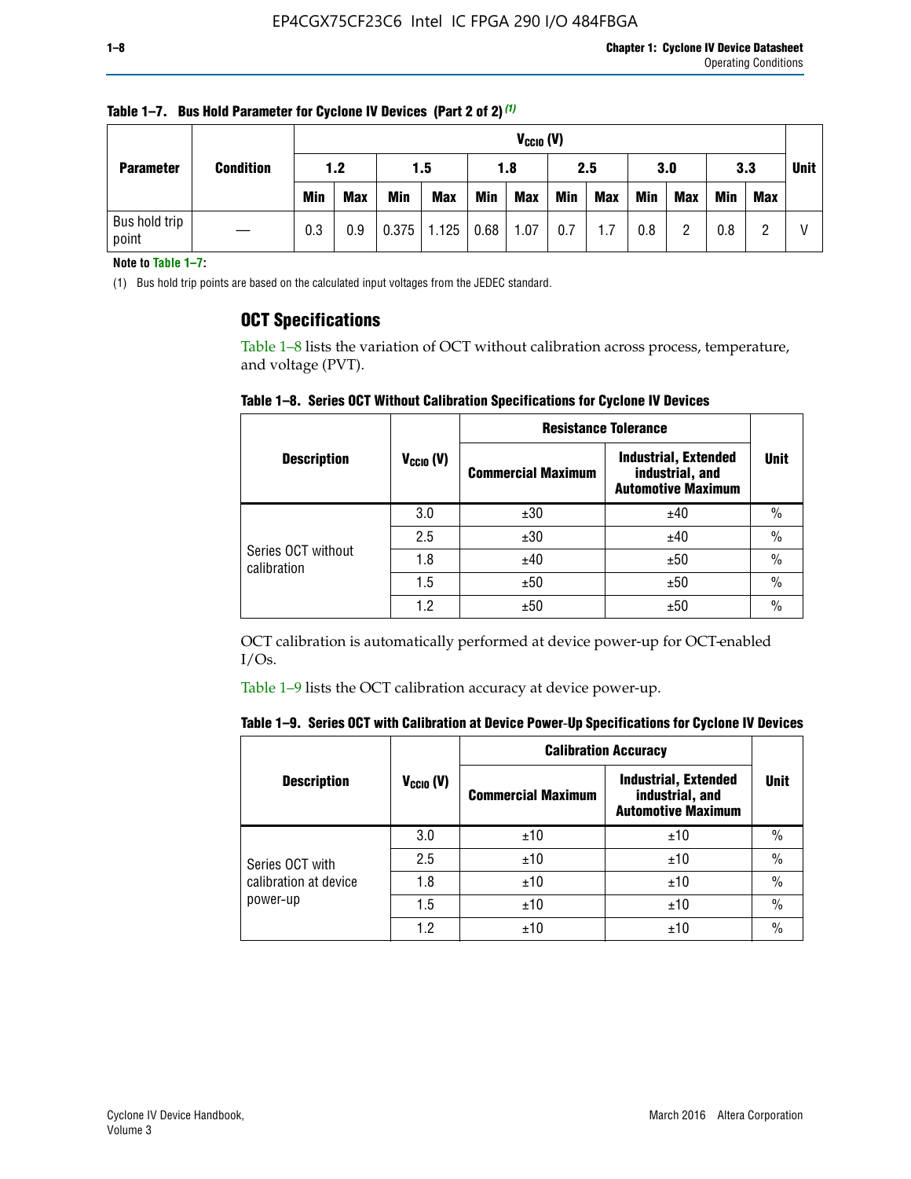**Table 1–7. Bus Hold Parameter for Cyclone IV Devices (Part 2 of 2)** (1)

| Parameter | Condition | $V_{CCIO}$ (V) | | | | | | | | | | | | Unit |
|---|---|---|---|---|---|---|---|---|---|---|---|---|---|---|
| | | 1.2 | | 1.5 | | 1.8 | | 2.5 | | 3.0 | | 3.3 | | |
| | | Min | Max | Min | Max | Min | Max | Min | Max | Min | Max | Min | Max | |
| Bus hold trip point | — | 0.3 | 0.9 | 0.375 | 1.125 | 0.68 | 1.07 | 0.7 | 1.7 | 0.8 | 2 | 0.8 | 2 | V |

**Note to Table 1–7:**

(1) Bus hold trip points are based on the calculated input voltages from the JEDEC standard.

## OCT Specifications

Table 1–8 lists the variation of OCT without calibration across process, temperature, and voltage (PVT).

**Table 1–8. Series OCT Without Calibration Specifications for Cyclone IV Devices**

| Description | $V_{CCIO}$ (V) | Resistance Tolerance | | Unit |
|---|---|---|---|---|
| | | Commercial Maximum | Industrial, Extended industrial, and Automotive Maximum | |
| Series OCT without calibration | 3.0 | ±30 | ±40 | % |
| | 2.5 | ±30 | ±40 | % |
| | 1.8 | ±40 | ±50 | % |
| | 1.5 | ±50 | ±50 | % |
| | 1.2 | ±50 | ±50 | % |

OCT calibration is automatically performed at device power-up for OCT-enabled I/Os.

Table 1–9 lists the OCT calibration accuracy at device power-up.

**Table 1–9. Series OCT with Calibration at Device Power-Up Specifications for Cyclone IV Devices**

| Description | $V_{CCIO}$ (V) | Calibration Accuracy | | Unit |
|---|---|---|---|---|
| | | Commercial Maximum | Industrial, Extended industrial, and Automotive Maximum | |
| Series OCT with calibration at device power-up | 3.0 | ±10 | ±10 | % |
| | 2.5 | ±10 | ±10 | % |
| | 1.8 | ±10 | ±10 | % |
| | 1.5 | ±10 | ±10 | % |
| | 1.2 | ±10 | ±10 | % |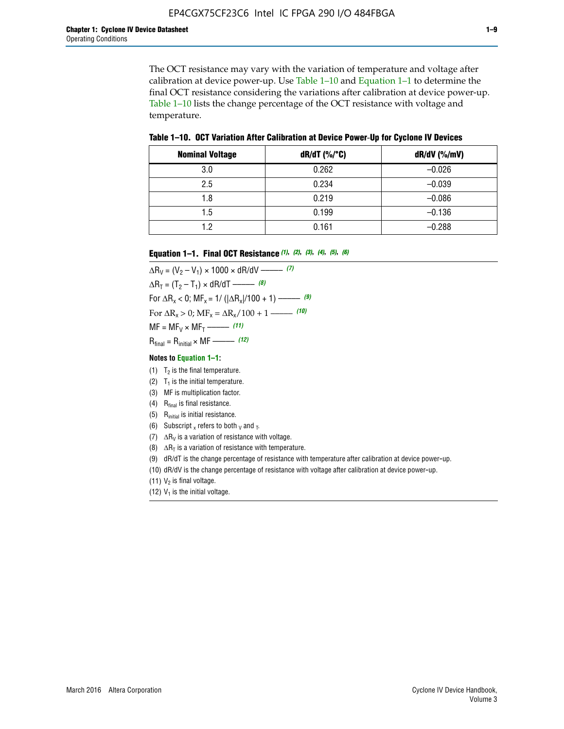The OCT resistance may vary with the variation of temperature and voltage after calibration at device power-up. Use Table 1–10 and Equation 1–1 to determine the final OCT resistance considering the variations after calibration at device power-up. Table 1–10 lists the change percentage of the OCT resistance with voltage and temperature.

**Table 1–10. OCT Variation After Calibration at Device Power-Up for Cyclone IV Devices**

| Nominal Voltage | dR/dT (%/°C) | dR/dV (%/mV) |
|---|---|---|
| 3.0 | 0.262 | –0.026 |
| 2.5 | 0.234 | –0.039 |
| 1.8 | 0.219 | –0.086 |
| 1.5 | 0.199 | –0.136 |
| 1.2 | 0.161 | –0.288 |

**Equation 1–1. Final OCT Resistance** *(1), (2), (3), (4), (5), (6)*

$$\Delta R_V = (V_2 - V_1) \times 1000 \times dR/dV \text{ ——— } (7)$$

$$\Delta R_T = (T_2 - T_1) \times dR/dT \text{ ——— } (8)$$

$$\text{For } \Delta R_x < 0;\ MF_x = 1/\left(|\Delta R_x|/100 + 1\right) \text{ ——— } (9)$$

$$\text{For } \Delta R_x > 0;\ MF_x = \Delta R_x/100 + 1 \text{ ——— } (10)$$

$$MF = MF_V \times MF_T \text{ ——— } (11)$$

$$R_{final} = R_{initial} \times MF \text{ ——— } (12)$$

**Notes to Equation 1–1:**

(1) $T_2$ is the final temperature.

(2) $T_1$ is the initial temperature.

(3) MF is multiplication factor.

(4) $R_{final}$ is final resistance.

(5) $R_{initial}$ is initial resistance.

(6) Subscript $_x$ refers to both $_V$ and $_T$.

(7) $\Delta R_V$ is a variation of resistance with voltage.

(8) $\Delta R_T$ is a variation of resistance with temperature.

(9) dR/dT is the change percentage of resistance with temperature after calibration at device power-up.

(10) dR/dV is the change percentage of resistance with voltage after calibration at device power-up.

(11) $V_2$ is final voltage.

(12) $V_1$ is the initial voltage.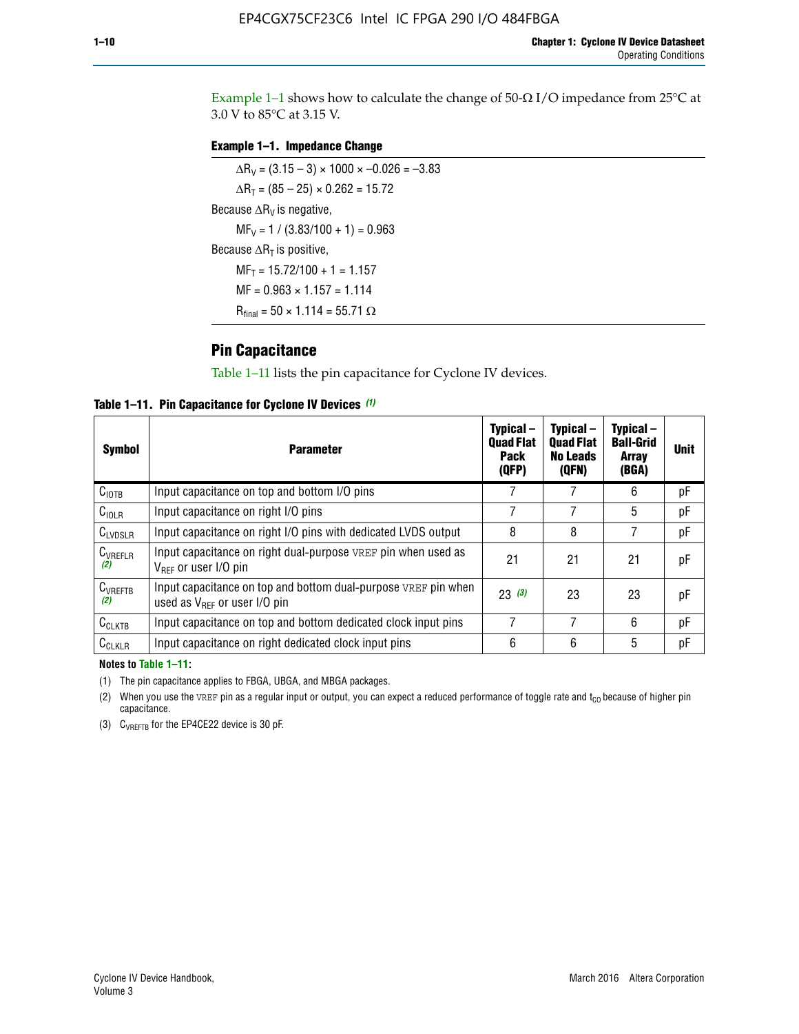Example 1–1 shows how to calculate the change of 50-Ω I/O impedance from 25°C at 3.0 V to 85°C at 3.15 V.

**Example 1–1. Impedance Change**

$\Delta R_V = (3.15 - 3) \times 1000 \times -0.026 = -3.83$

$\Delta R_T = (85 - 25) \times 0.262 = 15.72$

Because $\Delta R_V$ is negative,

$MF_V = 1 / (3.83/100 + 1) = 0.963$

Because $\Delta R_T$ is positive,

$MF_T = 15.72/100 + 1 = 1.157$

$MF = 0.963 \times 1.157 = 1.114$

$R_{final} = 50 \times 1.114 = 55.71\ \Omega$

## Pin Capacitance

Table 1–11 lists the pin capacitance for Cyclone IV devices.

**Table 1–11. Pin Capacitance for Cyclone IV Devices** *(1)*

| Symbol | Parameter | Typical – Quad Flat Pack (QFP) | Typical – Quad Flat No Leads (QFN) | Typical – Ball-Grid Array (BGA) | Unit |
|---|---|---|---|---|---|
| $C_{IOTB}$ | Input capacitance on top and bottom I/O pins | 7 | 7 | 6 | pF |
| $C_{IOLR}$ | Input capacitance on right I/O pins | 7 | 7 | 5 | pF |
| $C_{LVDSLR}$ | Input capacitance on right I/O pins with dedicated LVDS output | 8 | 8 | 7 | pF |
| $C_{VREFLR}$ *(2)* | Input capacitance on right dual-purpose VREF pin when used as $V_{REF}$ or user I/O pin | 21 | 21 | 21 | pF |
| $C_{VREFTB}$ *(2)* | Input capacitance on top and bottom dual-purpose VREF pin when used as $V_{REF}$ or user I/O pin | 23 *(3)* | 23 | 23 | pF |
| $C_{CLKTB}$ | Input capacitance on top and bottom dedicated clock input pins | 7 | 7 | 6 | pF |
| $C_{CLKLR}$ | Input capacitance on right dedicated clock input pins | 6 | 6 | 5 | pF |

**Notes to Table 1–11:**

(1) The pin capacitance applies to FBGA, UBGA, and MBGA packages.

(2) When you use the VREF pin as a regular input or output, you can expect a reduced performance of toggle rate and $t_{CO}$ because of higher pin capacitance.

(3) $C_{VREFTB}$ for the EP4CE22 device is 30 pF.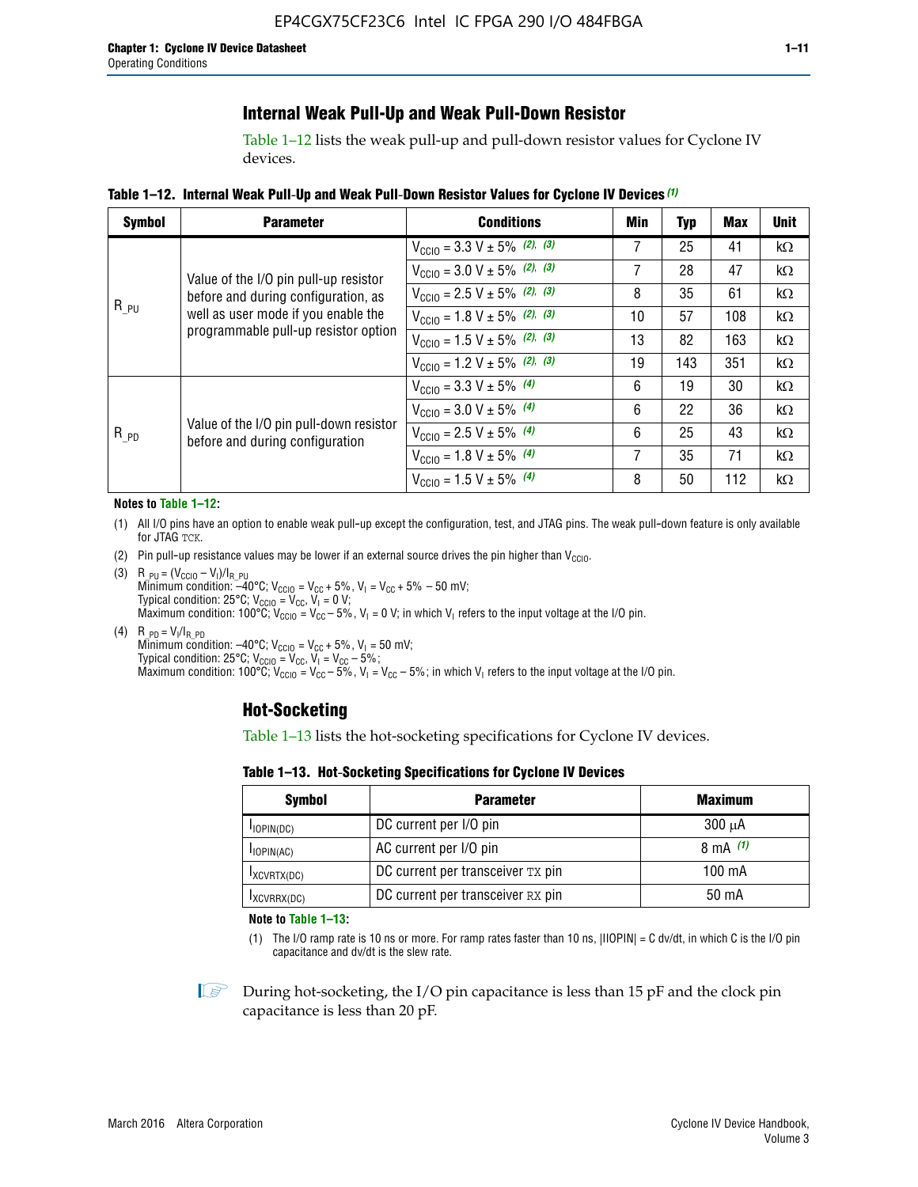## Internal Weak Pull-Up and Weak Pull-Down Resistor

Table 1–12 lists the weak pull-up and pull-down resistor values for Cyclone IV devices.

**Table 1–12. Internal Weak Pull-Up and Weak Pull-Down Resistor Values for Cyclone IV Devices (1)**

| Symbol | Parameter | Conditions | Min | Typ | Max | Unit |
|---|---|---|---|---|---|---|
| $R_{\_PU}$ | Value of the I/O pin pull-up resistor before and during configuration, as well as user mode if you enable the programmable pull-up resistor option | $V_{CCIO}$ = 3.3 V ± 5% (2), (3) | 7 | 25 | 41 | kΩ |
| | | $V_{CCIO}$ = 3.0 V ± 5% (2), (3) | 7 | 28 | 47 | kΩ |
| | | $V_{CCIO}$ = 2.5 V ± 5% (2), (3) | 8 | 35 | 61 | kΩ |
| | | $V_{CCIO}$ = 1.8 V ± 5% (2), (3) | 10 | 57 | 108 | kΩ |
| | | $V_{CCIO}$ = 1.5 V ± 5% (2), (3) | 13 | 82 | 163 | kΩ |
| | | $V_{CCIO}$ = 1.2 V ± 5% (2), (3) | 19 | 143 | 351 | kΩ |
| $R_{\_PD}$ | Value of the I/O pin pull-down resistor before and during configuration | $V_{CCIO}$ = 3.3 V ± 5% (4) | 6 | 19 | 30 | kΩ |
| | | $V_{CCIO}$ = 3.0 V ± 5% (4) | 6 | 22 | 36 | kΩ |
| | | $V_{CCIO}$ = 2.5 V ± 5% (4) | 6 | 25 | 43 | kΩ |
| | | $V_{CCIO}$ = 1.8 V ± 5% (4) | 7 | 35 | 71 | kΩ |
| | | $V_{CCIO}$ = 1.5 V ± 5% (4) | 8 | 50 | 112 | kΩ |

**Notes to Table 1–12:**

(1) All I/O pins have an option to enable weak pull-up except the configuration, test, and JTAG pins. The weak pull-down feature is only available for JTAG TCK.

(2) Pin pull-up resistance values may be lower if an external source drives the pin higher than $V_{CCIO}$.

(3) $R_{\_PU} = (V_{CCIO} - V_I)/I_{R\_PU}$
Minimum condition: –40°C; $V_{CCIO} = V_{CC} + 5\%$, $V_I = V_{CC} + 5\% - 50$ mV;
Typical condition: 25°C; $V_{CCIO} = V_{CC}$, $V_I = 0$ V;
Maximum condition: 100°C; $V_{CCIO} = V_{CC} - 5\%$, $V_I = 0$ V; in which $V_I$ refers to the input voltage at the I/O pin.

(4) $R_{\_PD} = V_I/I_{R\_PD}$
Minimum condition: –40°C; $V_{CCIO} = V_{CC} + 5\%$, $V_I = 50$ mV;
Typical condition: 25°C; $V_{CCIO} = V_{CC}$, $V_I = V_{CC} - 5\%$;
Maximum condition: 100°C; $V_{CCIO} = V_{CC} - 5\%$, $V_I = V_{CC} - 5\%$; in which $V_I$ refers to the input voltage at the I/O pin.

## Hot-Socketing

Table 1–13 lists the hot-socketing specifications for Cyclone IV devices.

**Table 1–13. Hot-Socketing Specifications for Cyclone IV Devices**

| Symbol | Parameter | Maximum |
|---|---|---|
| $I_{IOPIN(DC)}$ | DC current per I/O pin | 300 μA |
| $I_{IOPIN(AC)}$ | AC current per I/O pin | 8 mA (1) |
| $I_{XCVRTX(DC)}$ | DC current per transceiver TX pin | 100 mA |
| $I_{XCVRRX(DC)}$ | DC current per transceiver RX pin | 50 mA |

**Note to Table 1–13:**

(1) The I/O ramp rate is 10 ns or more. For ramp rates faster than 10 ns, |IIOPIN| = C dv/dt, in which C is the I/O pin capacitance and dv/dt is the slew rate.

During hot-socketing, the I/O pin capacitance is less than 15 pF and the clock pin capacitance is less than 20 pF.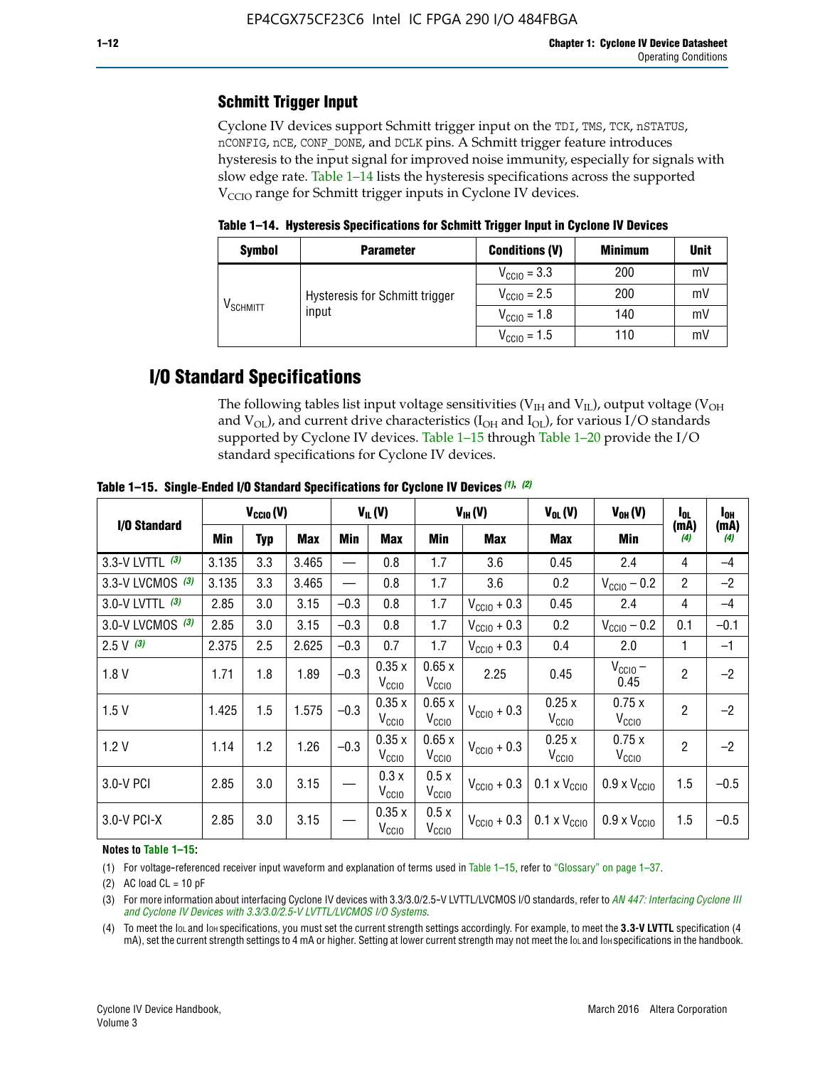### Schmitt Trigger Input

Cyclone IV devices support Schmitt trigger input on the TDI, TMS, TCK, nSTATUS, nCONFIG, nCE, CONF_DONE, and DCLK pins. A Schmitt trigger feature introduces hysteresis to the input signal for improved noise immunity, especially for signals with slow edge rate. Table 1–14 lists the hysteresis specifications across the supported $V_{CCIO}$ range for Schmitt trigger inputs in Cyclone IV devices.

**Table 1–14. Hysteresis Specifications for Schmitt Trigger Input in Cyclone IV Devices**

| Symbol | Parameter | Conditions (V) | Minimum | Unit |
|---|---|---|---|---|
| $V_{SCHMITT}$ | Hysteresis for Schmitt trigger input | $V_{CCIO}$ = 3.3 | 200 | mV |
| | | $V_{CCIO}$ = 2.5 | 200 | mV |
| | | $V_{CCIO}$ = 1.8 | 140 | mV |
| | | $V_{CCIO}$ = 1.5 | 110 | mV |

## I/O Standard Specifications

The following tables list input voltage sensitivities ($V_{IH}$ and $V_{IL}$), output voltage ($V_{OH}$ and $V_{OL}$), and current drive characteristics ($I_{OH}$ and $I_{OL}$), for various I/O standards supported by Cyclone IV devices. Table 1–15 through Table 1–20 provide the I/O standard specifications for Cyclone IV devices.

**Table 1–15. Single-Ended I/O Standard Specifications for Cyclone IV Devices (1), (2)**

| I/O Standard | $V_{CCIO}$ (V) | | | $V_{IL}$ (V) | | $V_{IH}$ (V) | | $V_{OL}$ (V) | $V_{OH}$ (V) | $I_{OL}$ (mA) (4) | $I_{OH}$ (mA) (4) |
|---|---|---|---|---|---|---|---|---|---|---|---|
| | Min | Typ | Max | Min | Max | Min | Max | Max | Min | | |
| 3.3-V LVTTL (3) | 3.135 | 3.3 | 3.465 | — | 0.8 | 1.7 | 3.6 | 0.45 | 2.4 | 4 | –4 |
| 3.3-V LVCMOS (3) | 3.135 | 3.3 | 3.465 | — | 0.8 | 1.7 | 3.6 | 0.2 | $V_{CCIO}$ – 0.2 | 2 | –2 |
| 3.0-V LVTTL (3) | 2.85 | 3.0 | 3.15 | –0.3 | 0.8 | 1.7 | $V_{CCIO}$ + 0.3 | 0.45 | 2.4 | 4 | –4 |
| 3.0-V LVCMOS (3) | 2.85 | 3.0 | 3.15 | –0.3 | 0.8 | 1.7 | $V_{CCIO}$ + 0.3 | 0.2 | $V_{CCIO}$ – 0.2 | 0.1 | –0.1 |
| 2.5 V (3) | 2.375 | 2.5 | 2.625 | –0.3 | 0.7 | 1.7 | $V_{CCIO}$ + 0.3 | 0.4 | 2.0 | 1 | –1 |
| 1.8 V | 1.71 | 1.8 | 1.89 | –0.3 | 0.35 x $V_{CCIO}$ | 0.65 x $V_{CCIO}$ | 2.25 | 0.45 | $V_{CCIO}$ – 0.45 | 2 | –2 |
| 1.5 V | 1.425 | 1.5 | 1.575 | –0.3 | 0.35 x $V_{CCIO}$ | 0.65 x $V_{CCIO}$ | $V_{CCIO}$ + 0.3 | 0.25 x $V_{CCIO}$ | 0.75 x $V_{CCIO}$ | 2 | –2 |
| 1.2 V | 1.14 | 1.2 | 1.26 | –0.3 | 0.35 x $V_{CCIO}$ | 0.65 x $V_{CCIO}$ | $V_{CCIO}$ + 0.3 | 0.25 x $V_{CCIO}$ | 0.75 x $V_{CCIO}$ | 2 | –2 |
| 3.0-V PCI | 2.85 | 3.0 | 3.15 | — | 0.3 x $V_{CCIO}$ | 0.5 x $V_{CCIO}$ | $V_{CCIO}$ + 0.3 | 0.1 x $V_{CCIO}$ | 0.9 x $V_{CCIO}$ | 1.5 | –0.5 |
| 3.0-V PCI-X | 2.85 | 3.0 | 3.15 | — | 0.35 x $V_{CCIO}$ | 0.5 x $V_{CCIO}$ | $V_{CCIO}$ + 0.3 | 0.1 x $V_{CCIO}$ | 0.9 x $V_{CCIO}$ | 1.5 | –0.5 |

**Notes to Table 1–15:**

(1) For voltage-referenced receiver input waveform and explanation of terms used in Table 1–15, refer to "Glossary" on page 1–37.

(2) AC load CL = 10 pF

(3) For more information about interfacing Cyclone IV devices with 3.3/3.0/2.5-V LVTTL/LVCMOS I/O standards, refer to *AN 447: Interfacing Cyclone III and Cyclone IV Devices with 3.3/3.0/2.5-V LVTTL/LVCMOS I/O Systems*.

(4) To meet the $I_{OL}$ and $I_{OH}$ specifications, you must set the current strength settings accordingly. For example, to meet the **3.3-V LVTTL** specification (4 mA), set the current strength settings to 4 mA or higher. Setting at lower current strength may not meet the $I_{OL}$ and $I_{OH}$ specifications in the handbook.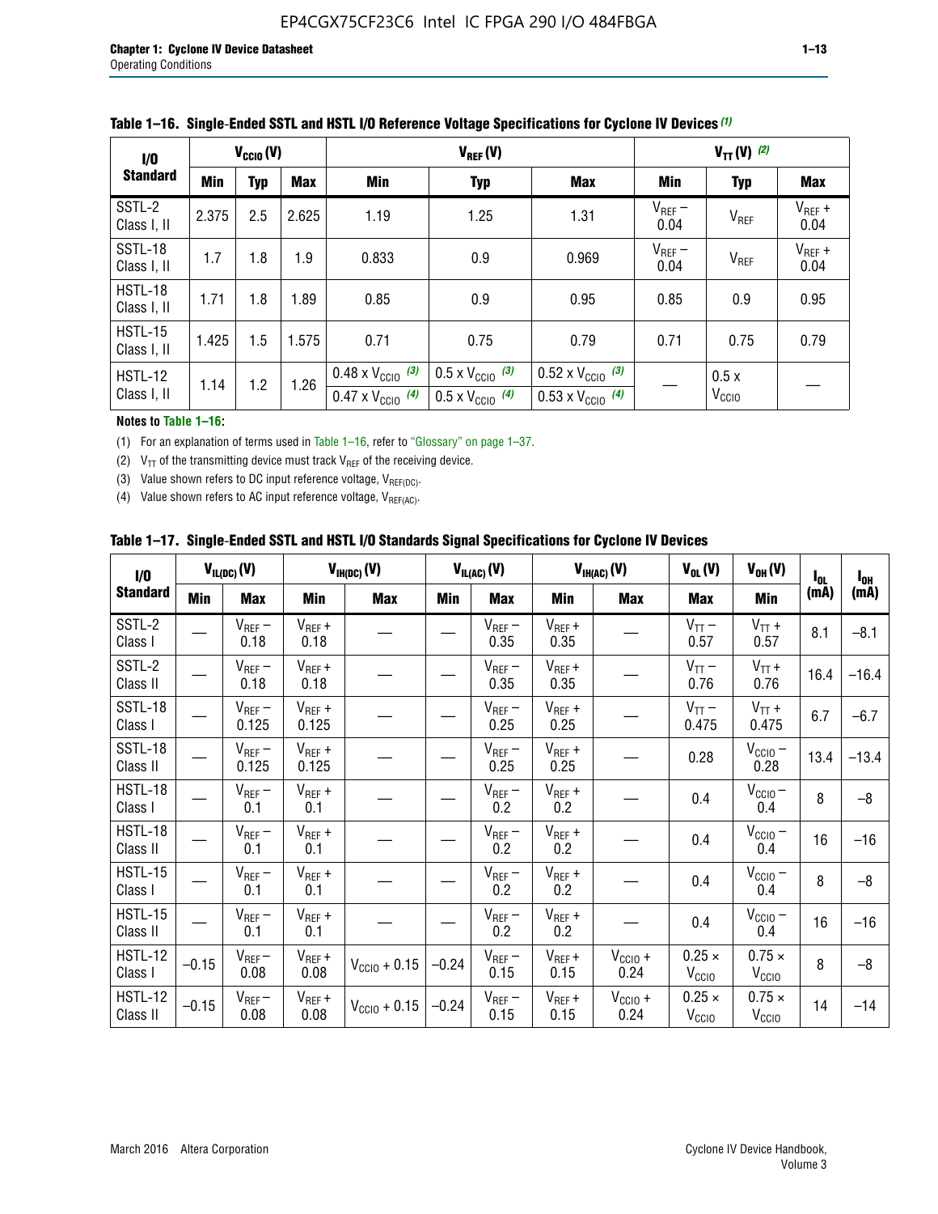**Table 1–16. Single-Ended SSTL and HSTL I/O Reference Voltage Specifications for Cyclone IV Devices (1)**

| I/O Standard | $V_{CCIO}$ (V) | | | $V_{REF}$ (V) | | | $V_{TT}$ (V) (2) | | |
|---|---|---|---|---|---|---|---|---|---|
| | Min | Typ | Max | Min | Typ | Max | Min | Typ | Max |
| SSTL-2 Class I, II | 2.375 | 2.5 | 2.625 | 1.19 | 1.25 | 1.31 | $V_{REF}$ – 0.04 | $V_{REF}$ | $V_{REF}$ + 0.04 |
| SSTL-18 Class I, II | 1.7 | 1.8 | 1.9 | 0.833 | 0.9 | 0.969 | $V_{REF}$ – 0.04 | $V_{REF}$ | $V_{REF}$ + 0.04 |
| HSTL-18 Class I, II | 1.71 | 1.8 | 1.89 | 0.85 | 0.9 | 0.95 | 0.85 | 0.9 | 0.95 |
| HSTL-15 Class I, II | 1.425 | 1.5 | 1.575 | 0.71 | 0.75 | 0.79 | 0.71 | 0.75 | 0.79 |
| HSTL-12 Class I, II | 1.14 | 1.2 | 1.26 | 0.48 x $V_{CCIO}$ (3) / 0.47 x $V_{CCIO}$ (4) | 0.5 x $V_{CCIO}$ (3) / 0.5 x $V_{CCIO}$ (4) | 0.52 x $V_{CCIO}$ (3) / 0.53 x $V_{CCIO}$ (4) | — | 0.5 x $V_{CCIO}$ | — |

**Notes to Table 1–16:**

(1) For an explanation of terms used in Table 1–16, refer to "Glossary" on page 1–37.

(2) $V_{TT}$ of the transmitting device must track $V_{REF}$ of the receiving device.

(3) Value shown refers to DC input reference voltage, $V_{REF(DC)}$.

(4) Value shown refers to AC input reference voltage, $V_{REF(AC)}$.

**Table 1–17. Single-Ended SSTL and HSTL I/O Standards Signal Specifications for Cyclone IV Devices**

| I/O Standard | $V_{IL(DC)}$ (V) | | $V_{IH(DC)}$ (V) | | $V_{IL(AC)}$ (V) | | $V_{IH(AC)}$ (V) | | $V_{OL}$ (V) | $V_{OH}$ (V) | $I_{OL}$ (mA) | $I_{OH}$ (mA) |
|---|---|---|---|---|---|---|---|---|---|---|---|---|
| | Min | Max | Min | Max | Min | Max | Min | Max | Max | Min | | |
| SSTL-2 Class I | — | $V_{REF}$ – 0.18 | $V_{REF}$ + 0.18 | — | — | $V_{REF}$ – 0.35 | $V_{REF}$ + 0.35 | — | $V_{TT}$ – 0.57 | $V_{TT}$ + 0.57 | 8.1 | –8.1 |
| SSTL-2 Class II | — | $V_{REF}$ – 0.18 | $V_{REF}$ + 0.18 | — | — | $V_{REF}$ – 0.35 | $V_{REF}$ + 0.35 | — | $V_{TT}$ – 0.76 | $V_{TT}$ + 0.76 | 16.4 | –16.4 |
| SSTL-18 Class I | — | $V_{REF}$ – 0.125 | $V_{REF}$ + 0.125 | — | — | $V_{REF}$ – 0.25 | $V_{REF}$ + 0.25 | — | $V_{TT}$ – 0.475 | $V_{TT}$ + 0.475 | 6.7 | –6.7 |
| SSTL-18 Class II | — | $V_{REF}$ – 0.125 | $V_{REF}$ + 0.125 | — | — | $V_{REF}$ – 0.25 | $V_{REF}$ + 0.25 | — | 0.28 | $V_{CCIO}$ – 0.28 | 13.4 | –13.4 |
| HSTL-18 Class I | — | $V_{REF}$ – 0.1 | $V_{REF}$ + 0.1 | — | — | $V_{REF}$ – 0.2 | $V_{REF}$ + 0.2 | — | 0.4 | $V_{CCIO}$ – 0.4 | 8 | –8 |
| HSTL-18 Class II | — | $V_{REF}$ – 0.1 | $V_{REF}$ + 0.1 | — | — | $V_{REF}$ – 0.2 | $V_{REF}$ + 0.2 | — | 0.4 | $V_{CCIO}$ – 0.4 | 16 | –16 |
| HSTL-15 Class I | — | $V_{REF}$ – 0.1 | $V_{REF}$ + 0.1 | — | — | $V_{REF}$ – 0.2 | $V_{REF}$ + 0.2 | — | 0.4 | $V_{CCIO}$ – 0.4 | 8 | –8 |
| HSTL-15 Class II | — | $V_{REF}$ – 0.1 | $V_{REF}$ + 0.1 | — | — | $V_{REF}$ – 0.2 | $V_{REF}$ + 0.2 | — | 0.4 | $V_{CCIO}$ – 0.4 | 16 | –16 |
| HSTL-12 Class I | –0.15 | $V_{REF}$ – 0.08 | $V_{REF}$ + 0.08 | $V_{CCIO}$ + 0.15 | –0.24 | $V_{REF}$ – 0.15 | $V_{REF}$ + 0.15 | $V_{CCIO}$ + 0.24 | 0.25 × $V_{CCIO}$ | 0.75 × $V_{CCIO}$ | 8 | –8 |
| HSTL-12 Class II | –0.15 | $V_{REF}$ – 0.08 | $V_{REF}$ + 0.08 | $V_{CCIO}$ + 0.15 | –0.24 | $V_{REF}$ – 0.15 | $V_{REF}$ + 0.15 | $V_{CCIO}$ + 0.24 | 0.25 × $V_{CCIO}$ | 0.75 × $V_{CCIO}$ | 14 | –14 |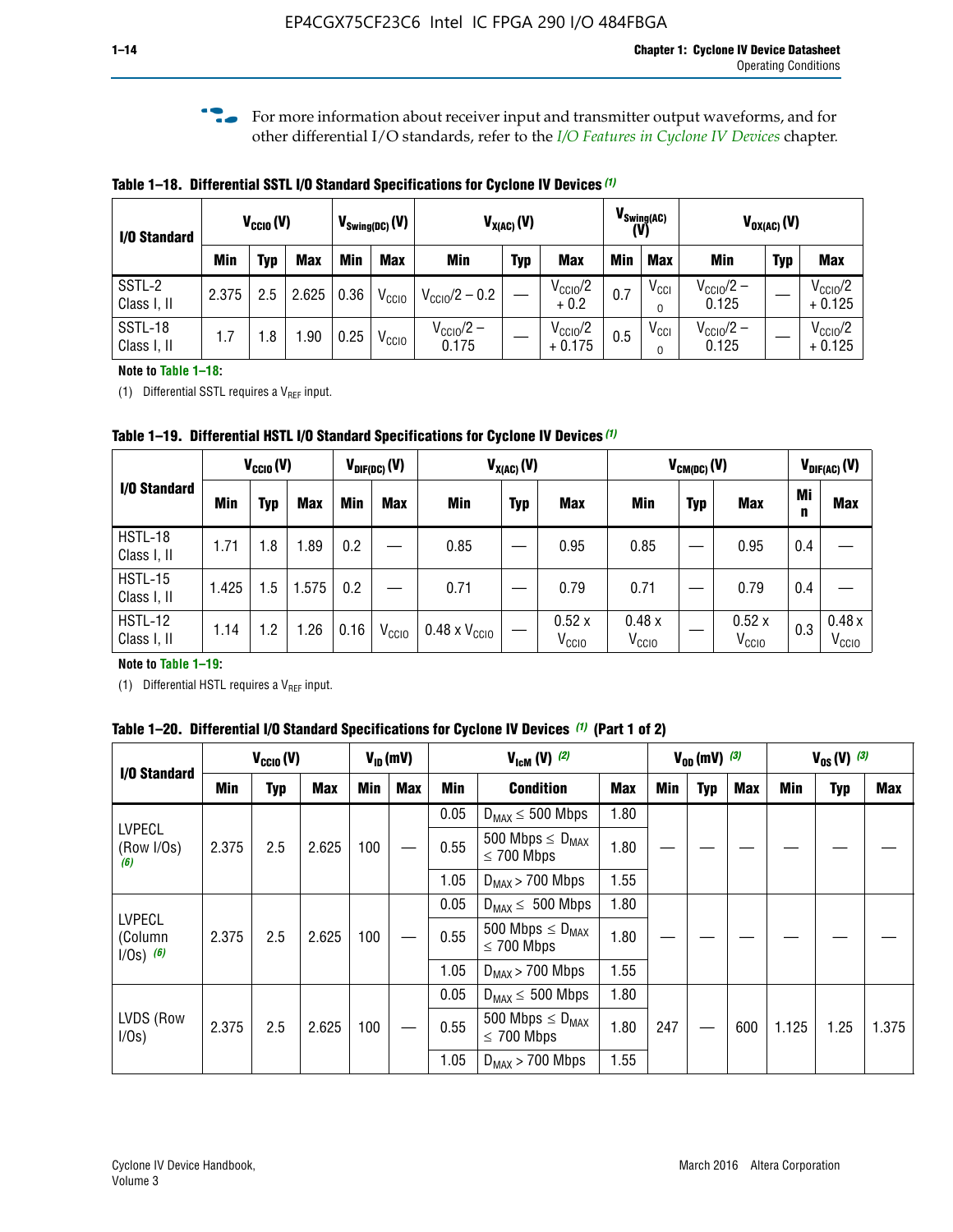For more information about receiver input and transmitter output waveforms, and for other differential I/O standards, refer to the *I/O Features in Cyclone IV Devices* chapter.

**Table 1–18. Differential SSTL I/O Standard Specifications for Cyclone IV Devices** *(1)*

| I/O Standard | $V_{CCIO}$ (V) | | | $V_{Swing(DC)}$ (V) | | $V_{X(AC)}$ (V) | | | $V_{Swing(AC)}$ (V) | | $V_{OX(AC)}$ (V) | | |
|---|---|---|---|---|---|---|---|---|---|---|---|---|---|
| | Min | Typ | Max | Min | Max | Min | Typ | Max | Min | Max | Min | Typ | Max |
| SSTL-2 Class I, II | 2.375 | 2.5 | 2.625 | 0.36 | $V_{CCIO}$ | $V_{CCIO}/2 - 0.2$ | — | $V_{CCIO}/2 + 0.2$ | 0.7 | $V_{CCIO}$ | $V_{CCIO}/2 - 0.125$ | — | $V_{CCIO}/2 + 0.125$ |
| SSTL-18 Class I, II | 1.7 | 1.8 | 1.90 | 0.25 | $V_{CCIO}$ | $V_{CCIO}/2 - 0.175$ | — | $V_{CCIO}/2 + 0.175$ | 0.5 | $V_{CCIO}$ | $V_{CCIO}/2 - 0.125$ | — | $V_{CCIO}/2 + 0.125$ |

**Note to Table 1–18:**

(1) Differential SSTL requires a $V_{REF}$ input.

**Table 1–19. Differential HSTL I/O Standard Specifications for Cyclone IV Devices** *(1)*

| I/O Standard | $V_{CCIO}$ (V) | | | $V_{DIF(DC)}$ (V) | | $V_{X(AC)}$ (V) | | | $V_{CM(DC)}$ (V) | | | $V_{DIF(AC)}$ (V) | |
|---|---|---|---|---|---|---|---|---|---|---|---|---|---|
| | Min | Typ | Max | Min | Max | Min | Typ | Max | Min | Typ | Max | Min | Max |
| HSTL-18 Class I, II | 1.71 | 1.8 | 1.89 | 0.2 | — | 0.85 | — | 0.95 | 0.85 | — | 0.95 | 0.4 | — |
| HSTL-15 Class I, II | 1.425 | 1.5 | 1.575 | 0.2 | — | 0.71 | — | 0.79 | 0.71 | — | 0.79 | 0.4 | — |
| HSTL-12 Class I, II | 1.14 | 1.2 | 1.26 | 0.16 | $V_{CCIO}$ | 0.48 x $V_{CCIO}$ | — | 0.52 x $V_{CCIO}$ | 0.48 x $V_{CCIO}$ | — | 0.52 x $V_{CCIO}$ | 0.3 | 0.48 x $V_{CCIO}$ |

**Note to Table 1–19:**

(1) Differential HSTL requires a $V_{REF}$ input.

**Table 1–20. Differential I/O Standard Specifications for Cyclone IV Devices** *(1)* **(Part 1 of 2)**

| I/O Standard | $V_{CCIO}$ (V) | | | $V_{ID}$ (mV) | | $V_{IcM}$ (V) *(2)* | | | $V_{OD}$ (mV) *(3)* | | | $V_{OS}$ (V) *(3)* | | |
|---|---|---|---|---|---|---|---|---|---|---|---|---|---|---|
| | Min | Typ | Max | Min | Max | Min | Condition | Max | Min | Typ | Max | Min | Typ | Max |
| LVPECL (Row I/Os) *(6)* | 2.375 | 2.5 | 2.625 | 100 | — | 0.05 | $D_{MAX} \leq$ 500 Mbps | 1.80 | — | — | — | — | — | — |
| | | | | | | 0.55 | 500 Mbps $\leq D_{MAX} \leq$ 700 Mbps | 1.80 | | | | | | |
| | | | | | | 1.05 | $D_{MAX} >$ 700 Mbps | 1.55 | | | | | | |
| LVPECL (Column I/Os) *(6)* | 2.375 | 2.5 | 2.625 | 100 | — | 0.05 | $D_{MAX} \leq$ 500 Mbps | 1.80 | — | — | — | — | — | — |
| | | | | | | 0.55 | 500 Mbps $\leq D_{MAX} \leq$ 700 Mbps | 1.80 | | | | | | |
| | | | | | | 1.05 | $D_{MAX} >$ 700 Mbps | 1.55 | | | | | | |
| LVDS (Row I/Os) | 2.375 | 2.5 | 2.625 | 100 | — | 0.05 | $D_{MAX} \leq$ 500 Mbps | 1.80 | 247 | — | 600 | 1.125 | 1.25 | 1.375 |
| | | | | | | 0.55 | 500 Mbps $\leq D_{MAX} \leq$ 700 Mbps | 1.80 | | | | | | |
| | | | | | | 1.05 | $D_{MAX} >$ 700 Mbps | 1.55 | | | | | | |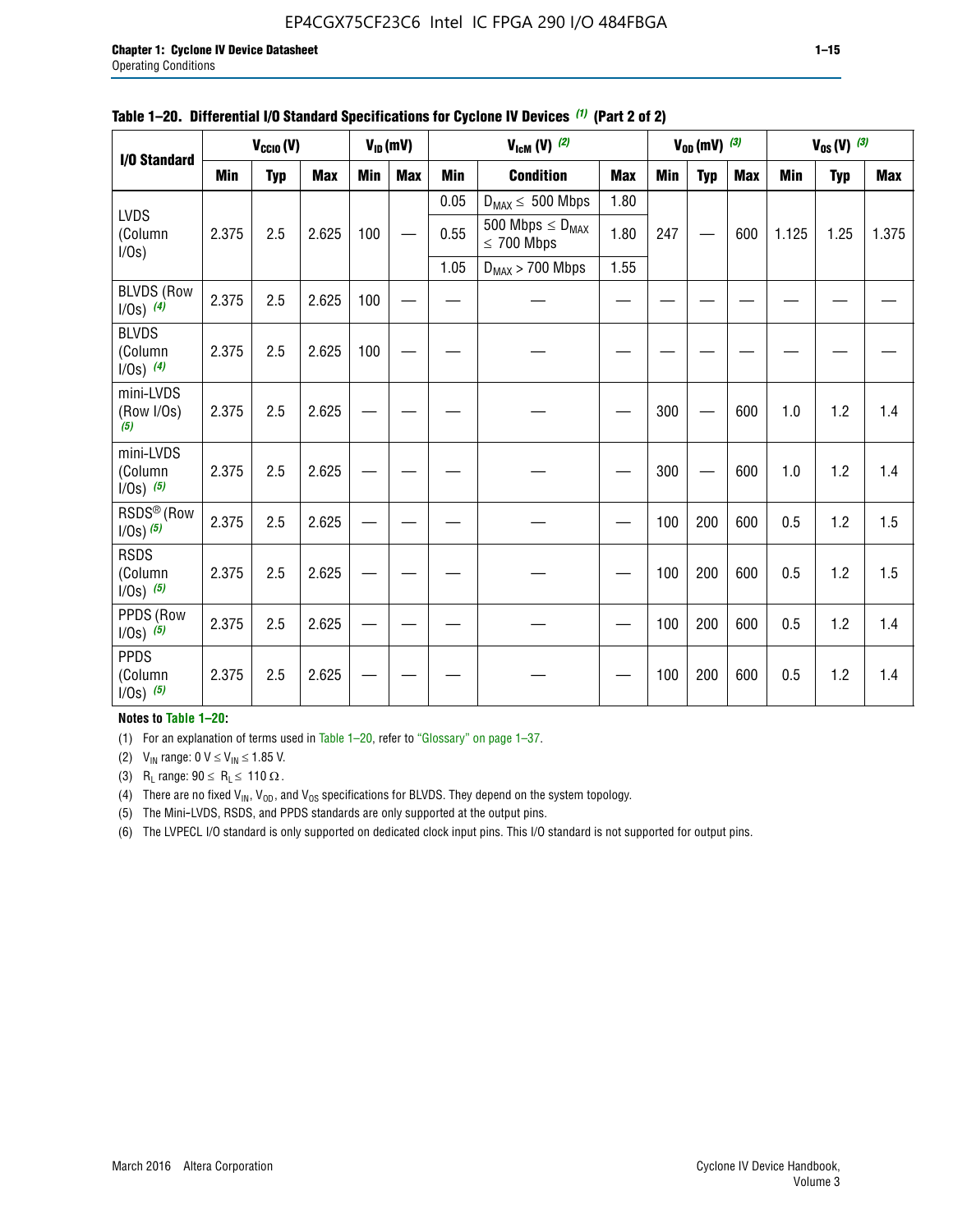**Table 1–20. Differential I/O Standard Specifications for Cyclone IV Devices (1) (Part 2 of 2)**

| I/O Standard | $V_{CCIO}$ (V) | | | $V_{ID}$ (mV) | | $V_{IcM}$ (V) (2) | | | $V_{OD}$ (mV) (3) | | | $V_{OS}$ (V) (3) | | |
|---|---|---|---|---|---|---|---|---|---|---|---|---|---|---|
| | Min | Typ | Max | Min | Max | Min | Condition | Max | Min | Typ | Max | Min | Typ | Max |
| LVDS (Column I/Os) | 2.375 | 2.5 | 2.625 | 100 | — | 0.05 | $D_{MAX} \leq$ 500 Mbps | 1.80 | 247 | — | 600 | 1.125 | 1.25 | 1.375 |
| | | | | | | 0.55 | 500 Mbps $\leq D_{MAX} \leq$ 700 Mbps | 1.80 | | | | | | |
| | | | | | | 1.05 | $D_{MAX} >$ 700 Mbps | 1.55 | | | | | | |
| BLVDS (Row I/Os) (4) | 2.375 | 2.5 | 2.625 | 100 | — | — | — | — | — | — | — | — | — | — |
| BLVDS (Column I/Os) (4) | 2.375 | 2.5 | 2.625 | 100 | — | — | — | — | — | — | — | — | — | — |
| mini-LVDS (Row I/Os) (5) | 2.375 | 2.5 | 2.625 | — | — | — | — | — | 300 | — | 600 | 1.0 | 1.2 | 1.4 |
| mini-LVDS (Column I/Os) (5) | 2.375 | 2.5 | 2.625 | — | — | — | — | — | 300 | — | 600 | 1.0 | 1.2 | 1.4 |
| RSDS® (Row I/Os) (5) | 2.375 | 2.5 | 2.625 | — | — | — | — | — | 100 | 200 | 600 | 0.5 | 1.2 | 1.5 |
| RSDS (Column I/Os) (5) | 2.375 | 2.5 | 2.625 | — | — | — | — | — | 100 | 200 | 600 | 0.5 | 1.2 | 1.5 |
| PPDS (Row I/Os) (5) | 2.375 | 2.5 | 2.625 | — | — | — | — | — | 100 | 200 | 600 | 0.5 | 1.2 | 1.4 |
| PPDS (Column I/Os) (5) | 2.375 | 2.5 | 2.625 | — | — | — | — | — | 100 | 200 | 600 | 0.5 | 1.2 | 1.4 |

**Notes to Table 1–20:**

(1) For an explanation of terms used in Table 1–20, refer to "Glossary" on page 1–37.

(2) $V_{IN}$ range: 0 V $\leq V_{IN} \leq$ 1.85 V.

(3) $R_L$ range: 90 $\leq R_L \leq$ 110 Ω.

(4) There are no fixed $V_{IN}$, $V_{OD}$, and $V_{OS}$ specifications for BLVDS. They depend on the system topology.

(5) The Mini-LVDS, RSDS, and PPDS standards are only supported at the output pins.

(6) The LVPECL I/O standard is only supported on dedicated clock input pins. This I/O standard is not supported for output pins.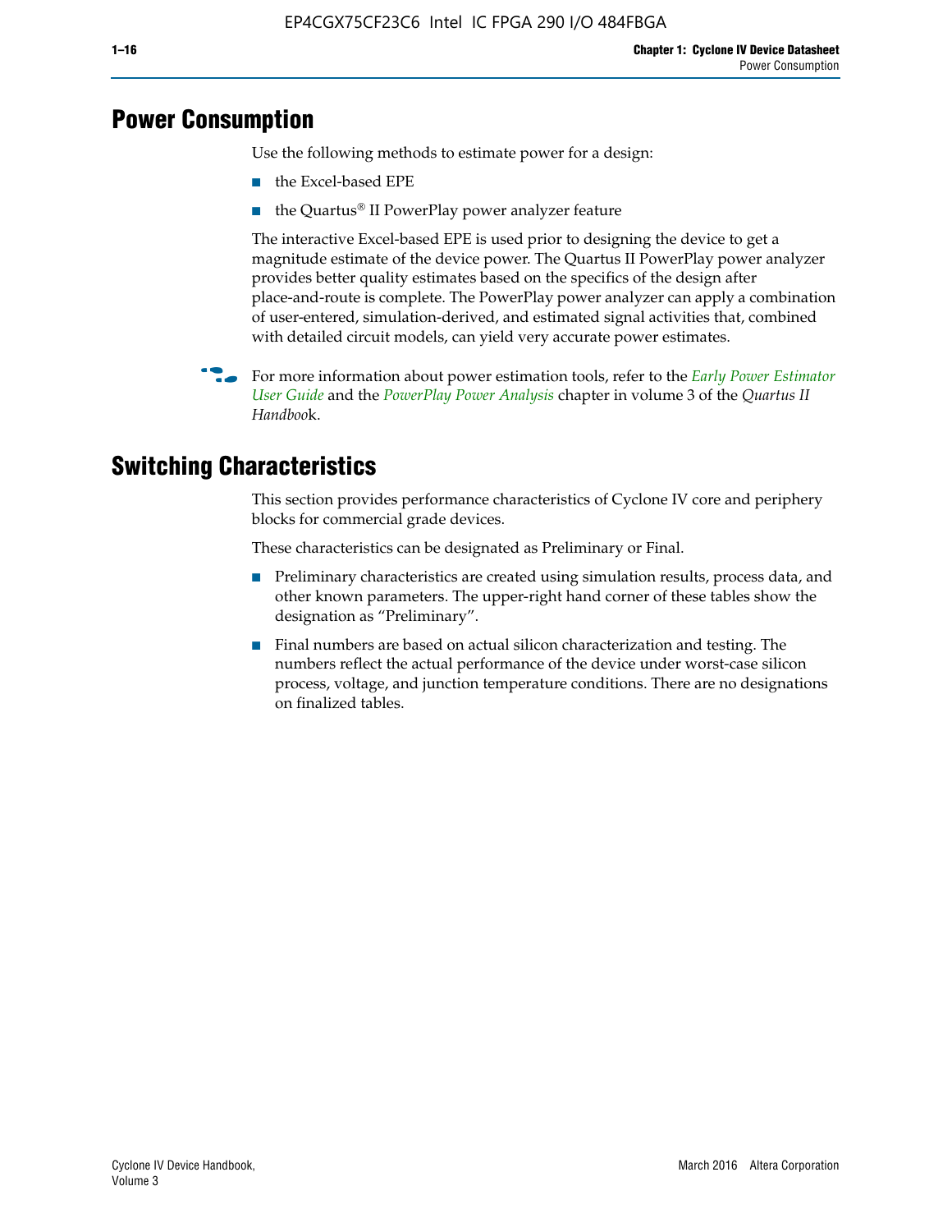## Power Consumption

Use the following methods to estimate power for a design:

- the Excel-based EPE
- the Quartus® II PowerPlay power analyzer feature

The interactive Excel-based EPE is used prior to designing the device to get a magnitude estimate of the device power. The Quartus II PowerPlay power analyzer provides better quality estimates based on the specifics of the design after place-and-route is complete. The PowerPlay power analyzer can apply a combination of user-entered, simulation-derived, and estimated signal activities that, combined with detailed circuit models, can yield very accurate power estimates.

For more information about power estimation tools, refer to the *Early Power Estimator User Guide* and the *PowerPlay Power Analysis* chapter in volume 3 of the *Quartus II Handbook*.

## Switching Characteristics

This section provides performance characteristics of Cyclone IV core and periphery blocks for commercial grade devices.

These characteristics can be designated as Preliminary or Final.

- Preliminary characteristics are created using simulation results, process data, and other known parameters. The upper-right hand corner of these tables show the designation as "Preliminary".
- Final numbers are based on actual silicon characterization and testing. The numbers reflect the actual performance of the device under worst-case silicon process, voltage, and junction temperature conditions. There are no designations on finalized tables.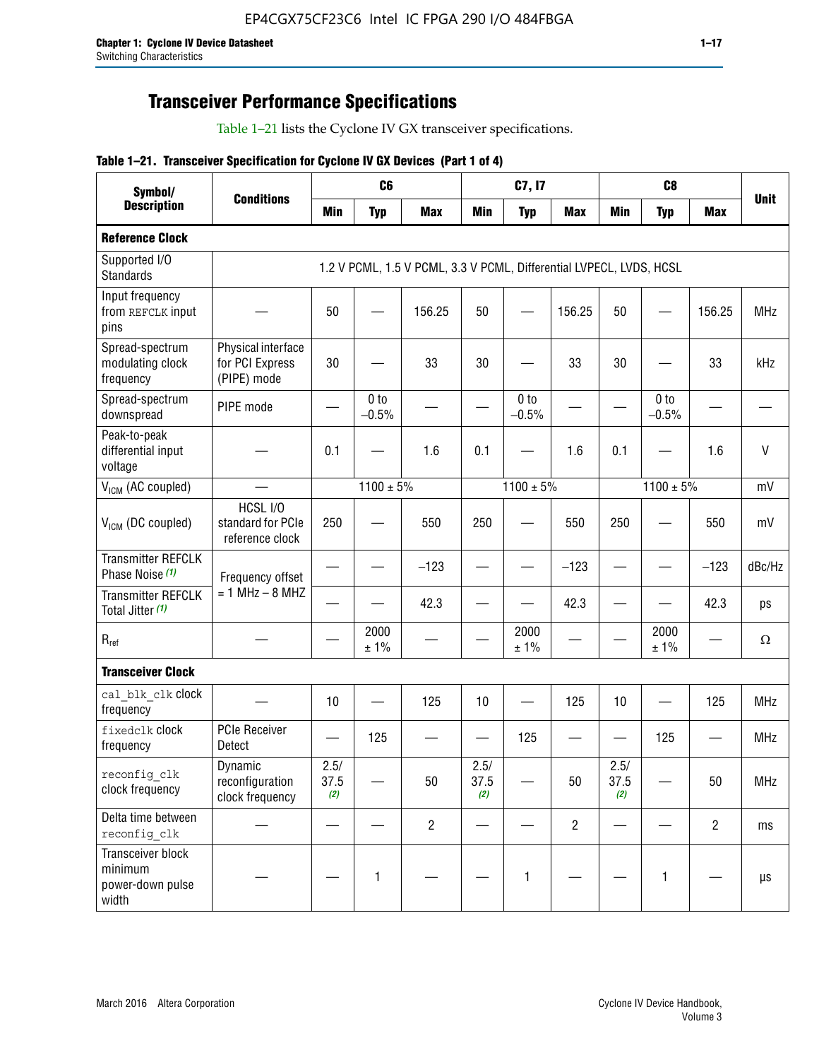# Transceiver Performance Specifications

Table 1–21 lists the Cyclone IV GX transceiver specifications.

**Table 1–21. Transceiver Specification for Cyclone IV GX Devices (Part 1 of 4)**

| Symbol/ Description | Conditions | C6 | | | C7, I7 | | | C8 | | | Unit |
|---|---|---|---|---|---|---|---|---|---|---|---|
| | | Min | Typ | Max | Min | Typ | Max | Min | Typ | Max | |
| **Reference Clock** | | | | | | | | | | | |
| Supported I/O Standards | 1.2 V PCML, 1.5 V PCML, 3.3 V PCML, Differential LVPECL, LVDS, HCSL | | | | | | | | | | |
| Input frequency from REFCLK input pins | — | 50 | — | 156.25 | 50 | — | 156.25 | 50 | — | 156.25 | MHz |
| Spread-spectrum modulating clock frequency | Physical interface for PCI Express (PIPE) mode | 30 | — | 33 | 30 | — | 33 | 30 | — | 33 | kHz |
| Spread-spectrum downspread | PIPE mode | — | 0 to −0.5% | — | — | 0 to −0.5% | — | — | 0 to −0.5% | — | — |
| Peak-to-peak differential input voltage | — | 0.1 | — | 1.6 | 0.1 | — | 1.6 | 0.1 | — | 1.6 | V |
| $V_{ICM}$ (AC coupled) | — | 1100 ± 5% | | | 1100 ± 5% | | | 1100 ± 5% | | | mV |
| $V_{ICM}$ (DC coupled) | HCSL I/O standard for PCIe reference clock | 250 | — | 550 | 250 | — | 550 | 250 | — | 550 | mV |
| Transmitter REFCLK Phase Noise *(1)* | Frequency offset = 1 MHz – 8 MHZ | — | — | −123 | — | — | −123 | — | — | −123 | dBc/Hz |
| Transmitter REFCLK Total Jitter *(1)* | | — | — | 42.3 | — | — | 42.3 | — | — | 42.3 | ps |
| $R_{ref}$ | — | — | 2000 ± 1% | — | — | 2000 ± 1% | — | — | 2000 ± 1% | — | Ω |
| **Transceiver Clock** | | | | | | | | | | | |
| cal_blk_clk clock frequency | — | 10 | — | 125 | 10 | — | 125 | 10 | — | 125 | MHz |
| fixedclk clock frequency | PCIe Receiver Detect | — | 125 | — | — | 125 | — | — | 125 | — | MHz |
| reconfig_clk clock frequency | Dynamic reconfiguration clock frequency | 2.5/ 37.5 *(2)* | — | 50 | 2.5/ 37.5 *(2)* | — | 50 | 2.5/ 37.5 *(2)* | — | 50 | MHz |
| Delta time between reconfig_clk | — | — | — | 2 | — | — | 2 | — | — | 2 | ms |
| Transceiver block minimum power-down pulse width | — | — | 1 | — | — | 1 | — | — | 1 | — | µs |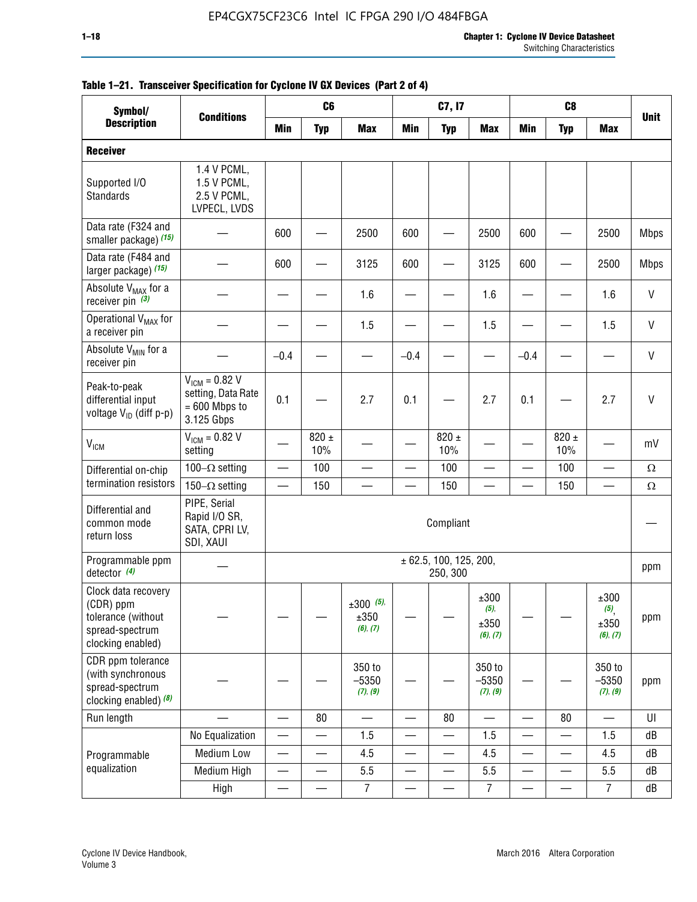**Table 1–21. Transceiver Specification for Cyclone IV GX Devices (Part 2 of 4)**

| Symbol/ Description | Conditions | C6 | | | C7, I7 | | | C8 | | | Unit |
|---|---|---|---|---|---|---|---|---|---|---|---|
| | | Min | Typ | Max | Min | Typ | Max | Min | Typ | Max | |
| **Receiver** | | | | | | | | | | | |
| Supported I/O Standards | 1.4 V PCML, 1.5 V PCML, 2.5 V PCML, LVPECL, LVDS | | | | | | | | | | |
| Data rate (F324 and smaller package) *(15)* | — | 600 | — | 2500 | 600 | — | 2500 | 600 | — | 2500 | Mbps |
| Data rate (F484 and larger package) *(15)* | — | 600 | — | 3125 | 600 | — | 3125 | 600 | — | 2500 | Mbps |
| Absolute $V_{MAX}$ for a receiver pin *(3)* | — | — | — | 1.6 | — | — | 1.6 | — | — | 1.6 | V |
| Operational $V_{MAX}$ for a receiver pin | — | — | — | 1.5 | — | — | 1.5 | — | — | 1.5 | V |
| Absolute $V_{MIN}$ for a receiver pin | — | –0.4 | — | — | –0.4 | — | — | –0.4 | — | — | V |
| Peak-to-peak differential input voltage $V_{ID}$ (diff p-p) | $V_{ICM}$ = 0.82 V setting, Data Rate = 600 Mbps to 3.125 Gbps | 0.1 | — | 2.7 | 0.1 | — | 2.7 | 0.1 | — | 2.7 | V |
| $V_{ICM}$ | $V_{ICM}$ = 0.82 V setting | — | 820 ± 10% | — | — | 820 ± 10% | — | — | 820 ± 10% | — | mV |
| Differential on-chip termination resistors | 100–Ω setting | — | 100 | — | — | 100 | — | — | 100 | — | Ω |
| | 150–Ω setting | — | 150 | — | — | 150 | — | — | 150 | — | Ω |
| Differential and common mode return loss | PIPE, Serial Rapid I/O SR, SATA, CPRI LV, SDI, XAUI | Compliant | | | | | | | | | — |
| Programmable ppm detector *(4)* | — | ± 62.5, 100, 125, 200, 250, 300 | | | | | | | | | ppm |
| Clock data recovery (CDR) ppm tolerance (without spread-spectrum clocking enabled) | — | — | — | ±300 *(5)*, ±350 *(6)*, *(7)* | — | — | ±300 *(5)*, ±350 *(6)*, *(7)* | — | — | ±300 *(5)*, ±350 *(6)*, *(7)* | ppm |
| CDR ppm tolerance (with synchronous spread-spectrum clocking enabled) *(8)* | — | — | — | 350 to –5350 *(7)*, *(9)* | — | — | 350 to –5350 *(7)*, *(9)* | — | — | 350 to –5350 *(7)*, *(9)* | ppm |
| Run length | — | — | 80 | — | — | 80 | — | — | 80 | — | UI |
| Programmable equalization | No Equalization | — | — | 1.5 | — | — | 1.5 | — | — | 1.5 | dB |
| | Medium Low | — | — | 4.5 | — | — | 4.5 | — | — | 4.5 | dB |
| | Medium High | — | — | 5.5 | — | — | 5.5 | — | — | 5.5 | dB |
| | High | — | — | 7 | — | — | 7 | — | — | 7 | dB |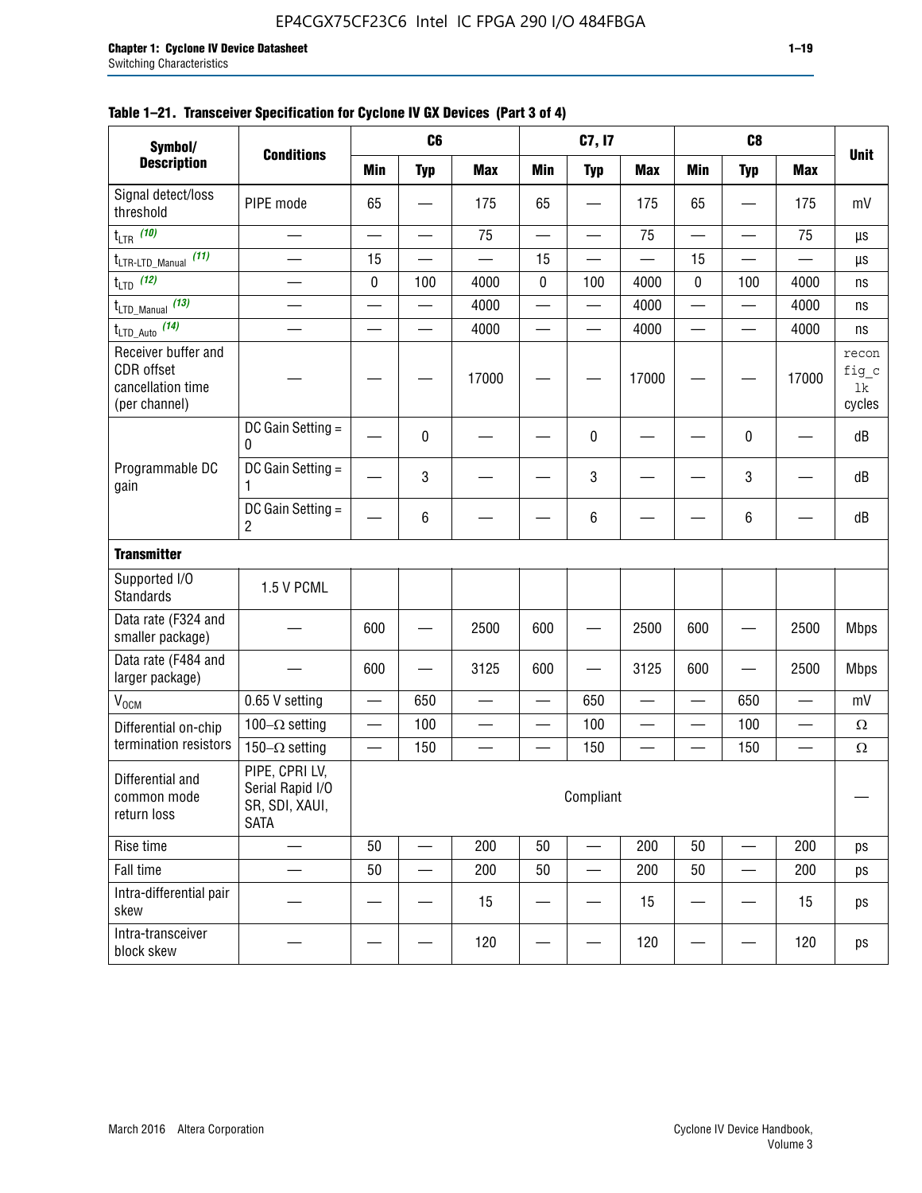**Table 1–21. Transceiver Specification for Cyclone IV GX Devices (Part 3 of 4)**

| Symbol/ Description | Conditions | C6 | | | C7, I7 | | | C8 | | | Unit |
|---|---|---|---|---|---|---|---|---|---|---|---|
| | | Min | Typ | Max | Min | Typ | Max | Min | Typ | Max | |
| Signal detect/loss threshold | PIPE mode | 65 | — | 175 | 65 | — | 175 | 65 | — | 175 | mV |
| $t_{LTR}$ (10) | — | — | — | 75 | — | — | 75 | — | — | 75 | µs |
| $t_{LTR\text{-}LTD\_Manual}$ (11) | — | 15 | — | — | 15 | — | — | 15 | — | — | µs |
| $t_{LTD}$ (12) | — | 0 | 100 | 4000 | 0 | 100 | 4000 | 0 | 100 | 4000 | ns |
| $t_{LTD\_Manual}$ (13) | — | — | — | 4000 | — | — | 4000 | — | — | 4000 | ns |
| $t_{LTD\_Auto}$ (14) | — | — | — | 4000 | — | — | 4000 | — | — | 4000 | ns |
| Receiver buffer and CDR offset cancellation time (per channel) | — | — | — | 17000 | — | — | 17000 | — | — | 17000 | reconfig_clk cycles |
| Programmable DC gain | DC Gain Setting = 0 | — | 0 | — | — | 0 | — | — | 0 | — | dB |
| | DC Gain Setting = 1 | — | 3 | — | — | 3 | — | — | 3 | — | dB |
| | DC Gain Setting = 2 | — | 6 | — | — | 6 | — | — | 6 | — | dB |
| **Transmitter** | | | | | | | | | | | |
| Supported I/O Standards | 1.5 V PCML | | | | | | | | | | |
| Data rate (F324 and smaller package) | — | 600 | — | 2500 | 600 | — | 2500 | 600 | — | 2500 | Mbps |
| Data rate (F484 and larger package) | — | 600 | — | 3125 | 600 | — | 3125 | 600 | — | 2500 | Mbps |
| $V_{OCM}$ | 0.65 V setting | — | 650 | — | — | 650 | — | — | 650 | — | mV |
| Differential on-chip termination resistors | 100–Ω setting | — | 100 | — | — | 100 | — | — | 100 | — | Ω |
| | 150–Ω setting | — | 150 | — | — | 150 | — | — | 150 | — | Ω |
| Differential and common mode return loss | PIPE, CPRI LV, Serial Rapid I/O SR, SDI, XAUI, SATA | Compliant | | | | | | | | | — |
| Rise time | — | 50 | — | 200 | 50 | — | 200 | 50 | — | 200 | ps |
| Fall time | — | 50 | — | 200 | 50 | — | 200 | 50 | — | 200 | ps |
| Intra-differential pair skew | — | — | — | 15 | — | — | 15 | — | — | 15 | ps |
| Intra-transceiver block skew | — | — | — | 120 | — | — | 120 | — | — | 120 | ps |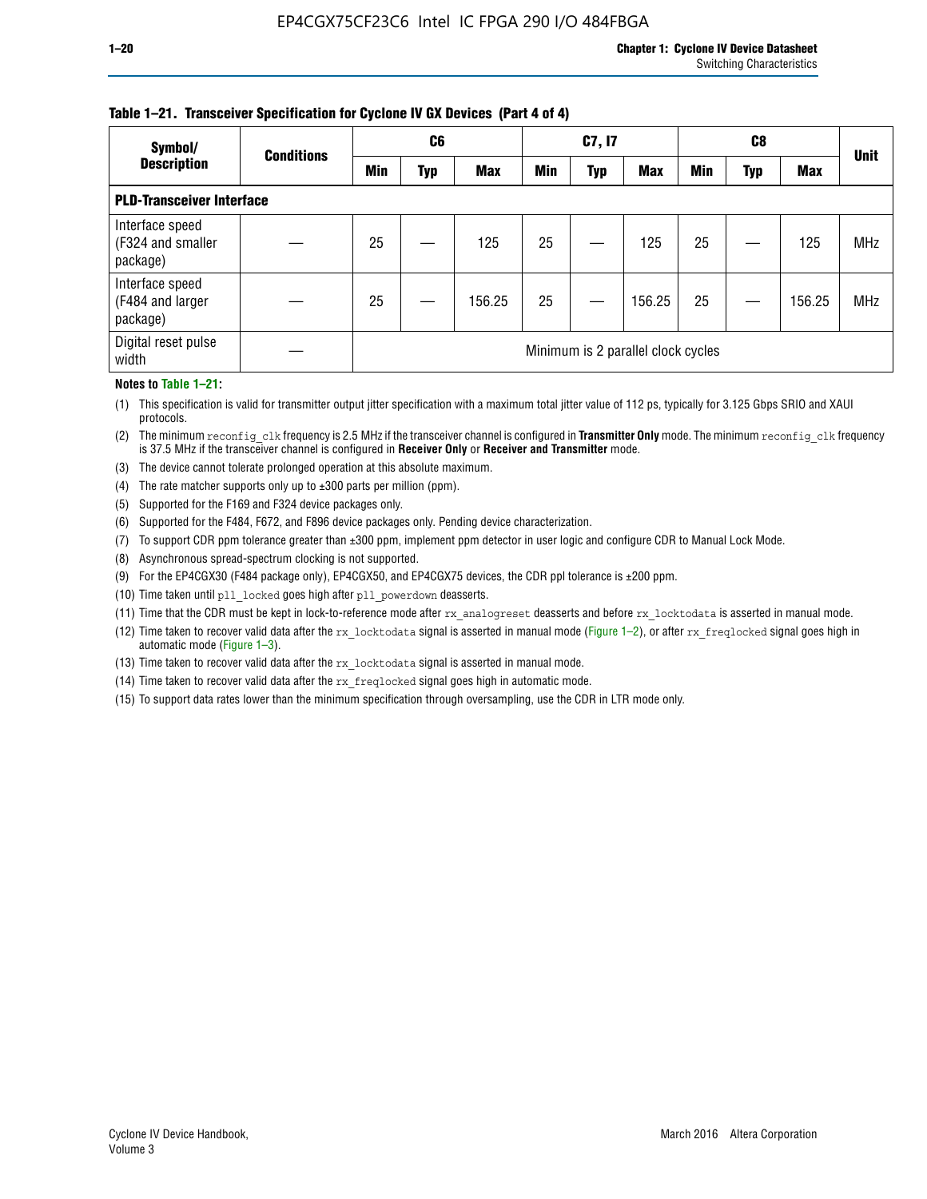**Table 1–21. Transceiver Specification for Cyclone IV GX Devices (Part 4 of 4)**

| Symbol/ Description | Conditions | C6 | | | C7, I7 | | | C8 | | | Unit |
|---|---|---|---|---|---|---|---|---|---|---|---|
| | | Min | Typ | Max | Min | Typ | Max | Min | Typ | Max | |
| **PLD-Transceiver Interface** | | | | | | | | | | | |
| Interface speed (F324 and smaller package) | — | 25 | — | 125 | 25 | — | 125 | 25 | — | 125 | MHz |
| Interface speed (F484 and larger package) | — | 25 | — | 156.25 | 25 | — | 156.25 | 25 | — | 156.25 | MHz |
| Digital reset pulse width | — | Minimum is 2 parallel clock cycles | | | | | | | | | |

**Notes to Table 1–21:**

(1) This specification is valid for transmitter output jitter specification with a maximum total jitter value of 112 ps, typically for 3.125 Gbps SRIO and XAUI protocols.

(2) The minimum `reconfig_clk` frequency is 2.5 MHz if the transceiver channel is configured in **Transmitter Only** mode. The minimum `reconfig_clk` frequency is 37.5 MHz if the transceiver channel is configured in **Receiver Only** or **Receiver and Transmitter** mode.

(3) The device cannot tolerate prolonged operation at this absolute maximum.

(4) The rate matcher supports only up to ±300 parts per million (ppm).

(5) Supported for the F169 and F324 device packages only.

(6) Supported for the F484, F672, and F896 device packages only. Pending device characterization.

(7) To support CDR ppm tolerance greater than ±300 ppm, implement ppm detector in user logic and configure CDR to Manual Lock Mode.

(8) Asynchronous spread-spectrum clocking is not supported.

(9) For the EP4CGX30 (F484 package only), EP4CGX50, and EP4CGX75 devices, the CDR ppl tolerance is ±200 ppm.

(10) Time taken until `pll_locked` goes high after `pll_powerdown` deasserts.

(11) Time that the CDR must be kept in lock-to-reference mode after `rx_analogreset` deasserts and before `rx_locktodata` is asserted in manual mode.

(12) Time taken to recover valid data after the `rx_locktodata` signal is asserted in manual mode (Figure 1–2), or after `rx_freqlocked` signal goes high in automatic mode (Figure 1–3).

(13) Time taken to recover valid data after the `rx_locktodata` signal is asserted in manual mode.

(14) Time taken to recover valid data after the `rx_freqlocked` signal goes high in automatic mode.

(15) To support data rates lower than the minimum specification through oversampling, use the CDR in LTR mode only.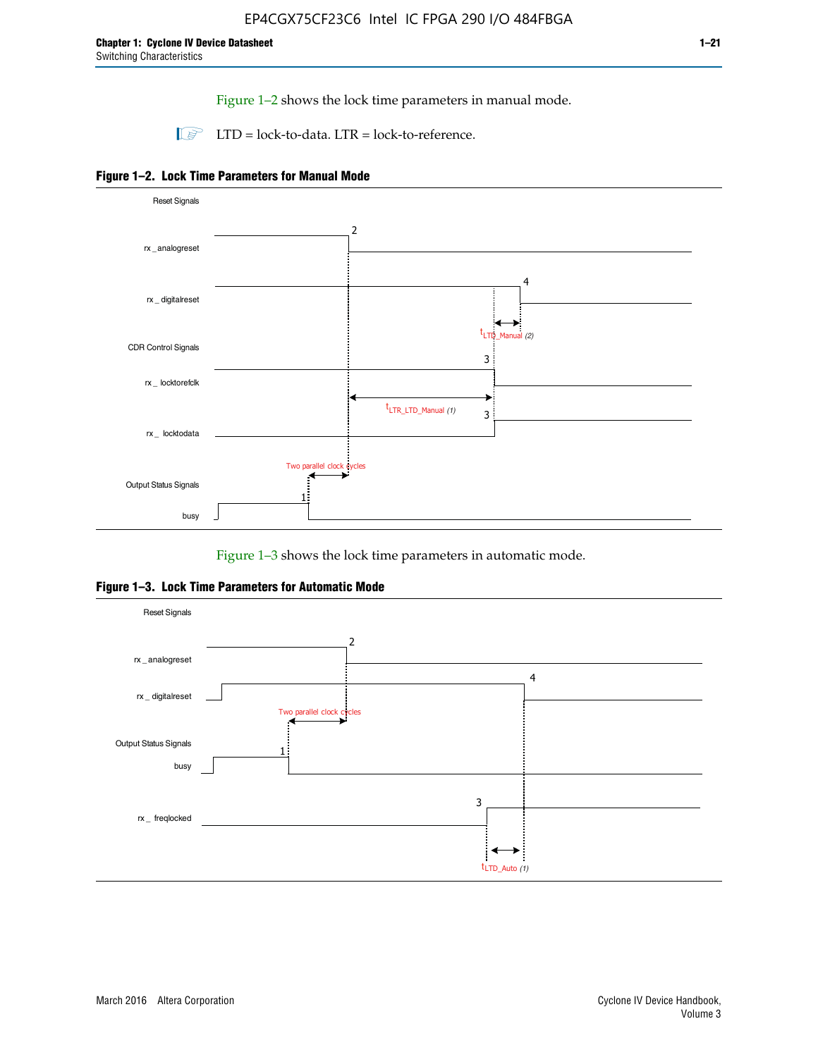Figure 1–2 shows the lock time parameters in manual mode.

LTD = lock-to-data. LTR = lock-to-reference.

**Figure 1–2. Lock Time Parameters for Manual Mode**

Reset Signals

rx _ analogreset

2

rx _ digitalreset

4

$t_{LTD\_Manual}$ (2)

CDR Control Signals

3

rx _ locktorefclk

$t_{LTR\_LTD\_Manual}$ (1)

3

rx _ locktodata

Two parallel clock cycles

Output Status Signals

1

busy

Figure 1–3 shows the lock time parameters in automatic mode.

**Figure 1–3. Lock Time Parameters for Automatic Mode**

Reset Signals

2

rx _ analogreset

4

rx _ digitalreset

Two parallel clock cycles

Output Status Signals

1

busy

3

rx _ freqlocked

$t_{LTD\_Auto}$ (1)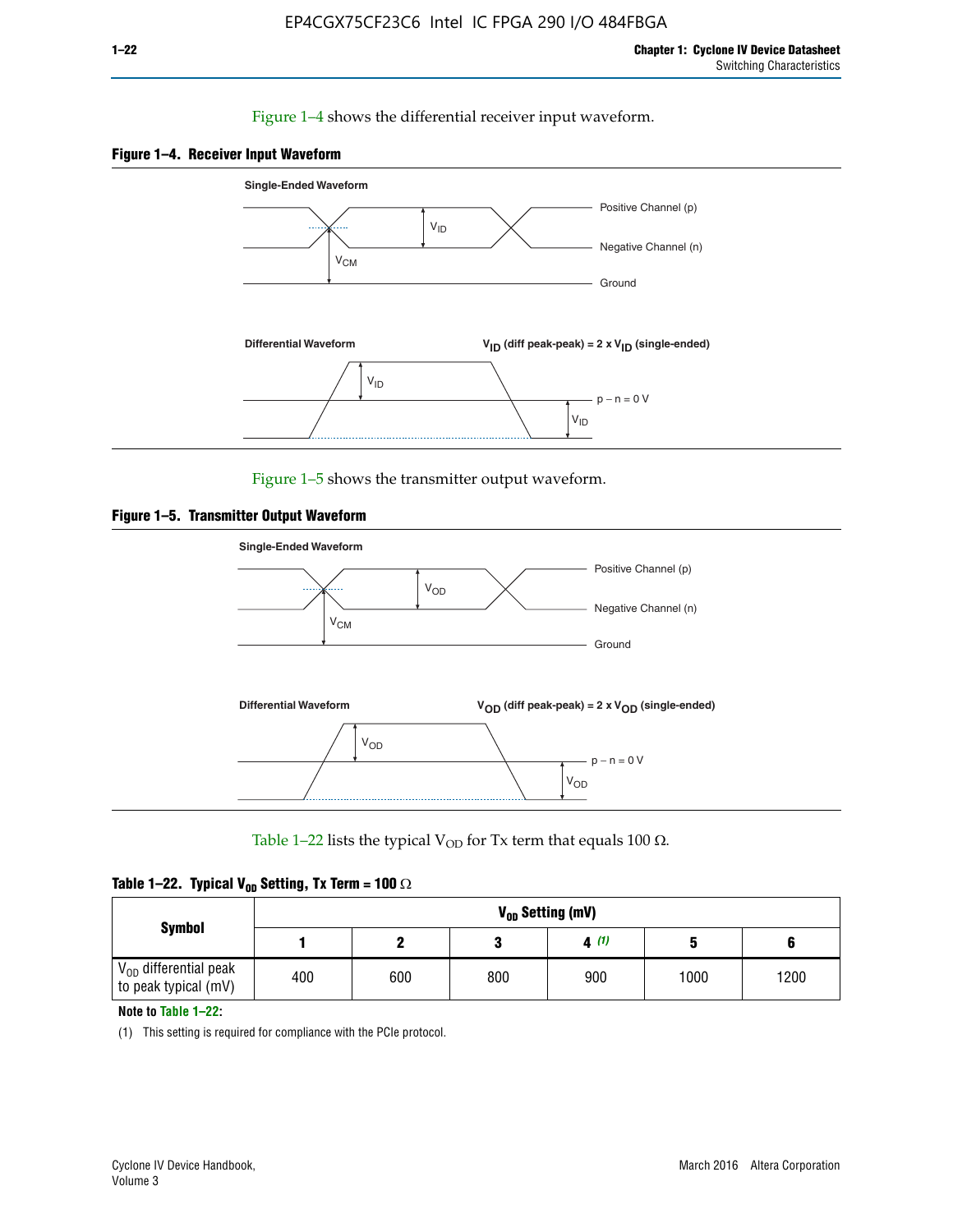Figure 1–4 shows the differential receiver input waveform.

**Figure 1–4. Receiver Input Waveform**

Single-Ended Waveform

$V_{ID}$

Positive Channel (p)

Negative Channel (n)

$V_{CM}$

Ground

Differential Waveform

$V_{ID}$ (diff peak-peak) = 2 x $V_{ID}$ (single-ended)

$V_{ID}$

p − n = 0 V

$V_{ID}$

Figure 1–5 shows the transmitter output waveform.

**Figure 1–5. Transmitter Output Waveform**

Single-Ended Waveform

$V_{OD}$

Positive Channel (p)

Negative Channel (n)

$V_{CM}$

Ground

Differential Waveform

$V_{OD}$ (diff peak-peak) = 2 x $V_{OD}$ (single-ended)

$V_{OD}$

p − n = 0 V

$V_{OD}$

Table 1–22 lists the typical $V_{OD}$ for Tx term that equals 100 Ω.

**Table 1–22. Typical $V_{OD}$ Setting, Tx Term = 100 Ω**

| Symbol | $V_{OD}$ Setting (mV) | | | | | |
|---|---|---|---|---|---|---|
| | 1 | 2 | 3 | 4 (1) | 5 | 6 |
| $V_{OD}$ differential peak to peak typical (mV) | 400 | 600 | 800 | 900 | 1000 | 1200 |

**Note to Table 1–22:**

(1) This setting is required for compliance with the PCIe protocol.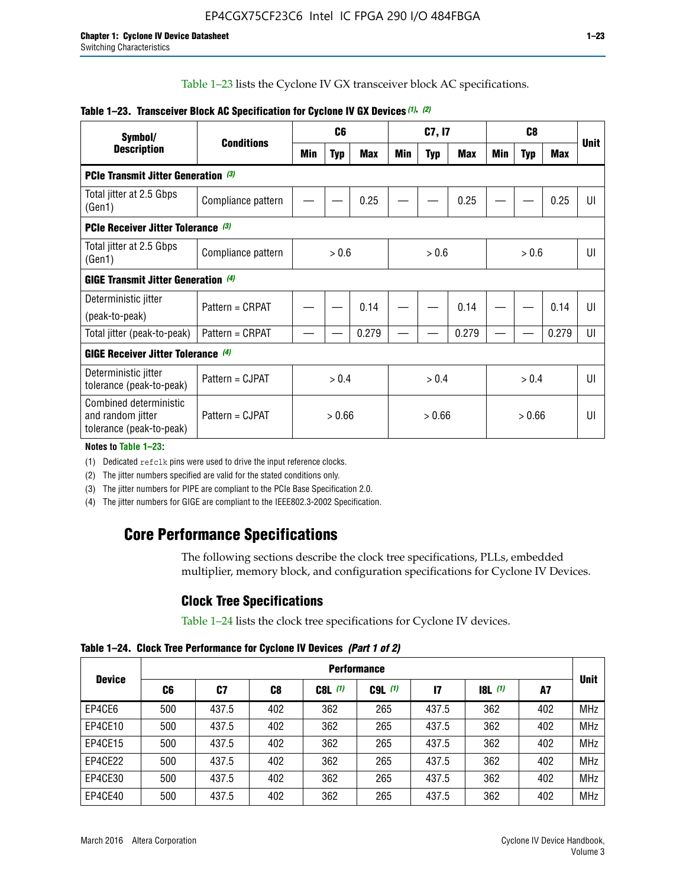Table 1–23 lists the Cyclone IV GX transceiver block AC specifications.

**Table 1–23. Transceiver Block AC Specification for Cyclone IV GX Devices (1), (2)**

| Symbol/ Description | Conditions | C6 | | | C7, I7 | | | C8 | | | Unit |
|---|---|---|---|---|---|---|---|---|---|---|---|
| | | Min | Typ | Max | Min | Typ | Max | Min | Typ | Max | |
| **PCIe Transmit Jitter Generation (3)** | | | | | | | | | | | |
| Total jitter at 2.5 Gbps (Gen1) | Compliance pattern | — | — | 0.25 | — | — | 0.25 | — | — | 0.25 | UI |
| **PCIe Receiver Jitter Tolerance (3)** | | | | | | | | | | | |
| Total jitter at 2.5 Gbps (Gen1) | Compliance pattern | > 0.6 | | | > 0.6 | | | > 0.6 | | | UI |
| **GIGE Transmit Jitter Generation (4)** | | | | | | | | | | | |
| Deterministic jitter (peak-to-peak) | Pattern = CRPAT | — | — | 0.14 | — | — | 0.14 | — | — | 0.14 | UI |
| Total jitter (peak-to-peak) | Pattern = CRPAT | — | — | 0.279 | — | — | 0.279 | — | — | 0.279 | UI |
| **GIGE Receiver Jitter Tolerance (4)** | | | | | | | | | | | |
| Deterministic jitter tolerance (peak-to-peak) | Pattern = CJPAT | > 0.4 | | | > 0.4 | | | > 0.4 | | | UI |
| Combined deterministic and random jitter tolerance (peak-to-peak) | Pattern = CJPAT | > 0.66 | | | > 0.66 | | | > 0.66 | | | UI |

**Notes to Table 1–23:**

(1) Dedicated refclk pins were used to drive the input reference clocks.

(2) The jitter numbers specified are valid for the stated conditions only.

(3) The jitter numbers for PIPE are compliant to the PCIe Base Specification 2.0.

(4) The jitter numbers for GIGE are compliant to the IEEE802.3-2002 Specification.

# Core Performance Specifications

The following sections describe the clock tree specifications, PLLs, embedded multiplier, memory block, and configuration specifications for Cyclone IV Devices.

## Clock Tree Specifications

Table 1–24 lists the clock tree specifications for Cyclone IV devices.

**Table 1–24. Clock Tree Performance for Cyclone IV Devices (Part 1 of 2)**

| Device | Performance | | | | | | | | Unit |
|---|---|---|---|---|---|---|---|---|---|
| | C6 | C7 | C8 | C8L (1) | C9L (1) | I7 | I8L (1) | A7 | |
| EP4CE6 | 500 | 437.5 | 402 | 362 | 265 | 437.5 | 362 | 402 | MHz |
| EP4CE10 | 500 | 437.5 | 402 | 362 | 265 | 437.5 | 362 | 402 | MHz |
| EP4CE15 | 500 | 437.5 | 402 | 362 | 265 | 437.5 | 362 | 402 | MHz |
| EP4CE22 | 500 | 437.5 | 402 | 362 | 265 | 437.5 | 362 | 402 | MHz |
| EP4CE30 | 500 | 437.5 | 402 | 362 | 265 | 437.5 | 362 | 402 | MHz |
| EP4CE40 | 500 | 437.5 | 402 | 362 | 265 | 437.5 | 362 | 402 | MHz |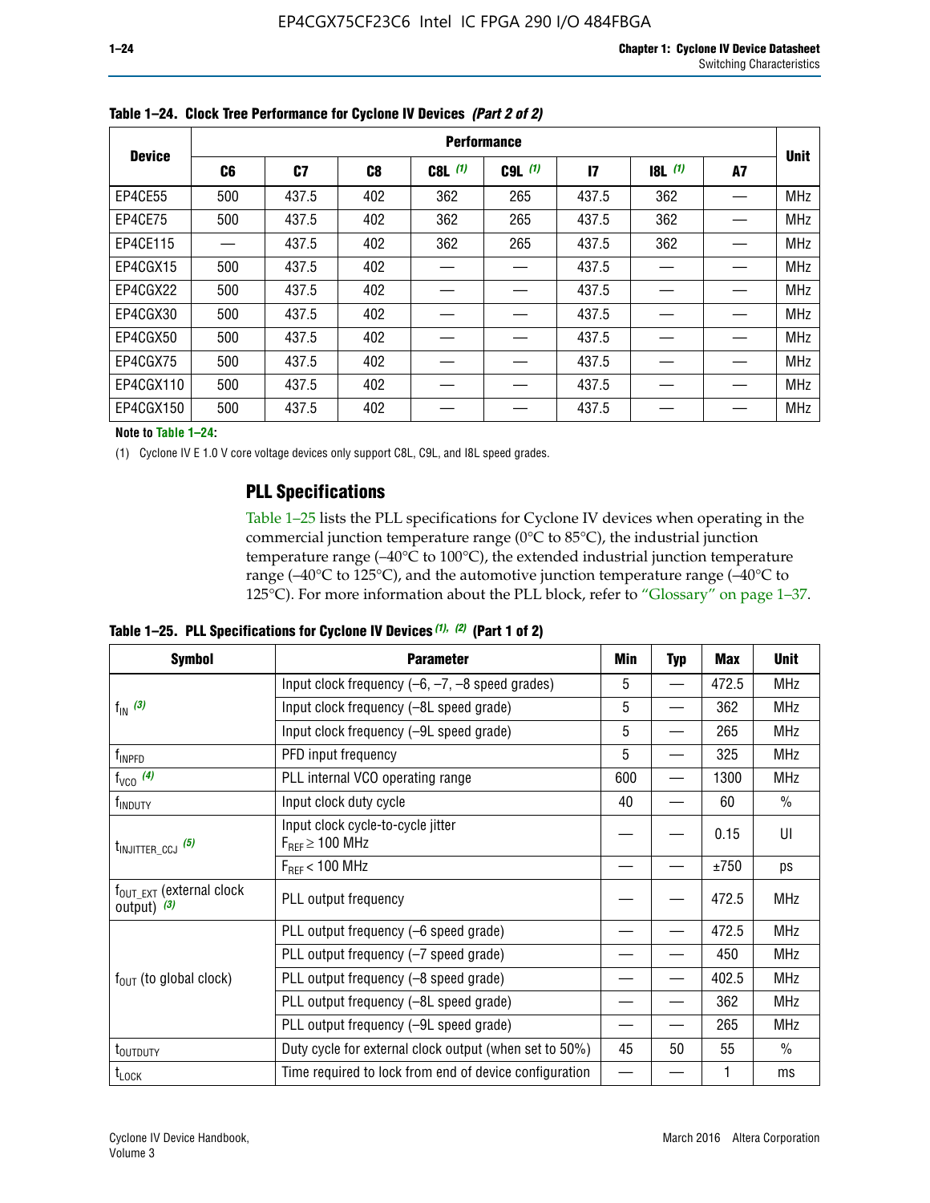**Table 1–24. Clock Tree Performance for Cyclone IV Devices *(Part 2 of 2)***

| Device | Performance | | | | | | | | Unit |
|---|---|---|---|---|---|---|---|---|---|
| | C6 | C7 | C8 | C8L *(1)* | C9L *(1)* | I7 | I8L *(1)* | A7 | |
| EP4CE55 | 500 | 437.5 | 402 | 362 | 265 | 437.5 | 362 | — | MHz |
| EP4CE75 | 500 | 437.5 | 402 | 362 | 265 | 437.5 | 362 | — | MHz |
| EP4CE115 | — | 437.5 | 402 | 362 | 265 | 437.5 | 362 | — | MHz |
| EP4CGX15 | 500 | 437.5 | 402 | — | — | 437.5 | — | — | MHz |
| EP4CGX22 | 500 | 437.5 | 402 | — | — | 437.5 | — | — | MHz |
| EP4CGX30 | 500 | 437.5 | 402 | — | — | 437.5 | — | — | MHz |
| EP4CGX50 | 500 | 437.5 | 402 | — | — | 437.5 | — | — | MHz |
| EP4CGX75 | 500 | 437.5 | 402 | — | — | 437.5 | — | — | MHz |
| EP4CGX110 | 500 | 437.5 | 402 | — | — | 437.5 | — | — | MHz |
| EP4CGX150 | 500 | 437.5 | 402 | — | — | 437.5 | — | — | MHz |

**Note to Table 1–24:**

(1) Cyclone IV E 1.0 V core voltage devices only support C8L, C9L, and I8L speed grades.

## PLL Specifications

Table 1–25 lists the PLL specifications for Cyclone IV devices when operating in the commercial junction temperature range (0°C to 85°C), the industrial junction temperature range (–40°C to 100°C), the extended industrial junction temperature range (–40°C to 125°C), and the automotive junction temperature range (–40°C to 125°C). For more information about the PLL block, refer to "Glossary" on page 1–37.

**Table 1–25. PLL Specifications for Cyclone IV Devices *(1), (2)* (Part 1 of 2)**

| Symbol | Parameter | Min | Typ | Max | Unit |
|---|---|---|---|---|---|
| $f_{IN}$ *(3)* | Input clock frequency (–6, –7, –8 speed grades) | 5 | — | 472.5 | MHz |
| | Input clock frequency (–8L speed grade) | 5 | — | 362 | MHz |
| | Input clock frequency (–9L speed grade) | 5 | — | 265 | MHz |
| $f_{INPFD}$ | PFD input frequency | 5 | — | 325 | MHz |
| $f_{VCO}$ *(4)* | PLL internal VCO operating range | 600 | — | 1300 | MHz |
| $f_{INDUTY}$ | Input clock duty cycle | 40 | — | 60 | % |
| $t_{INJITTER\_CCJ}$ *(5)* | Input clock cycle-to-cycle jitter $F_{REF} \geq 100$ MHz | — | — | 0.15 | UI |
| | $F_{REF} < 100$ MHz | — | — | ±750 | ps |
| $f_{OUT\_EXT}$ (external clock output) *(3)* | PLL output frequency | — | — | 472.5 | MHz |
| $f_{OUT}$ (to global clock) | PLL output frequency (–6 speed grade) | — | — | 472.5 | MHz |
| | PLL output frequency (–7 speed grade) | — | — | 450 | MHz |
| | PLL output frequency (–8 speed grade) | — | — | 402.5 | MHz |
| | PLL output frequency (–8L speed grade) | — | — | 362 | MHz |
| | PLL output frequency (–9L speed grade) | — | — | 265 | MHz |
| $t_{OUTDUTY}$ | Duty cycle for external clock output (when set to 50%) | 45 | 50 | 55 | % |
| $t_{LOCK}$ | Time required to lock from end of device configuration | — | — | 1 | ms |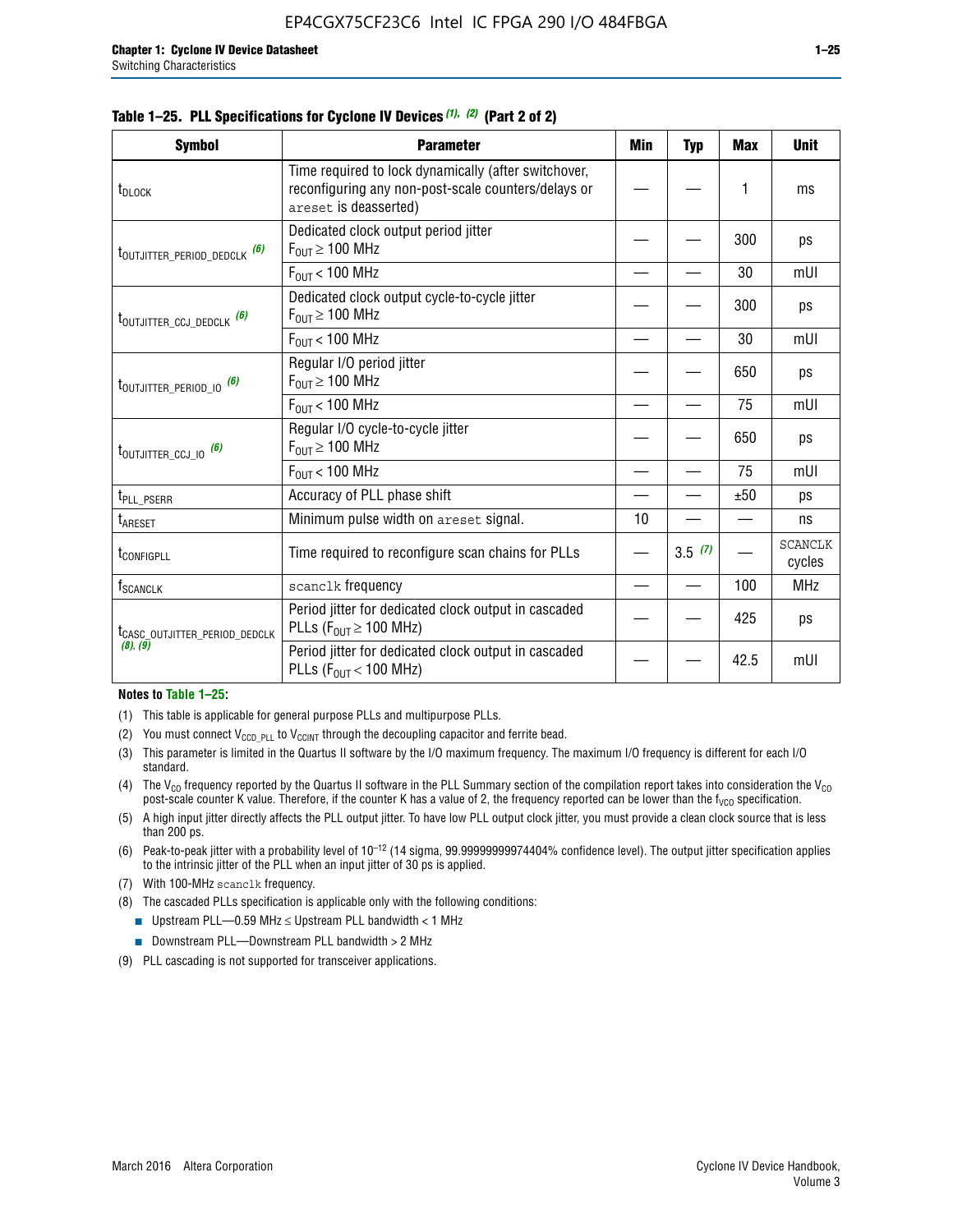**Table 1–25. PLL Specifications for Cyclone IV Devices (1), (2) (Part 2 of 2)**

| Symbol | Parameter | Min | Typ | Max | Unit |
|---|---|---|---|---|---|
| $t_{DLOCK}$ | Time required to lock dynamically (after switchover, reconfiguring any non-post-scale counters/delays or `areset` is deasserted) | — | — | 1 | ms |
| $t_{OUTJITTER\_PERIOD\_DEDCLK}$ (6) | Dedicated clock output period jitter $F_{OUT} \geq 100$ MHz | — | — | 300 | ps |
| | $F_{OUT} < 100$ MHz | — | — | 30 | mUI |
| $t_{OUTJITTER\_CCJ\_DEDCLK}$ (6) | Dedicated clock output cycle-to-cycle jitter $F_{OUT} \geq 100$ MHz | — | — | 300 | ps |
| | $F_{OUT} < 100$ MHz | — | — | 30 | mUI |
| $t_{OUTJITTER\_PERIOD\_IO}$ (6) | Regular I/O period jitter $F_{OUT} \geq 100$ MHz | — | — | 650 | ps |
| | $F_{OUT} < 100$ MHz | — | — | 75 | mUI |
| $t_{OUTJITTER\_CCJ\_IO}$ (6) | Regular I/O cycle-to-cycle jitter $F_{OUT} \geq 100$ MHz | — | — | 650 | ps |
| | $F_{OUT} < 100$ MHz | — | — | 75 | mUI |
| $t_{PLL\_PSERR}$ | Accuracy of PLL phase shift | — | — | ±50 | ps |
| $t_{ARESET}$ | Minimum pulse width on `areset` signal. | 10 | — | — | ns |
| $t_{CONFIGPLL}$ | Time required to reconfigure scan chains for PLLs | — | 3.5 (7) | — | SCANCLK cycles |
| $f_{SCANCLK}$ | `scanclk` frequency | — | — | 100 | MHz |
| $t_{CASC\_OUTJITTER\_PERIOD\_DEDCLK}$ (8), (9) | Period jitter for dedicated clock output in cascaded PLLs ($F_{OUT} \geq 100$ MHz) | — | — | 425 | ps |
| | Period jitter for dedicated clock output in cascaded PLLs ($F_{OUT} < 100$ MHz) | — | — | 42.5 | mUI |

**Notes to Table 1–25:**

(1) This table is applicable for general purpose PLLs and multipurpose PLLs.

(2) You must connect $V_{CCD\_PLL}$ to $V_{CCINT}$ through the decoupling capacitor and ferrite bead.

(3) This parameter is limited in the Quartus II software by the I/O maximum frequency. The maximum I/O frequency is different for each I/O standard.

(4) The $V_{CO}$ frequency reported by the Quartus II software in the PLL Summary section of the compilation report takes into consideration the $V_{CO}$ post-scale counter K value. Therefore, if the counter K has a value of 2, the frequency reported can be lower than the $f_{VCO}$ specification.

(5) A high input jitter directly affects the PLL output jitter. To have low PLL output clock jitter, you must provide a clean clock source that is less than 200 ps.

(6) Peak-to-peak jitter with a probability level of $10^{-12}$ (14 sigma, 99.99999999974404% confidence level). The output jitter specification applies to the intrinsic jitter of the PLL when an input jitter of 30 ps is applied.

(7) With 100-MHz `scanclk` frequency.

(8) The cascaded PLLs specification is applicable only with the following conditions:

- Upstream PLL—0.59 MHz ≤ Upstream PLL bandwidth < 1 MHz
- Downstream PLL—Downstream PLL bandwidth > 2 MHz

(9) PLL cascading is not supported for transceiver applications.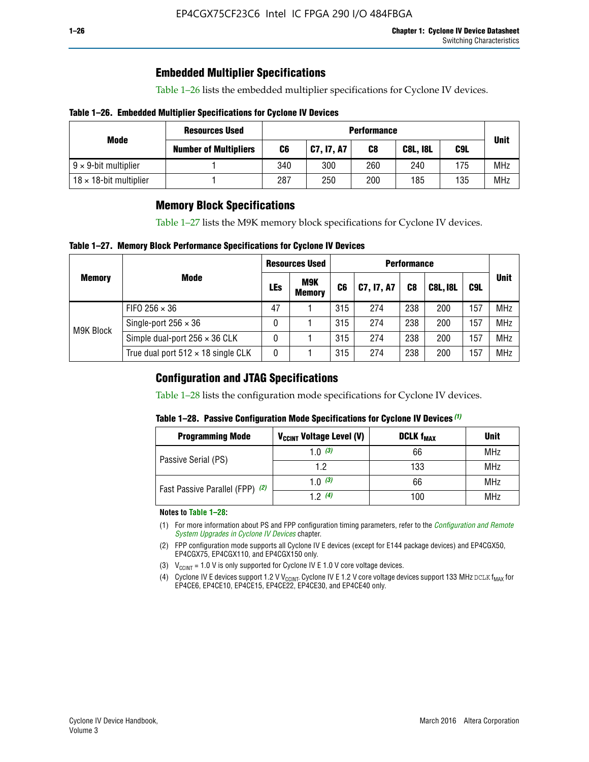## Embedded Multiplier Specifications

Table 1–26 lists the embedded multiplier specifications for Cyclone IV devices.

**Table 1–26. Embedded Multiplier Specifications for Cyclone IV Devices**

| Mode | Resources Used | Performance | | | | | Unit |
|---|---|---|---|---|---|---|---|
| | Number of Multipliers | C6 | C7, I7, A7 | C8 | C8L, I8L | C9L | |
| 9 × 9-bit multiplier | 1 | 340 | 300 | 260 | 240 | 175 | MHz |
| 18 × 18-bit multiplier | 1 | 287 | 250 | 200 | 185 | 135 | MHz |

## Memory Block Specifications

Table 1–27 lists the M9K memory block specifications for Cyclone IV devices.

**Table 1–27. Memory Block Performance Specifications for Cyclone IV Devices**

| Memory | Mode | Resources Used | | Performance | | | | | Unit |
|---|---|---|---|---|---|---|---|---|---|
| | | LEs | M9K Memory | C6 | C7, I7, A7 | C8 | C8L, I8L | C9L | |
| M9K Block | FIFO 256 × 36 | 47 | 1 | 315 | 274 | 238 | 200 | 157 | MHz |
| | Single-port 256 × 36 | 0 | 1 | 315 | 274 | 238 | 200 | 157 | MHz |
| | Simple dual-port 256 × 36 CLK | 0 | 1 | 315 | 274 | 238 | 200 | 157 | MHz |
| | True dual port 512 × 18 single CLK | 0 | 1 | 315 | 274 | 238 | 200 | 157 | MHz |

## Configuration and JTAG Specifications

Table 1–28 lists the configuration mode specifications for Cyclone IV devices.

**Table 1–28. Passive Configuration Mode Specifications for Cyclone IV Devices (1)**

| Programming Mode | $V_{CCINT}$ Voltage Level (V) | DCLK $f_{MAX}$ | Unit |
|---|---|---|---|
| Passive Serial (PS) | 1.0 (3) | 66 | MHz |
| | 1.2 | 133 | MHz |
| Fast Passive Parallel (FPP) (2) | 1.0 (3) | 66 | MHz |
| | 1.2 (4) | 100 | MHz |

**Notes to Table 1–28:**

(1) For more information about PS and FPP configuration timing parameters, refer to the *Configuration and Remote System Upgrades in Cyclone IV Devices* chapter.

(2) FPP configuration mode supports all Cyclone IV E devices (except for E144 package devices) and EP4CGX50, EP4CGX75, EP4CGX110, and EP4CGX150 only.

(3) $V_{CCINT}$ = 1.0 V is only supported for Cyclone IV E 1.0 V core voltage devices.

(4) Cyclone IV E devices support 1.2 V $V_{CCINT}$. Cyclone IV E 1.2 V core voltage devices support 133 MHz DCLK $f_{MAX}$ for EP4CE6, EP4CE10, EP4CE15, EP4CE22, EP4CE30, and EP4CE40 only.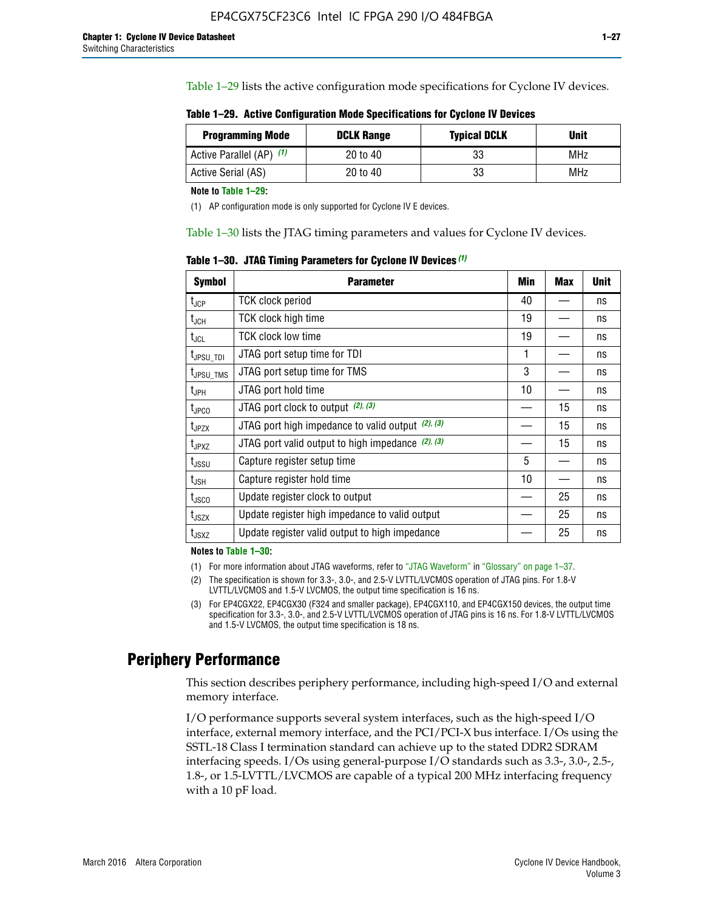Table 1–29 lists the active configuration mode specifications for Cyclone IV devices.

**Table 1–29. Active Configuration Mode Specifications for Cyclone IV Devices**

| Programming Mode | DCLK Range | Typical DCLK | Unit |
|---|---|---|---|
| Active Parallel (AP) (1) | 20 to 40 | 33 | MHz |
| Active Serial (AS) | 20 to 40 | 33 | MHz |

**Note to Table 1–29:**

(1) AP configuration mode is only supported for Cyclone IV E devices.

Table 1–30 lists the JTAG timing parameters and values for Cyclone IV devices.

**Table 1–30. JTAG Timing Parameters for Cyclone IV Devices (1)**

| Symbol | Parameter | Min | Max | Unit |
|---|---|---|---|---|
| $t_{JCP}$ | TCK clock period | 40 | — | ns |
| $t_{JCH}$ | TCK clock high time | 19 | — | ns |
| $t_{JCL}$ | TCK clock low time | 19 | — | ns |
| $t_{JPSU\_TDI}$ | JTAG port setup time for TDI | 1 | — | ns |
| $t_{JPSU\_TMS}$ | JTAG port setup time for TMS | 3 | — | ns |
| $t_{JPH}$ | JTAG port hold time | 10 | — | ns |
| $t_{JPCO}$ | JTAG port clock to output (2), (3) | — | 15 | ns |
| $t_{JPZX}$ | JTAG port high impedance to valid output (2), (3) | — | 15 | ns |
| $t_{JPXZ}$ | JTAG port valid output to high impedance (2), (3) | — | 15 | ns |
| $t_{JSSU}$ | Capture register setup time | 5 | — | ns |
| $t_{JSH}$ | Capture register hold time | 10 | — | ns |
| $t_{JSCO}$ | Update register clock to output | — | 25 | ns |
| $t_{JSZX}$ | Update register high impedance to valid output | — | 25 | ns |
| $t_{JSXZ}$ | Update register valid output to high impedance | — | 25 | ns |

**Notes to Table 1–30:**

(1) For more information about JTAG waveforms, refer to "JTAG Waveform" in "Glossary" on page 1–37.

(2) The specification is shown for 3.3-, 3.0-, and 2.5-V LVTTL/LVCMOS operation of JTAG pins. For 1.8-V LVTTL/LVCMOS and 1.5-V LVCMOS, the output time specification is 16 ns.

(3) For EP4CGX22, EP4CGX30 (F324 and smaller package), EP4CGX110, and EP4CGX150 devices, the output time specification for 3.3-, 3.0-, and 2.5-V LVTTL/LVCMOS operation of JTAG pins is 16 ns. For 1.8-V LVTTL/LVCMOS and 1.5-V LVCMOS, the output time specification is 18 ns.

## Periphery Performance

This section describes periphery performance, including high-speed I/O and external memory interface.

I/O performance supports several system interfaces, such as the high-speed I/O interface, external memory interface, and the PCI/PCI-X bus interface. I/Os using the SSTL-18 Class I termination standard can achieve up to the stated DDR2 SDRAM interfacing speeds. I/Os using general-purpose I/O standards such as 3.3-, 3.0-, 2.5-, 1.8-, or 1.5-LVTTL/LVCMOS are capable of a typical 200 MHz interfacing frequency with a 10 pF load.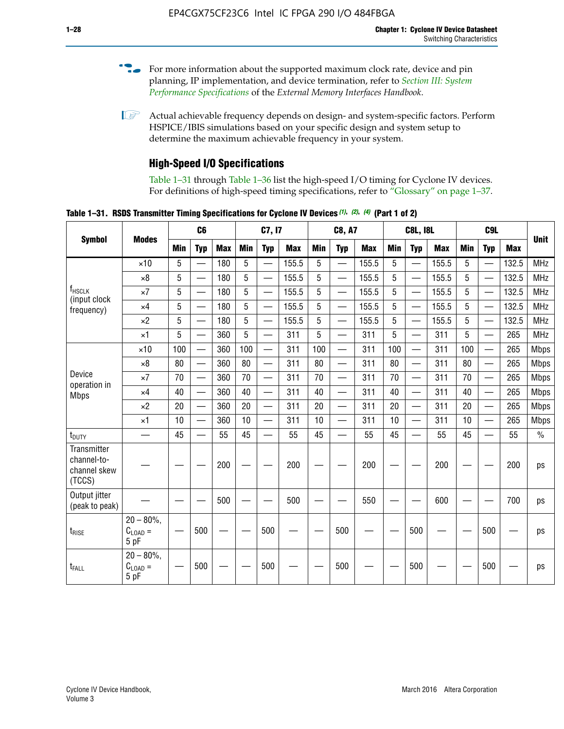For more information about the supported maximum clock rate, device and pin planning, IP implementation, and device termination, refer to *Section III: System Performance Specifications* of the *External Memory Interfaces Handbook*.

Actual achievable frequency depends on design- and system-specific factors. Perform HSPICE/IBIS simulations based on your specific design and system setup to determine the maximum achievable frequency in your system.

## High-Speed I/O Specifications

Table 1–31 through Table 1–36 list the high-speed I/O timing for Cyclone IV devices. For definitions of high-speed timing specifications, refer to "Glossary" on page 1–37.

**Table 1–31. RSDS Transmitter Timing Specifications for Cyclone IV Devices (1), (2), (4) (Part 1 of 2)**

| Symbol | Modes | C6 | | | C7, I7 | | | C8, A7 | | | C8L, I8L | | | C9L | | | Unit |
|---|---|---|---|---|---|---|---|---|---|---|---|---|---|---|---|---|---|
| | | Min | Typ | Max | Min | Typ | Max | Min | Typ | Max | Min | Typ | Max | Min | Typ | Max | |
| $f_{HSCLK}$ (input clock frequency) | ×10 | 5 | — | 180 | 5 | — | 155.5 | 5 | — | 155.5 | 5 | — | 155.5 | 5 | — | 132.5 | MHz |
| | ×8 | 5 | — | 180 | 5 | — | 155.5 | 5 | — | 155.5 | 5 | — | 155.5 | 5 | — | 132.5 | MHz |
| | ×7 | 5 | — | 180 | 5 | — | 155.5 | 5 | — | 155.5 | 5 | — | 155.5 | 5 | — | 132.5 | MHz |
| | ×4 | 5 | — | 180 | 5 | — | 155.5 | 5 | — | 155.5 | 5 | — | 155.5 | 5 | — | 132.5 | MHz |
| | ×2 | 5 | — | 180 | 5 | — | 155.5 | 5 | — | 155.5 | 5 | — | 155.5 | 5 | — | 132.5 | MHz |
| | ×1 | 5 | — | 360 | 5 | — | 311 | 5 | — | 311 | 5 | — | 311 | 5 | — | 265 | MHz |
| Device operation in Mbps | ×10 | 100 | — | 360 | 100 | — | 311 | 100 | — | 311 | 100 | — | 311 | 100 | — | 265 | Mbps |
| | ×8 | 80 | — | 360 | 80 | — | 311 | 80 | — | 311 | 80 | — | 311 | 80 | — | 265 | Mbps |
| | ×7 | 70 | — | 360 | 70 | — | 311 | 70 | — | 311 | 70 | — | 311 | 70 | — | 265 | Mbps |
| | ×4 | 40 | — | 360 | 40 | — | 311 | 40 | — | 311 | 40 | — | 311 | 40 | — | 265 | Mbps |
| | ×2 | 20 | — | 360 | 20 | — | 311 | 20 | — | 311 | 20 | — | 311 | 20 | — | 265 | Mbps |
| | ×1 | 10 | — | 360 | 10 | — | 311 | 10 | — | 311 | 10 | — | 311 | 10 | — | 265 | Mbps |
| $t_{DUTY}$ | — | 45 | — | 55 | 45 | — | 55 | 45 | — | 55 | 45 | — | 55 | 45 | — | 55 | % |
| Transmitter channel-to-channel skew (TCCS) | — | — | — | 200 | — | — | 200 | — | — | 200 | — | — | 200 | — | — | 200 | ps |
| Output jitter (peak to peak) | — | — | — | 500 | — | — | 500 | — | — | 550 | — | — | 600 | — | — | 700 | ps |
| $t_{RISE}$ | 20 – 80%, $C_{LOAD}$ = 5 pF | — | 500 | — | — | 500 | — | — | 500 | — | — | 500 | — | — | 500 | — | ps |
| $t_{FALL}$ | 20 – 80%, $C_{LOAD}$ = 5 pF | — | 500 | — | — | 500 | — | — | 500 | — | — | 500 | — | — | 500 | — | ps |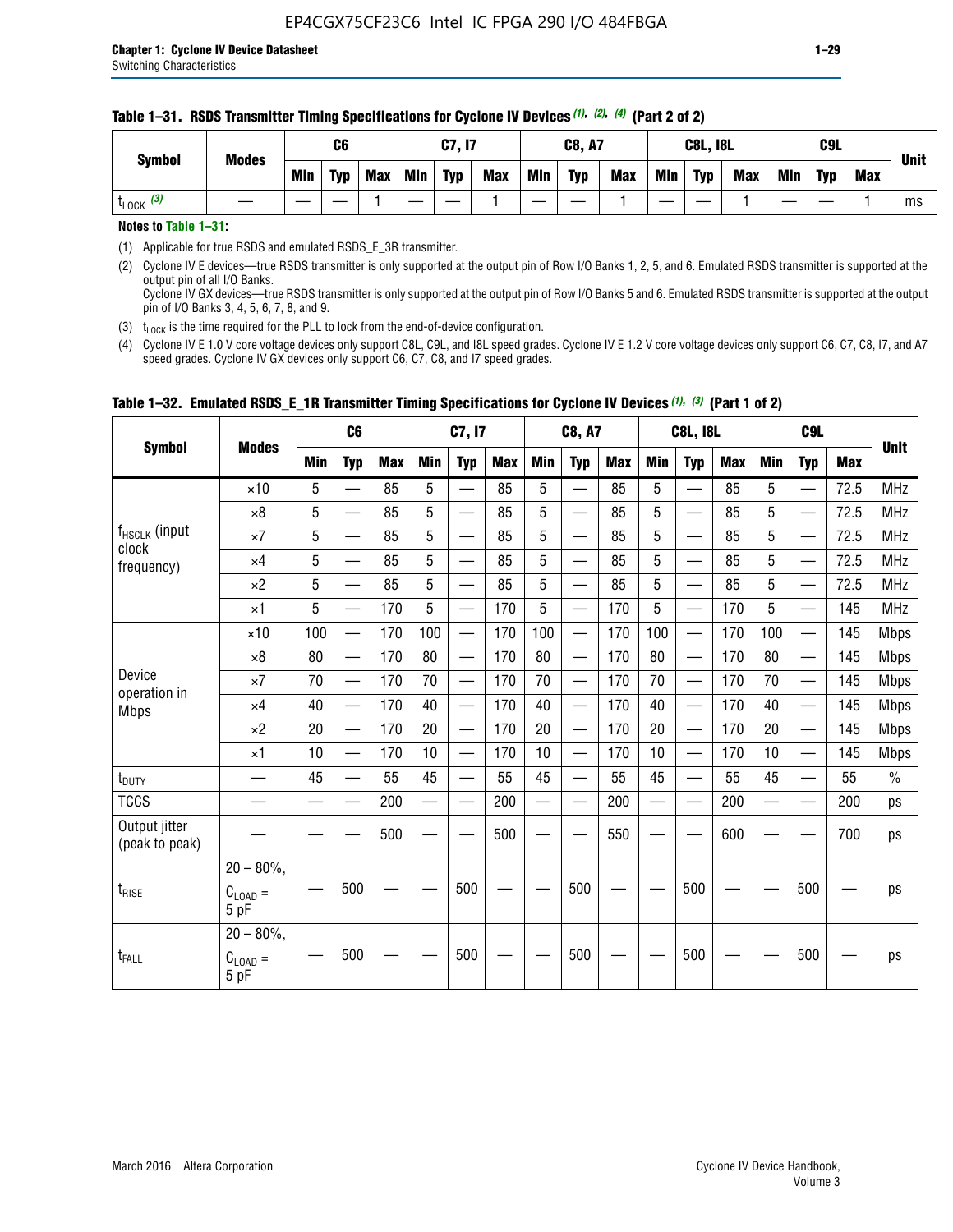**Table 1–31. RSDS Transmitter Timing Specifications for Cyclone IV Devices (1), (2), (4) (Part 2 of 2)**

| Symbol | Modes | C6 | | | C7, I7 | | | C8, A7 | | | C8L, I8L | | | C9L | | | Unit |
|---|---|---|---|---|---|---|---|---|---|---|---|---|---|---|---|---|---|
| | | Min | Typ | Max | Min | Typ | Max | Min | Typ | Max | Min | Typ | Max | Min | Typ | Max | |
| $t_{LOCK}$ (3) | — | — | — | 1 | — | — | 1 | — | — | 1 | — | — | 1 | — | — | 1 | ms |

**Notes to Table 1–31:**

(1) Applicable for true RSDS and emulated RSDS_E_3R transmitter.

(2) Cyclone IV E devices—true RSDS transmitter is only supported at the output pin of Row I/O Banks 1, 2, 5, and 6. Emulated RSDS transmitter is supported at the output pin of all I/O Banks.
Cyclone IV GX devices—true RSDS transmitter is only supported at the output pin of Row I/O Banks 5 and 6. Emulated RSDS transmitter is supported at the output pin of I/O Banks 3, 4, 5, 6, 7, 8, and 9.

(3) $t_{LOCK}$ is the time required for the PLL to lock from the end-of-device configuration.

(4) Cyclone IV E 1.0 V core voltage devices only support C8L, C9L, and I8L speed grades. Cyclone IV E 1.2 V core voltage devices only support C6, C7, C8, I7, and A7 speed grades. Cyclone IV GX devices only support C6, C7, C8, and I7 speed grades.

**Table 1–32. Emulated RSDS_E_1R Transmitter Timing Specifications for Cyclone IV Devices (1), (3) (Part 1 of 2)**

| Symbol | Modes | C6 | | | C7, I7 | | | C8, A7 | | | C8L, I8L | | | C9L | | | Unit |
|---|---|---|---|---|---|---|---|---|---|---|---|---|---|---|---|---|---|
| | | Min | Typ | Max | Min | Typ | Max | Min | Typ | Max | Min | Typ | Max | Min | Typ | Max | |
| $f_{HSCLK}$ (input clock frequency) | ×10 | 5 | — | 85 | 5 | — | 85 | 5 | — | 85 | 5 | — | 85 | 5 | — | 72.5 | MHz |
| | ×8 | 5 | — | 85 | 5 | — | 85 | 5 | — | 85 | 5 | — | 85 | 5 | — | 72.5 | MHz |
| | ×7 | 5 | — | 85 | 5 | — | 85 | 5 | — | 85 | 5 | — | 85 | 5 | — | 72.5 | MHz |
| | ×4 | 5 | — | 85 | 5 | — | 85 | 5 | — | 85 | 5 | — | 85 | 5 | — | 72.5 | MHz |
| | ×2 | 5 | — | 85 | 5 | — | 85 | 5 | — | 85 | 5 | — | 85 | 5 | — | 72.5 | MHz |
| | ×1 | 5 | — | 170 | 5 | — | 170 | 5 | — | 170 | 5 | — | 170 | 5 | — | 145 | MHz |
| Device operation in Mbps | ×10 | 100 | — | 170 | 100 | — | 170 | 100 | — | 170 | 100 | — | 170 | 100 | — | 145 | Mbps |
| | ×8 | 80 | — | 170 | 80 | — | 170 | 80 | — | 170 | 80 | — | 170 | 80 | — | 145 | Mbps |
| | ×7 | 70 | — | 170 | 70 | — | 170 | 70 | — | 170 | 70 | — | 170 | 70 | — | 145 | Mbps |
| | ×4 | 40 | — | 170 | 40 | — | 170 | 40 | — | 170 | 40 | — | 170 | 40 | — | 145 | Mbps |
| | ×2 | 20 | — | 170 | 20 | — | 170 | 20 | — | 170 | 20 | — | 170 | 20 | — | 145 | Mbps |
| | ×1 | 10 | — | 170 | 10 | — | 170 | 10 | — | 170 | 10 | — | 170 | 10 | — | 145 | Mbps |
| $t_{DUTY}$ | — | 45 | — | 55 | 45 | — | 55 | 45 | — | 55 | 45 | — | 55 | 45 | — | 55 | % |
| TCCS | — | — | — | 200 | — | — | 200 | — | — | 200 | — | — | 200 | — | — | 200 | ps |
| Output jitter (peak to peak) | — | — | — | 500 | — | — | 500 | — | — | 550 | — | — | 600 | — | — | 700 | ps |
| $t_{RISE}$ | 20 – 80%, $C_{LOAD}$ = 5 pF | — | 500 | — | — | 500 | — | — | 500 | — | — | 500 | — | — | 500 | — | ps |
| $t_{FALL}$ | 20 – 80%, $C_{LOAD}$ = 5 pF | — | 500 | — | — | 500 | — | — | 500 | — | — | 500 | — | — | 500 | — | ps |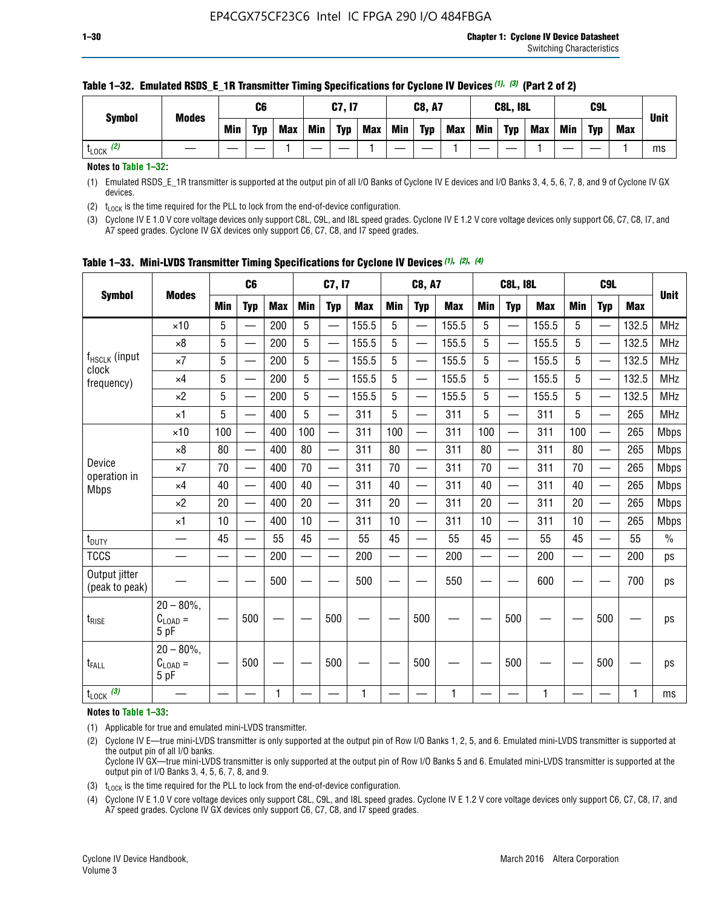**Table 1–32. Emulated RSDS_E_1R Transmitter Timing Specifications for Cyclone IV Devices (1), (3) (Part 2 of 2)**

| Symbol | Modes | C6 | | | C7, I7 | | | C8, A7 | | | C8L, I8L | | | C9L | | | Unit |
|---|---|---|---|---|---|---|---|---|---|---|---|---|---|---|---|---|---|
| | | Min | Typ | Max | Min | Typ | Max | Min | Typ | Max | Min | Typ | Max | Min | Typ | Max | |
| $t_{LOCK}$ (2) | — | — | — | 1 | — | — | 1 | — | — | 1 | — | — | 1 | — | — | 1 | ms |

**Notes to Table 1–32:**

(1) Emulated RSDS_E_1R transmitter is supported at the output pin of all I/O Banks of Cyclone IV E devices and I/O Banks 3, 4, 5, 6, 7, 8, and 9 of Cyclone IV GX devices.

(2) $t_{LOCK}$ is the time required for the PLL to lock from the end-of-device configuration.

(3) Cyclone IV E 1.0 V core voltage devices only support C8L, C9L, and I8L speed grades. Cyclone IV E 1.2 V core voltage devices only support C6, C7, C8, I7, and A7 speed grades. Cyclone IV GX devices only support C6, C7, C8, and I7 speed grades.

**Table 1–33. Mini-LVDS Transmitter Timing Specifications for Cyclone IV Devices (1), (2), (4)**

| Symbol | Modes | C6 | | | C7, I7 | | | C8, A7 | | | C8L, I8L | | | C9L | | | Unit |
|---|---|---|---|---|---|---|---|---|---|---|---|---|---|---|---|---|---|
| | | Min | Typ | Max | Min | Typ | Max | Min | Typ | Max | Min | Typ | Max | Min | Typ | Max | |
| $f_{HSCLK}$ (input clock frequency) | ×10 | 5 | — | 200 | 5 | — | 155.5 | 5 | — | 155.5 | 5 | — | 155.5 | 5 | — | 132.5 | MHz |
| | ×8 | 5 | — | 200 | 5 | — | 155.5 | 5 | — | 155.5 | 5 | — | 155.5 | 5 | — | 132.5 | MHz |
| | ×7 | 5 | — | 200 | 5 | — | 155.5 | 5 | — | 155.5 | 5 | — | 155.5 | 5 | — | 132.5 | MHz |
| | ×4 | 5 | — | 200 | 5 | — | 155.5 | 5 | — | 155.5 | 5 | — | 155.5 | 5 | — | 132.5 | MHz |
| | ×2 | 5 | — | 200 | 5 | — | 155.5 | 5 | — | 155.5 | 5 | — | 155.5 | 5 | — | 132.5 | MHz |
| | ×1 | 5 | — | 400 | 5 | — | 311 | 5 | — | 311 | 5 | — | 311 | 5 | — | 265 | MHz |
| Device operation in Mbps | ×10 | 100 | — | 400 | 100 | — | 311 | 100 | — | 311 | 100 | — | 311 | 100 | — | 265 | Mbps |
| | ×8 | 80 | — | 400 | 80 | — | 311 | 80 | — | 311 | 80 | — | 311 | 80 | — | 265 | Mbps |
| | ×7 | 70 | — | 400 | 70 | — | 311 | 70 | — | 311 | 70 | — | 311 | 70 | — | 265 | Mbps |
| | ×4 | 40 | — | 400 | 40 | — | 311 | 40 | — | 311 | 40 | — | 311 | 40 | — | 265 | Mbps |
| | ×2 | 20 | — | 400 | 20 | — | 311 | 20 | — | 311 | 20 | — | 311 | 20 | — | 265 | Mbps |
| | ×1 | 10 | — | 400 | 10 | — | 311 | 10 | — | 311 | 10 | — | 311 | 10 | — | 265 | Mbps |
| $t_{DUTY}$ | — | 45 | — | 55 | 45 | — | 55 | 45 | — | 55 | 45 | — | 55 | 45 | — | 55 | % |
| TCCS | — | — | — | 200 | — | — | 200 | — | — | 200 | — | — | 200 | — | — | 200 | ps |
| Output jitter (peak to peak) | — | — | — | 500 | — | — | 500 | — | — | 550 | — | — | 600 | — | — | 700 | ps |
| $t_{RISE}$ | 20 – 80%, $C_{LOAD}$ = 5 pF | — | 500 | — | — | 500 | — | — | 500 | — | — | 500 | — | — | 500 | — | ps |
| $t_{FALL}$ | 20 – 80%, $C_{LOAD}$ = 5 pF | — | 500 | — | — | 500 | — | — | 500 | — | — | 500 | — | — | 500 | — | ps |
| $t_{LOCK}$ (3) | — | — | — | 1 | — | — | 1 | — | — | 1 | — | — | 1 | — | — | 1 | ms |

**Notes to Table 1–33:**

(1) Applicable for true and emulated mini-LVDS transmitter.

(2) Cyclone IV E—true mini-LVDS transmitter is only supported at the output pin of Row I/O Banks 1, 2, 5, and 6. Emulated mini-LVDS transmitter is supported at the output pin of all I/O Banks.
Cyclone IV GX—true mini-LVDS transmitter is only supported at the output pin of Row I/O Banks 5 and 6. Emulated mini-LVDS transmitter is supported at the output pin of I/O Banks 3, 4, 5, 6, 7, 8, and 9.

(3) $t_{LOCK}$ is the time required for the PLL to lock from the end-of-device configuration.

(4) Cyclone IV E 1.0 V core voltage devices only support C8L, C9L, and I8L speed grades. Cyclone IV E 1.2 V core voltage devices only support C6, C7, C8, I7, and A7 speed grades. Cyclone IV GX devices only support C6, C7, C8, and I7 speed grades.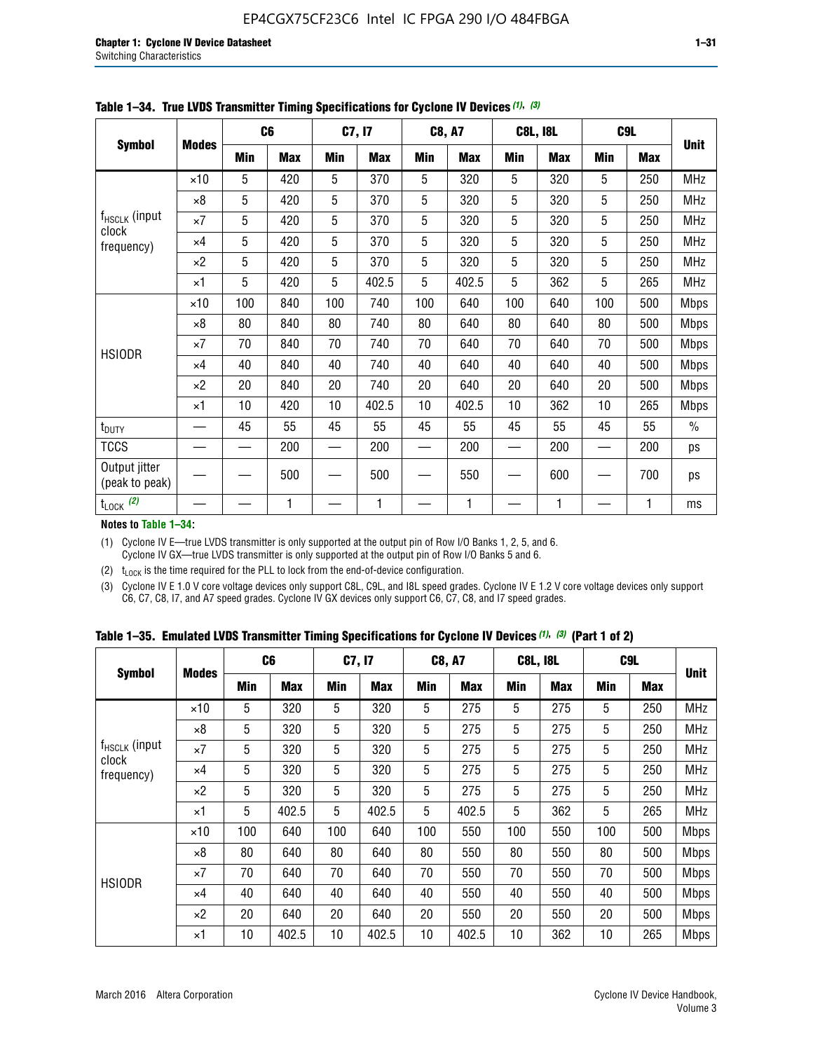**Table 1–34. True LVDS Transmitter Timing Specifications for Cyclone IV Devices (1), (3)**

| Symbol | Modes | C6 | | C7, I7 | | C8, A7 | | C8L, I8L | | C9L | | Unit |
|---|---|---|---|---|---|---|---|---|---|---|---|---|
| | | Min | Max | Min | Max | Min | Max | Min | Max | Min | Max | |
| $f_{HSCLK}$ (input clock frequency) | ×10 | 5 | 420 | 5 | 370 | 5 | 320 | 5 | 320 | 5 | 250 | MHz |
| | ×8 | 5 | 420 | 5 | 370 | 5 | 320 | 5 | 320 | 5 | 250 | MHz |
| | ×7 | 5 | 420 | 5 | 370 | 5 | 320 | 5 | 320 | 5 | 250 | MHz |
| | ×4 | 5 | 420 | 5 | 370 | 5 | 320 | 5 | 320 | 5 | 250 | MHz |
| | ×2 | 5 | 420 | 5 | 370 | 5 | 320 | 5 | 320 | 5 | 250 | MHz |
| | ×1 | 5 | 420 | 5 | 402.5 | 5 | 402.5 | 5 | 362 | 5 | 265 | MHz |
| HSIODR | ×10 | 100 | 840 | 100 | 740 | 100 | 640 | 100 | 640 | 100 | 500 | Mbps |
| | ×8 | 80 | 840 | 80 | 740 | 80 | 640 | 80 | 640 | 80 | 500 | Mbps |
| | ×7 | 70 | 840 | 70 | 740 | 70 | 640 | 70 | 640 | 70 | 500 | Mbps |
| | ×4 | 40 | 840 | 40 | 740 | 40 | 640 | 40 | 640 | 40 | 500 | Mbps |
| | ×2 | 20 | 840 | 20 | 740 | 20 | 640 | 20 | 640 | 20 | 500 | Mbps |
| | ×1 | 10 | 420 | 10 | 402.5 | 10 | 402.5 | 10 | 362 | 10 | 265 | Mbps |
| $t_{DUTY}$ | — | 45 | 55 | 45 | 55 | 45 | 55 | 45 | 55 | 45 | 55 | % |
| TCCS | — | — | 200 | — | 200 | — | 200 | — | 200 | — | 200 | ps |
| Output jitter (peak to peak) | — | — | 500 | — | 500 | — | 550 | — | 600 | — | 700 | ps |
| $t_{LOCK}$ (2) | — | — | 1 | — | 1 | — | 1 | — | 1 | — | 1 | ms |

**Notes to Table 1–34:**

(1) Cyclone IV E—true LVDS transmitter is only supported at the output pin of Row I/O Banks 1, 2, 5, and 6. Cyclone IV GX—true LVDS transmitter is only supported at the output pin of Row I/O Banks 5 and 6.

(2) $t_{LOCK}$ is the time required for the PLL to lock from the end-of-device configuration.

(3) Cyclone IV E 1.0 V core voltage devices only support C8L, C9L, and I8L speed grades. Cyclone IV E 1.2 V core voltage devices only support C6, C7, C8, I7, and A7 speed grades. Cyclone IV GX devices only support C6, C7, C8, and I7 speed grades.

**Table 1–35. Emulated LVDS Transmitter Timing Specifications for Cyclone IV Devices (1), (3) (Part 1 of 2)**

| Symbol | Modes | C6 | | C7, I7 | | C8, A7 | | C8L, I8L | | C9L | | Unit |
|---|---|---|---|---|---|---|---|---|---|---|---|---|
| | | Min | Max | Min | Max | Min | Max | Min | Max | Min | Max | |
| $f_{HSCLK}$ (input clock frequency) | ×10 | 5 | 320 | 5 | 320 | 5 | 275 | 5 | 275 | 5 | 250 | MHz |
| | ×8 | 5 | 320 | 5 | 320 | 5 | 275 | 5 | 275 | 5 | 250 | MHz |
| | ×7 | 5 | 320 | 5 | 320 | 5 | 275 | 5 | 275 | 5 | 250 | MHz |
| | ×4 | 5 | 320 | 5 | 320 | 5 | 275 | 5 | 275 | 5 | 250 | MHz |
| | ×2 | 5 | 320 | 5 | 320 | 5 | 275 | 5 | 275 | 5 | 250 | MHz |
| | ×1 | 5 | 402.5 | 5 | 402.5 | 5 | 402.5 | 5 | 362 | 5 | 265 | MHz |
| HSIODR | ×10 | 100 | 640 | 100 | 640 | 100 | 550 | 100 | 550 | 100 | 500 | Mbps |
| | ×8 | 80 | 640 | 80 | 640 | 80 | 550 | 80 | 550 | 80 | 500 | Mbps |
| | ×7 | 70 | 640 | 70 | 640 | 70 | 550 | 70 | 550 | 70 | 500 | Mbps |
| | ×4 | 40 | 640 | 40 | 640 | 40 | 550 | 40 | 550 | 40 | 500 | Mbps |
| | ×2 | 20 | 640 | 20 | 640 | 20 | 550 | 20 | 550 | 20 | 500 | Mbps |
| | ×1 | 10 | 402.5 | 10 | 402.5 | 10 | 402.5 | 10 | 362 | 10 | 265 | Mbps |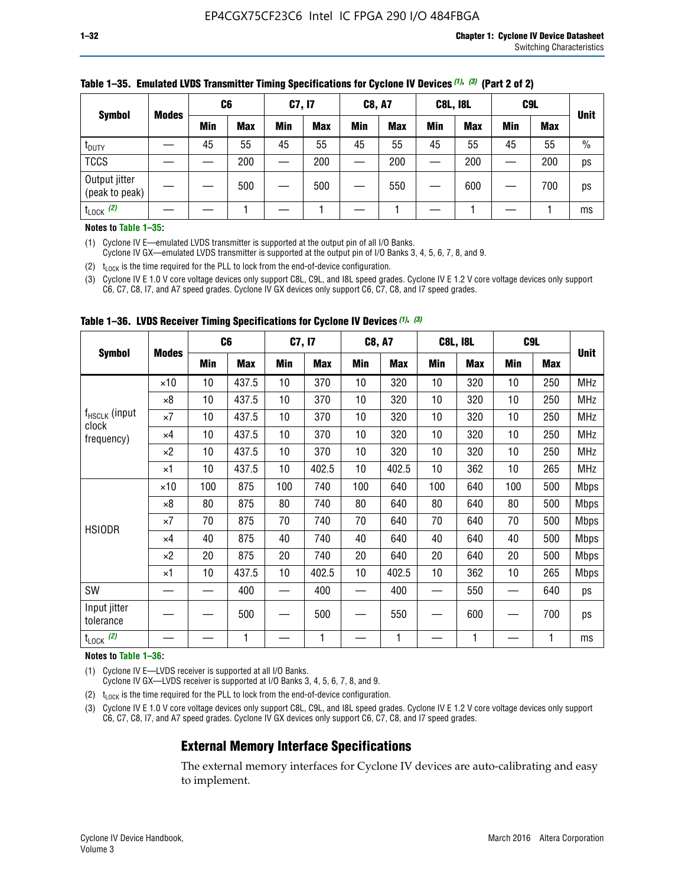**Table 1–35. Emulated LVDS Transmitter Timing Specifications for Cyclone IV Devices (1), (3) (Part 2 of 2)**

| Symbol | Modes | C6 | | C7, I7 | | C8, A7 | | C8L, I8L | | C9L | | Unit |
|---|---|---|---|---|---|---|---|---|---|---|---|---|
| | | Min | Max | Min | Max | Min | Max | Min | Max | Min | Max | |
| $t_{DUTY}$ | — | 45 | 55 | 45 | 55 | 45 | 55 | 45 | 55 | 45 | 55 | % |
| TCCS | — | — | 200 | — | 200 | — | 200 | — | 200 | — | 200 | ps |
| Output jitter (peak to peak) | — | — | 500 | — | 500 | — | 550 | — | 600 | — | 700 | ps |
| $t_{LOCK}$ (2) | — | — | 1 | — | 1 | — | 1 | — | 1 | — | 1 | ms |

**Notes to Table 1–35:**

(1) Cyclone IV E—emulated LVDS transmitter is supported at the output pin of all I/O Banks.
Cyclone IV GX—emulated LVDS transmitter is supported at the output pin of I/O Banks 3, 4, 5, 6, 7, 8, and 9.

(2) $t_{LOCK}$ is the time required for the PLL to lock from the end-of-device configuration.

(3) Cyclone IV E 1.0 V core voltage devices only support C8L, C9L, and I8L speed grades. Cyclone IV E 1.2 V core voltage devices only support C6, C7, C8, I7, and A7 speed grades. Cyclone IV GX devices only support C6, C7, C8, and I7 speed grades.

**Table 1–36. LVDS Receiver Timing Specifications for Cyclone IV Devices (1), (3)**

| Symbol | Modes | C6 | | C7, I7 | | C8, A7 | | C8L, I8L | | C9L | | Unit |
|---|---|---|---|---|---|---|---|---|---|---|---|---|
| | | Min | Max | Min | Max | Min | Max | Min | Max | Min | Max | |
| $f_{HSCLK}$ (input clock frequency) | ×10 | 10 | 437.5 | 10 | 370 | 10 | 320 | 10 | 320 | 10 | 250 | MHz |
| | ×8 | 10 | 437.5 | 10 | 370 | 10 | 320 | 10 | 320 | 10 | 250 | MHz |
| | ×7 | 10 | 437.5 | 10 | 370 | 10 | 320 | 10 | 320 | 10 | 250 | MHz |
| | ×4 | 10 | 437.5 | 10 | 370 | 10 | 320 | 10 | 320 | 10 | 250 | MHz |
| | ×2 | 10 | 437.5 | 10 | 370 | 10 | 320 | 10 | 320 | 10 | 250 | MHz |
| | ×1 | 10 | 437.5 | 10 | 402.5 | 10 | 402.5 | 10 | 362 | 10 | 265 | MHz |
| HSIODR | ×10 | 100 | 875 | 100 | 740 | 100 | 640 | 100 | 640 | 100 | 500 | Mbps |
| | ×8 | 80 | 875 | 80 | 740 | 80 | 640 | 80 | 640 | 80 | 500 | Mbps |
| | ×7 | 70 | 875 | 70 | 740 | 70 | 640 | 70 | 640 | 70 | 500 | Mbps |
| | ×4 | 40 | 875 | 40 | 740 | 40 | 640 | 40 | 640 | 40 | 500 | Mbps |
| | ×2 | 20 | 875 | 20 | 740 | 20 | 640 | 20 | 640 | 20 | 500 | Mbps |
| | ×1 | 10 | 437.5 | 10 | 402.5 | 10 | 402.5 | 10 | 362 | 10 | 265 | Mbps |
| SW | — | — | 400 | — | 400 | — | 400 | — | 550 | — | 640 | ps |
| Input jitter tolerance | — | — | 500 | — | 500 | — | 550 | — | 600 | — | 700 | ps |
| $t_{LOCK}$ (2) | — | — | 1 | — | 1 | — | 1 | — | 1 | — | 1 | ms |

**Notes to Table 1–36:**

(1) Cyclone IV E—LVDS receiver is supported at all I/O Banks.
Cyclone IV GX—LVDS receiver is supported at I/O Banks 3, 4, 5, 6, 7, 8, and 9.

(2) $t_{LOCK}$ is the time required for the PLL to lock from the end-of-device configuration.

(3) Cyclone IV E 1.0 V core voltage devices only support C8L, C9L, and I8L speed grades. Cyclone IV E 1.2 V core voltage devices only support C6, C7, C8, I7, and A7 speed grades. Cyclone IV GX devices only support C6, C7, C8, and I7 speed grades.

## External Memory Interface Specifications

The external memory interfaces for Cyclone IV devices are auto-calibrating and easy to implement.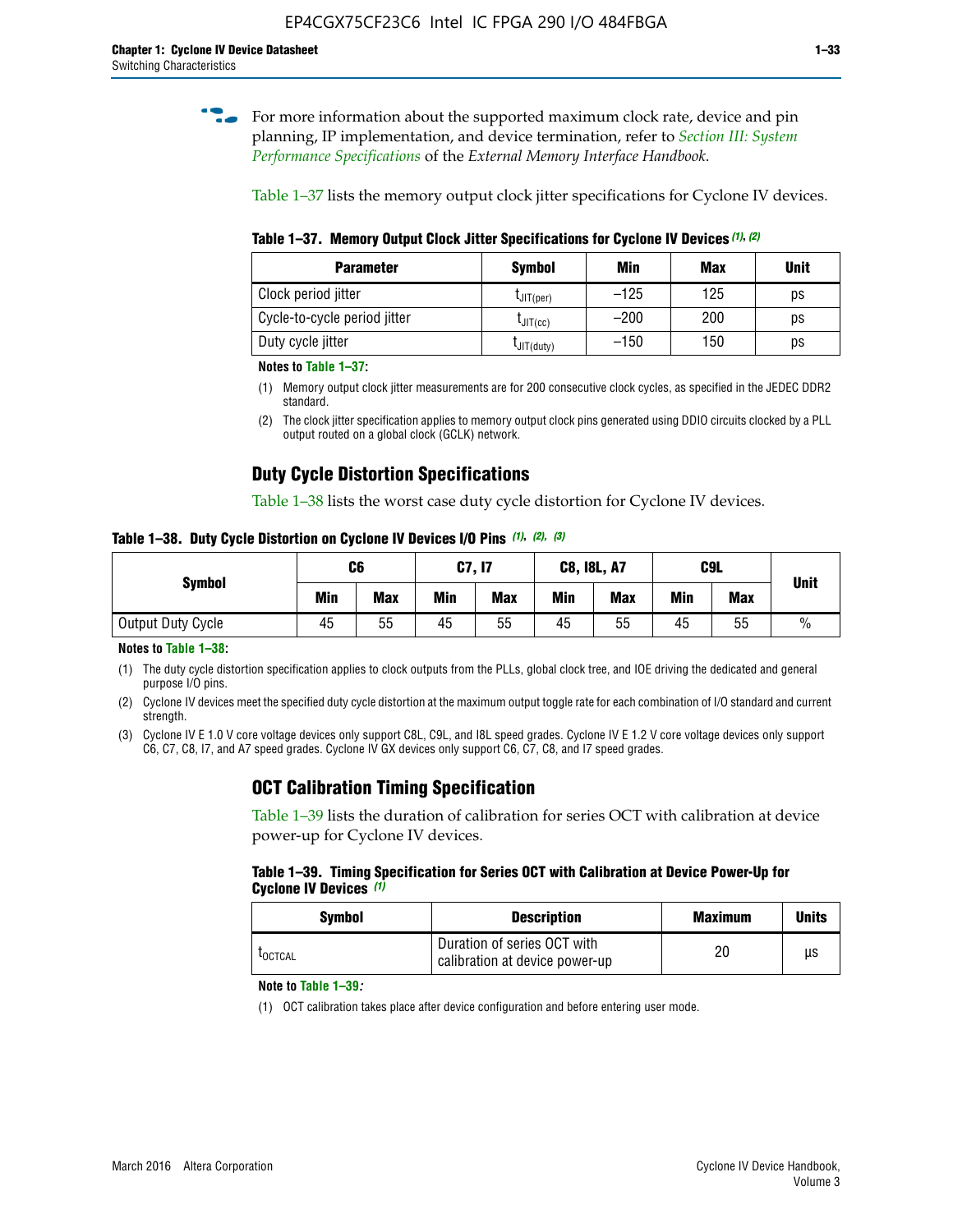For more information about the supported maximum clock rate, device and pin planning, IP implementation, and device termination, refer to *Section III: System Performance Specifications* of the *External Memory Interface Handbook*.

Table 1–37 lists the memory output clock jitter specifications for Cyclone IV devices.

**Table 1–37. Memory Output Clock Jitter Specifications for Cyclone IV Devices (1), (2)**

| Parameter | Symbol | Min | Max | Unit |
|---|---|---|---|---|
| Clock period jitter | $t_{JIT(per)}$ | –125 | 125 | ps |
| Cycle-to-cycle period jitter | $t_{JIT(cc)}$ | –200 | 200 | ps |
| Duty cycle jitter | $t_{JIT(duty)}$ | –150 | 150 | ps |

**Notes to Table 1–37:**

(1) Memory output clock jitter measurements are for 200 consecutive clock cycles, as specified in the JEDEC DDR2 standard.

(2) The clock jitter specification applies to memory output clock pins generated using DDIO circuits clocked by a PLL output routed on a global clock (GCLK) network.

## Duty Cycle Distortion Specifications

Table 1–38 lists the worst case duty cycle distortion for Cyclone IV devices.

**Table 1–38. Duty Cycle Distortion on Cyclone IV Devices I/O Pins (1), (2), (3)**

| Symbol | C6 | | C7, I7 | | C8, I8L, A7 | | C9L | | Unit |
|---|---|---|---|---|---|---|---|---|---|
| | Min | Max | Min | Max | Min | Max | Min | Max | |
| Output Duty Cycle | 45 | 55 | 45 | 55 | 45 | 55 | 45 | 55 | % |

**Notes to Table 1–38:**

(1) The duty cycle distortion specification applies to clock outputs from the PLLs, global clock tree, and IOE driving the dedicated and general purpose I/O pins.

(2) Cyclone IV devices meet the specified duty cycle distortion at the maximum output toggle rate for each combination of I/O standard and current strength.

(3) Cyclone IV E 1.0 V core voltage devices only support C8L, C9L, and I8L speed grades. Cyclone IV E 1.2 V core voltage devices only support C6, C7, C8, I7, and A7 speed grades. Cyclone IV GX devices only support C6, C7, C8, and I7 speed grades.

## OCT Calibration Timing Specification

Table 1–39 lists the duration of calibration for series OCT with calibration at device power-up for Cyclone IV devices.

**Table 1–39. Timing Specification for Series OCT with Calibration at Device Power-Up for Cyclone IV Devices (1)**

| Symbol | Description | Maximum | Units |
|---|---|---|---|
| $t_{OCTCAL}$ | Duration of series OCT with calibration at device power-up | 20 | µs |

**Note to Table 1–39:**

(1) OCT calibration takes place after device configuration and before entering user mode.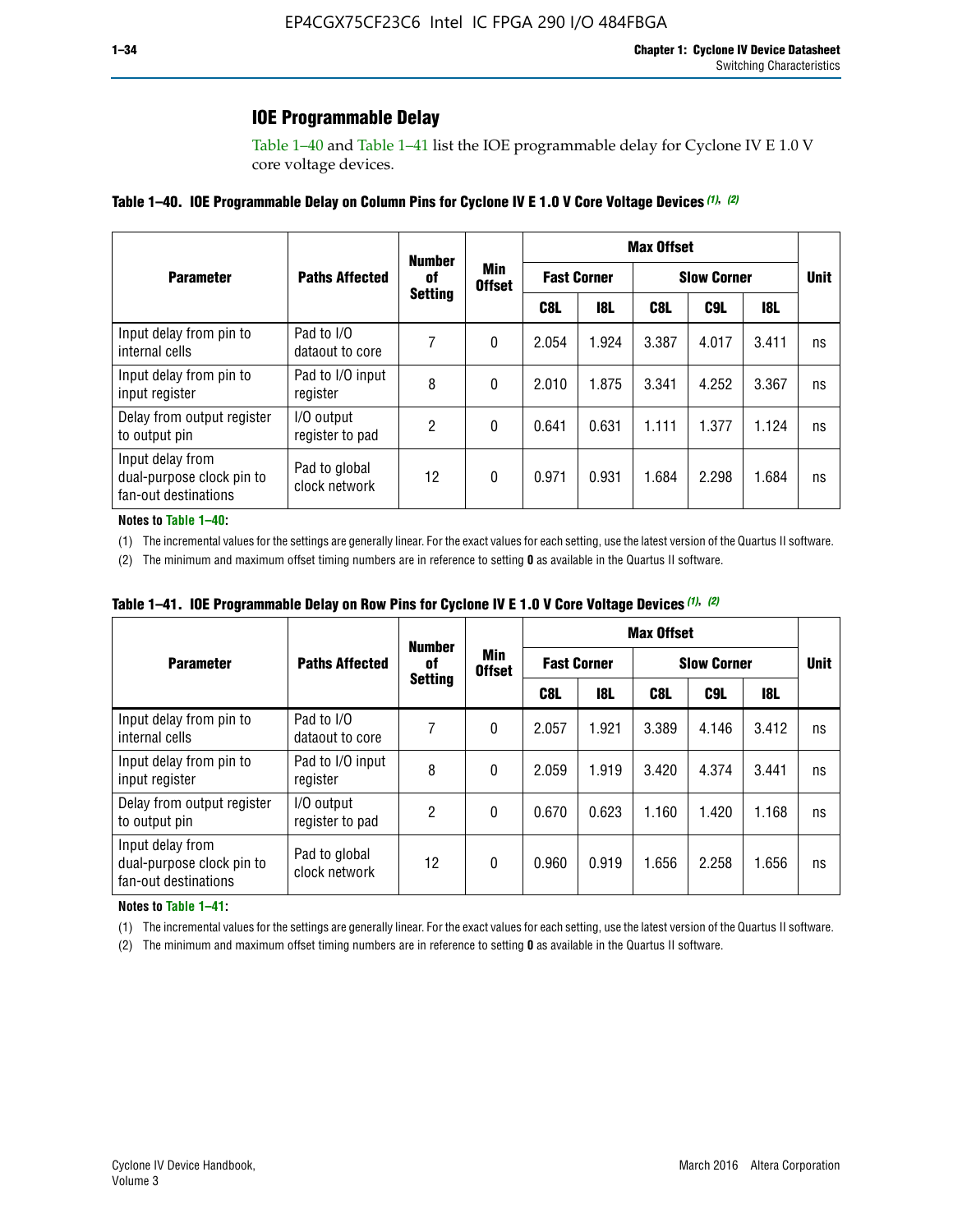## IOE Programmable Delay

Table 1–40 and Table 1–41 list the IOE programmable delay for Cyclone IV E 1.0 V core voltage devices.

**Table 1–40. IOE Programmable Delay on Column Pins for Cyclone IV E 1.0 V Core Voltage Devices (1), (2)**

| Parameter | Paths Affected | Number of Setting | Min Offset | Max Offset | | | | | Unit |
|---|---|---|---|---|---|---|---|---|---|
| | | | | Fast Corner | | Slow Corner | | | |
| | | | | C8L | I8L | C8L | C9L | I8L | |
| Input delay from pin to internal cells | Pad to I/O dataout to core | 7 | 0 | 2.054 | 1.924 | 3.387 | 4.017 | 3.411 | ns |
| Input delay from pin to input register | Pad to I/O input register | 8 | 0 | 2.010 | 1.875 | 3.341 | 4.252 | 3.367 | ns |
| Delay from output register to output pin | I/O output register to pad | 2 | 0 | 0.641 | 0.631 | 1.111 | 1.377 | 1.124 | ns |
| Input delay from dual-purpose clock pin to fan-out destinations | Pad to global clock network | 12 | 0 | 0.971 | 0.931 | 1.684 | 2.298 | 1.684 | ns |

**Notes to Table 1–40:**

(1) The incremental values for the settings are generally linear. For the exact values for each setting, use the latest version of the Quartus II software.

(2) The minimum and maximum offset timing numbers are in reference to setting **0** as available in the Quartus II software.

**Table 1–41. IOE Programmable Delay on Row Pins for Cyclone IV E 1.0 V Core Voltage Devices (1), (2)**

| Parameter | Paths Affected | Number of Setting | Min Offset | Max Offset | | | | | Unit |
|---|---|---|---|---|---|---|---|---|---|
| | | | | Fast Corner | | Slow Corner | | | |
| | | | | C8L | I8L | C8L | C9L | I8L | |
| Input delay from pin to internal cells | Pad to I/O dataout to core | 7 | 0 | 2.057 | 1.921 | 3.389 | 4.146 | 3.412 | ns |
| Input delay from pin to input register | Pad to I/O input register | 8 | 0 | 2.059 | 1.919 | 3.420 | 4.374 | 3.441 | ns |
| Delay from output register to output pin | I/O output register to pad | 2 | 0 | 0.670 | 0.623 | 1.160 | 1.420 | 1.168 | ns |
| Input delay from dual-purpose clock pin to fan-out destinations | Pad to global clock network | 12 | 0 | 0.960 | 0.919 | 1.656 | 2.258 | 1.656 | ns |

**Notes to Table 1–41:**

(1) The incremental values for the settings are generally linear. For the exact values for each setting, use the latest version of the Quartus II software.

(2) The minimum and maximum offset timing numbers are in reference to setting **0** as available in the Quartus II software.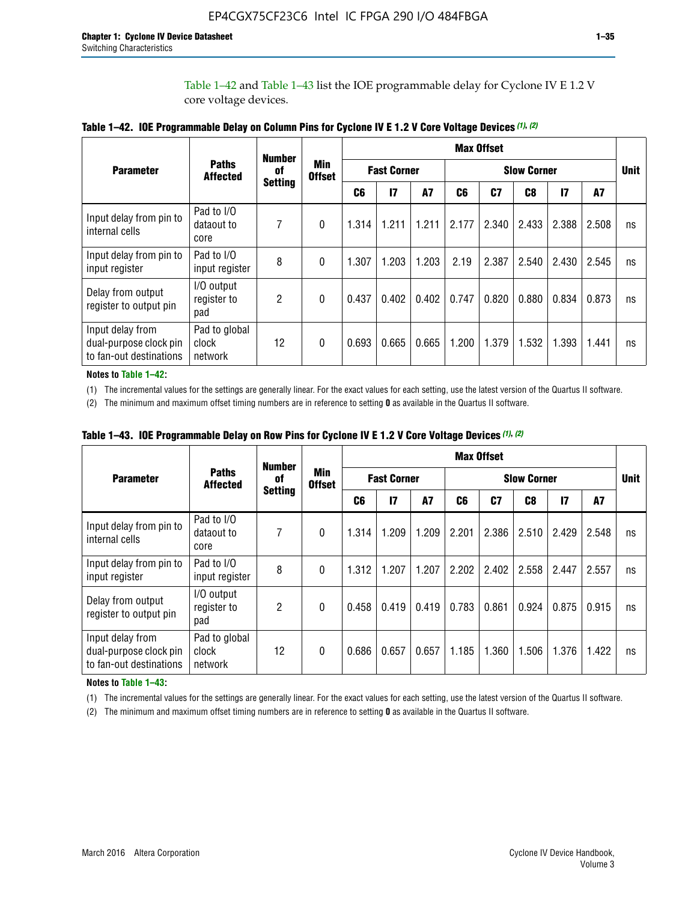Table 1–42 and Table 1–43 list the IOE programmable delay for Cyclone IV E 1.2 V core voltage devices.

**Table 1–42. IOE Programmable Delay on Column Pins for Cyclone IV E 1.2 V Core Voltage Devices (1), (2)**

| Parameter | Paths Affected | Number of Setting | Min Offset | Max Offset | | | | | | | | Unit |
|---|---|---|---|---|---|---|---|---|---|---|---|---|
| | | | | Fast Corner | | | Slow Corner | | | | | |
| | | | | C6 | I7 | A7 | C6 | C7 | C8 | I7 | A7 | |
| Input delay from pin to internal cells | Pad to I/O dataout to core | 7 | 0 | 1.314 | 1.211 | 1.211 | 2.177 | 2.340 | 2.433 | 2.388 | 2.508 | ns |
| Input delay from pin to input register | Pad to I/O input register | 8 | 0 | 1.307 | 1.203 | 1.203 | 2.19 | 2.387 | 2.540 | 2.430 | 2.545 | ns |
| Delay from output register to output pin | I/O output register to pad | 2 | 0 | 0.437 | 0.402 | 0.402 | 0.747 | 0.820 | 0.880 | 0.834 | 0.873 | ns |
| Input delay from dual-purpose clock pin to fan-out destinations | Pad to global clock network | 12 | 0 | 0.693 | 0.665 | 0.665 | 1.200 | 1.379 | 1.532 | 1.393 | 1.441 | ns |

**Notes to Table 1–42:**

(1) The incremental values for the settings are generally linear. For the exact values for each setting, use the latest version of the Quartus II software.

(2) The minimum and maximum offset timing numbers are in reference to setting **0** as available in the Quartus II software.

**Table 1–43. IOE Programmable Delay on Row Pins for Cyclone IV E 1.2 V Core Voltage Devices (1), (2)**

| Parameter | Paths Affected | Number of Setting | Min Offset | Max Offset | | | | | | | | Unit |
|---|---|---|---|---|---|---|---|---|---|---|---|---|
| | | | | Fast Corner | | | Slow Corner | | | | | |
| | | | | C6 | I7 | A7 | C6 | C7 | C8 | I7 | A7 | |
| Input delay from pin to internal cells | Pad to I/O dataout to core | 7 | 0 | 1.314 | 1.209 | 1.209 | 2.201 | 2.386 | 2.510 | 2.429 | 2.548 | ns |
| Input delay from pin to input register | Pad to I/O input register | 8 | 0 | 1.312 | 1.207 | 1.207 | 2.202 | 2.402 | 2.558 | 2.447 | 2.557 | ns |
| Delay from output register to output pin | I/O output register to pad | 2 | 0 | 0.458 | 0.419 | 0.419 | 0.783 | 0.861 | 0.924 | 0.875 | 0.915 | ns |
| Input delay from dual-purpose clock pin to fan-out destinations | Pad to global clock network | 12 | 0 | 0.686 | 0.657 | 0.657 | 1.185 | 1.360 | 1.506 | 1.376 | 1.422 | ns |

**Notes to Table 1–43:**

(1) The incremental values for the settings are generally linear. For the exact values for each setting, use the latest version of the Quartus II software.

(2) The minimum and maximum offset timing numbers are in reference to setting **0** as available in the Quartus II software.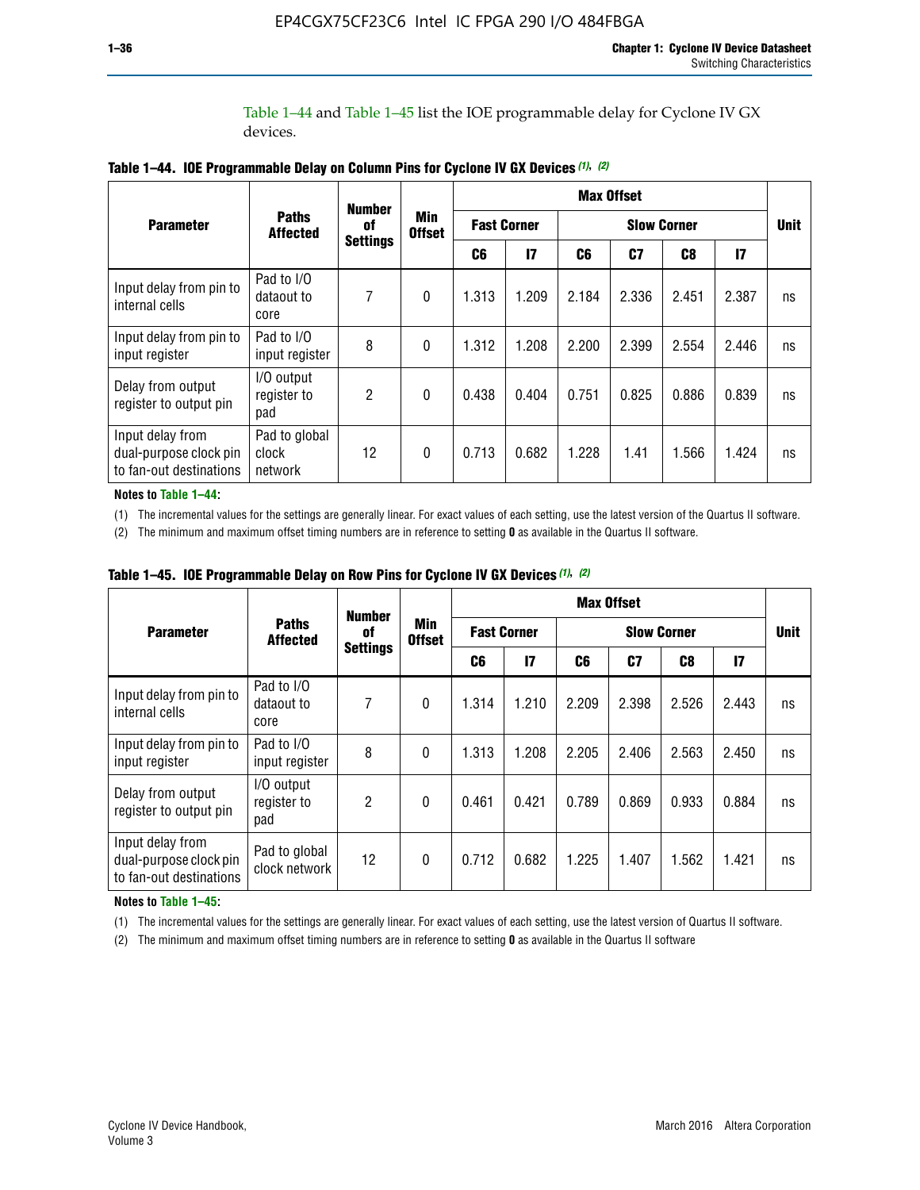Table 1–44 and Table 1–45 list the IOE programmable delay for Cyclone IV GX devices.

**Table 1–44. IOE Programmable Delay on Column Pins for Cyclone IV GX Devices (1), (2)**

| Parameter | Paths Affected | Number of Settings | Min Offset | Max Offset | | | | | | Unit |
|---|---|---|---|---|---|---|---|---|---|---|
| | | | | Fast Corner | | Slow Corner | | | | |
| | | | | C6 | I7 | C6 | C7 | C8 | I7 | |
| Input delay from pin to internal cells | Pad to I/O dataout to core | 7 | 0 | 1.313 | 1.209 | 2.184 | 2.336 | 2.451 | 2.387 | ns |
| Input delay from pin to input register | Pad to I/O input register | 8 | 0 | 1.312 | 1.208 | 2.200 | 2.399 | 2.554 | 2.446 | ns |
| Delay from output register to output pin | I/O output register to pad | 2 | 0 | 0.438 | 0.404 | 0.751 | 0.825 | 0.886 | 0.839 | ns |
| Input delay from dual-purpose clock pin to fan-out destinations | Pad to global clock network | 12 | 0 | 0.713 | 0.682 | 1.228 | 1.41 | 1.566 | 1.424 | ns |

**Notes to Table 1–44:**

(1) The incremental values for the settings are generally linear. For exact values of each setting, use the latest version of the Quartus II software.

(2) The minimum and maximum offset timing numbers are in reference to setting **0** as available in the Quartus II software.

**Table 1–45. IOE Programmable Delay on Row Pins for Cyclone IV GX Devices (1), (2)**

| Parameter | Paths Affected | Number of Settings | Min Offset | Max Offset | | | | | | Unit |
|---|---|---|---|---|---|---|---|---|---|---|
| | | | | Fast Corner | | Slow Corner | | | | |
| | | | | C6 | I7 | C6 | C7 | C8 | I7 | |
| Input delay from pin to internal cells | Pad to I/O dataout to core | 7 | 0 | 1.314 | 1.210 | 2.209 | 2.398 | 2.526 | 2.443 | ns |
| Input delay from pin to input register | Pad to I/O input register | 8 | 0 | 1.313 | 1.208 | 2.205 | 2.406 | 2.563 | 2.450 | ns |
| Delay from output register to output pin | I/O output register to pad | 2 | 0 | 0.461 | 0.421 | 0.789 | 0.869 | 0.933 | 0.884 | ns |
| Input delay from dual-purpose clock pin to fan-out destinations | Pad to global clock network | 12 | 0 | 0.712 | 0.682 | 1.225 | 1.407 | 1.562 | 1.421 | ns |

**Notes to Table 1–45:**

(1) The incremental values for the settings are generally linear. For exact values of each setting, use the latest version of Quartus II software.

(2) The minimum and maximum offset timing numbers are in reference to setting **0** as available in the Quartus II software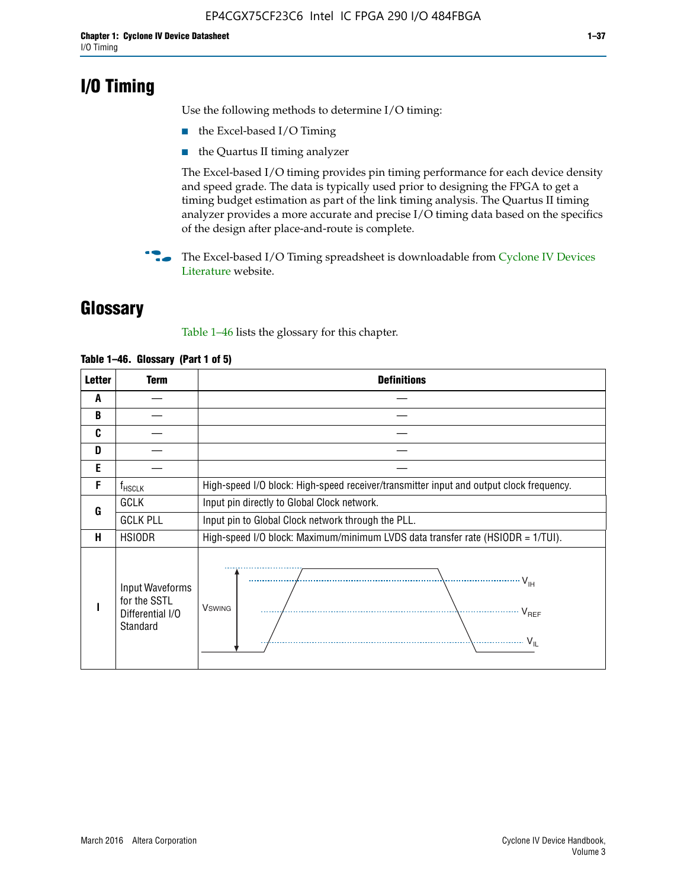# I/O Timing

Use the following methods to determine I/O timing:

- the Excel-based I/O Timing
- the Quartus II timing analyzer

The Excel-based I/O timing provides pin timing performance for each device density and speed grade. The data is typically used prior to designing the FPGA to get a timing budget estimation as part of the link timing analysis. The Quartus II timing analyzer provides a more accurate and precise I/O timing data based on the specifics of the design after place-and-route is complete.

The Excel-based I/O Timing spreadsheet is downloadable from Cyclone IV Devices Literature website.

# Glossary

Table 1–46 lists the glossary for this chapter.

**Table 1–46. Glossary (Part 1 of 5)**

| Letter | Term | Definitions |
|---|---|---|
| A | — | — |
| B | — | — |
| C | — | — |
| D | — | — |
| E | — | — |
| F | $f_{HSCLK}$ | High-speed I/O block: High-speed receiver/transmitter input and output clock frequency. |
| G | GCLK | Input pin directly to Global Clock network. |
| | GCLK PLL | Input pin to Global Clock network through the PLL. |
| H | HSIODR | High-speed I/O block: Maximum/minimum LVDS data transfer rate (HSIODR = 1/TUI). |
| I | Input Waveforms for the SSTL Differential I/O Standard | $V_{SWING}$ $V_{IH}$ $V_{REF}$ $V_{IL}$ |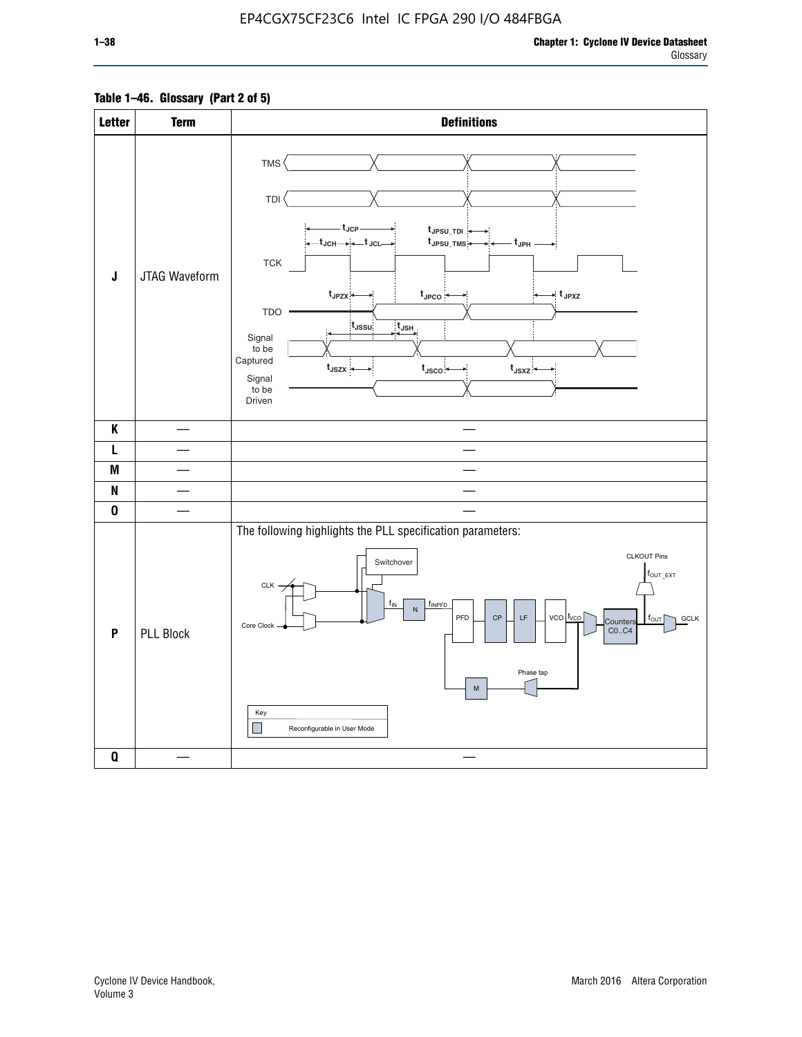**Table 1–46. Glossary (Part 2 of 5)**

| Letter | Term | Definitions |
|---|---|---|
| J | JTAG Waveform | TMS<br>TDI<br>$t_{JCP}$<br>$t_{JCH}$ $t_{JCL}$<br>$t_{JPSU\_TDI}$<br>$t_{JPSU\_TMS}$<br>$t_{JPH}$<br>TCK<br>$t_{JPZX}$ $t_{JPCO}$ $t_{JPXZ}$<br>TDO<br>$t_{JSSU}$ $t_{JSH}$<br>Signal to be Captured<br>$t_{JSZX}$ $t_{JSCO}$ $t_{JSXZ}$<br>Signal to be Driven |
| K | — | — |
| L | — | — |
| M | — | — |
| N | — | — |
| O | — | — |
| P | PLL Block | The following highlights the PLL specification parameters:<br>Switchover<br>CLKOUT Pins<br>$f_{OUT\_EXT}$<br>CLK<br>$f_{IN}$<br>N<br>$f_{INPFD}$<br>PFD CP LF VCO $f_{VCO}$<br>Counters C0..C4<br>$f_{OUT}$<br>GCLK<br>Core Clock<br>Phase tap<br>M<br>Key<br>Reconfigurable in User Mode |
| Q | — | — |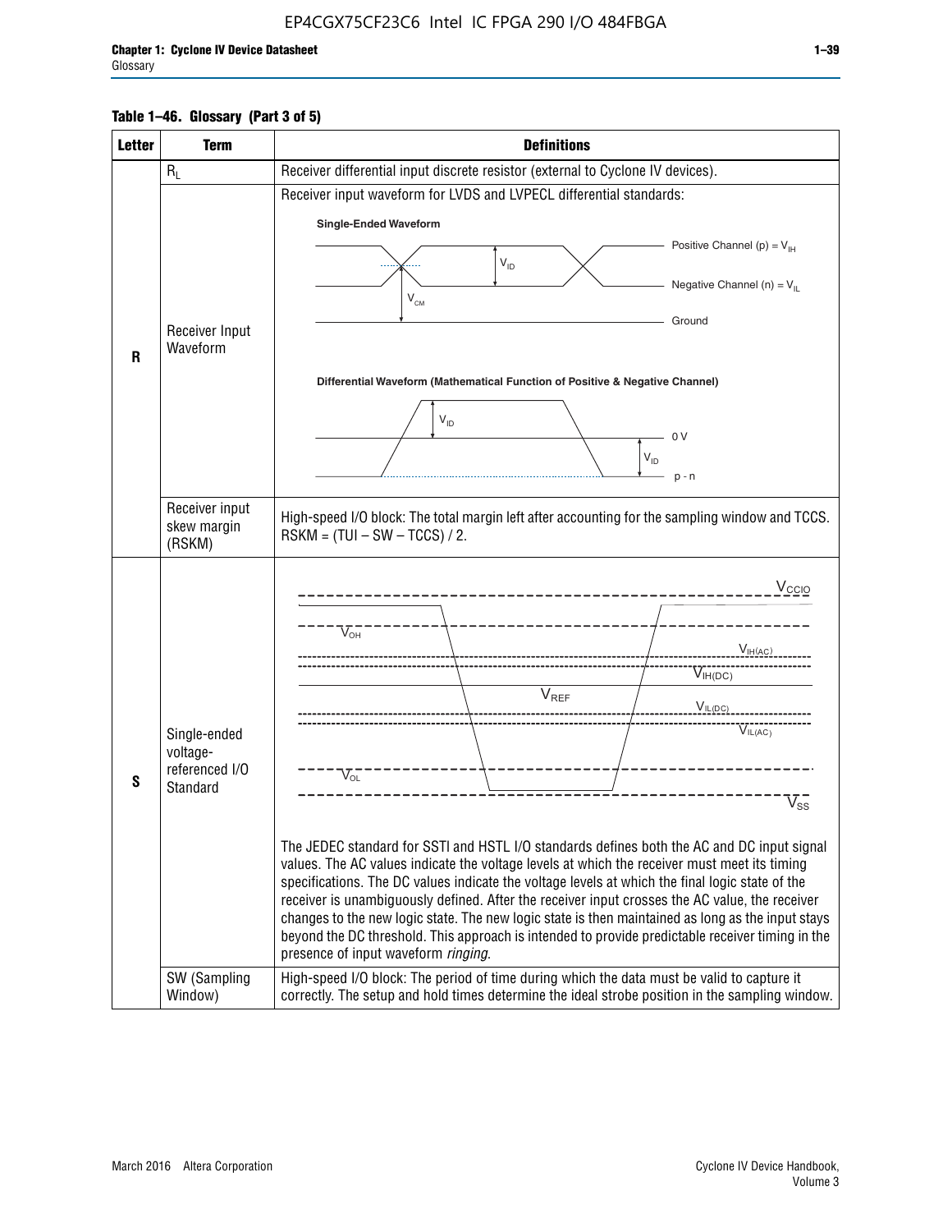**Table 1–46. Glossary (Part 3 of 5)**

| Letter | Term | Definitions |
|---|---|---|
| R | $R_L$ | Receiver differential input discrete resistor (external to Cyclone IV devices). |
| | Receiver Input Waveform | Receiver input waveform for LVDS and LVPECL differential standards:<br><br>Single-Ended Waveform<br>Positive Channel (p) = $V_{IH}$<br>$V_{ID}$<br>Negative Channel (n) = $V_{IL}$<br>$V_{CM}$<br>Ground<br><br>Differential Waveform (Mathematical Function of Positive & Negative Channel)<br>$V_{ID}$<br>0 V<br>$V_{ID}$<br>p - n |
| | Receiver input skew margin (RSKM) | High-speed I/O block: The total margin left after accounting for the sampling window and TCCS. RSKM = (TUI – SW – TCCS) / 2. |
| S | Single-ended voltage-referenced I/O Standard | $V_{CCIO}$<br>$V_{OH}$<br>$V_{IH(AC)}$<br>$V_{IH(DC)}$<br>$V_{REF}$<br>$V_{IL(DC)}$<br>$V_{IL(AC)}$<br>$V_{OL}$<br>$V_{SS}$<br><br>The JEDEC standard for SSTl and HSTL I/O standards defines both the AC and DC input signal values. The AC values indicate the voltage levels at which the receiver must meet its timing specifications. The DC values indicate the voltage levels at which the final logic state of the receiver is unambiguously defined. After the receiver input crosses the AC value, the receiver changes to the new logic state. The new logic state is then maintained as long as the input stays beyond the DC threshold. This approach is intended to provide predictable receiver timing in the presence of input waveform *ringing*. |
| | SW (Sampling Window) | High-speed I/O block: The period of time during which the data must be valid to capture it correctly. The setup and hold times determine the ideal strobe position in the sampling window. |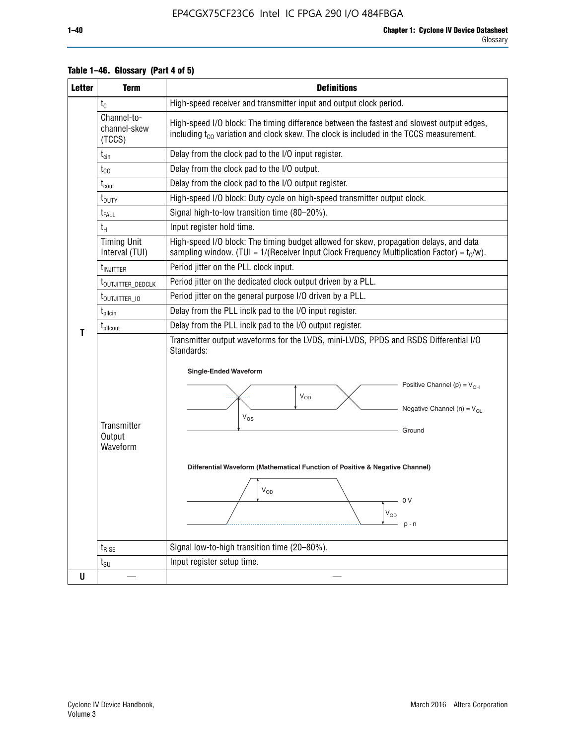**Table 1–46. Glossary (Part 4 of 5)**

| Letter | Term | Definitions |
|---|---|---|
| T | $t_C$ | High-speed receiver and transmitter input and output clock period. |
| | Channel-to-channel-skew (TCCS) | High-speed I/O block: The timing difference between the fastest and slowest output edges, including $t_{CO}$ variation and clock skew. The clock is included in the TCCS measurement. |
| | $t_{cin}$ | Delay from the clock pad to the I/O input register. |
| | $t_{CO}$ | Delay from the clock pad to the I/O output. |
| | $t_{cout}$ | Delay from the clock pad to the I/O output register. |
| | $t_{DUTY}$ | High-speed I/O block: Duty cycle on high-speed transmitter output clock. |
| | $t_{FALL}$ | Signal high-to-low transition time (80–20%). |
| | $t_H$ | Input register hold time. |
| | Timing Unit Interval (TUI) | High-speed I/O block: The timing budget allowed for skew, propagation delays, and data sampling window. (TUI = 1/(Receiver Input Clock Frequency Multiplication Factor) = $t_C$/w). |
| | $t_{INJITTER}$ | Period jitter on the PLL clock input. |
| | $t_{OUTJITTER\_DEDCLK}$ | Period jitter on the dedicated clock output driven by a PLL. |
| | $t_{OUTJITTER\_IO}$ | Period jitter on the general purpose I/O driven by a PLL. |
| | $t_{pllcin}$ | Delay from the PLL inclk pad to the I/O input register. |
| | $t_{pllcout}$ | Delay from the PLL inclk pad to the I/O output register. |
| | Transmitter Output Waveform | Transmitter output waveforms for the LVDS, mini-LVDS, PPDS and RSDS Differential I/O Standards:<br><br>**Single-Ended Waveform**<br>Positive Channel (p) = $V_{OH}$<br>$V_{OD}$<br>Negative Channel (n) = $V_{OL}$<br>$V_{OS}$<br>Ground<br><br>**Differential Waveform (Mathematical Function of Positive & Negative Channel)**<br>$V_{OD}$<br>0 V<br>$V_{OD}$<br>p - n |
| | $t_{RISE}$ | Signal low-to-high transition time (20–80%). |
| | $t_{SU}$ | Input register setup time. |
| U | — | — |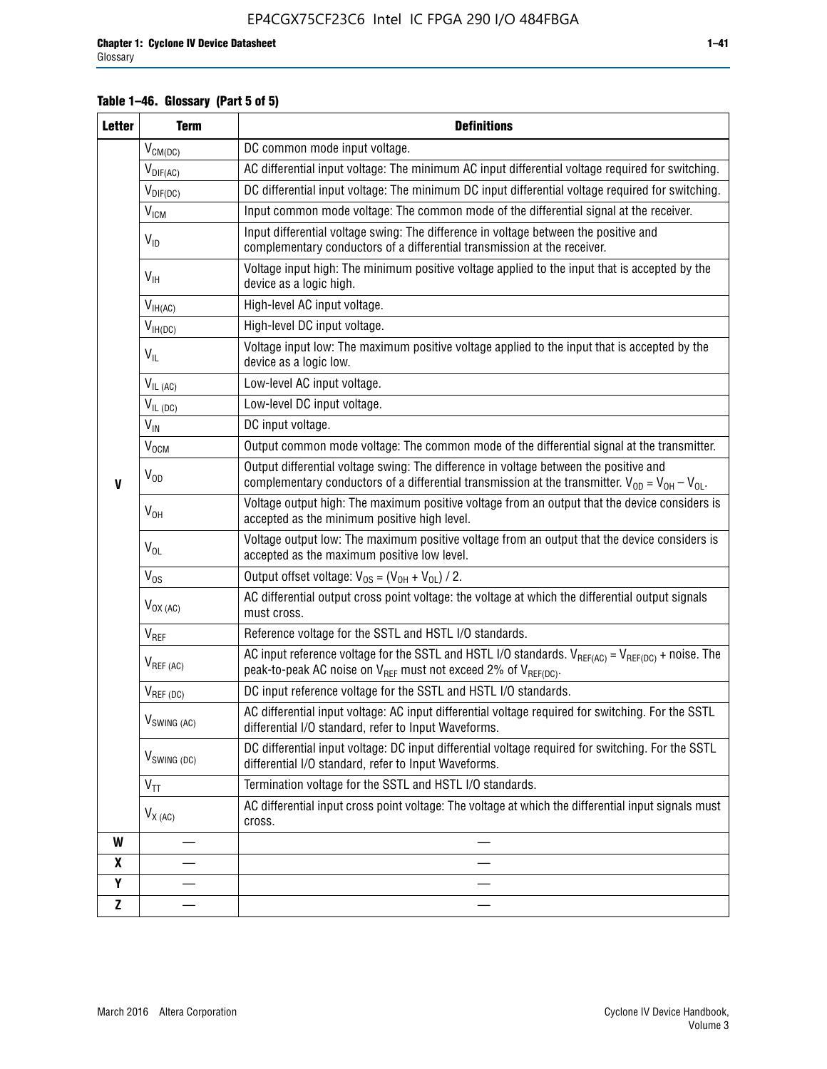**Table 1–46. Glossary (Part 5 of 5)**

| Letter | Term | Definitions |
|---|---|---|
| V | $V_{CM(DC)}$ | DC common mode input voltage. |
| | $V_{DIF(AC)}$ | AC differential input voltage: The minimum AC input differential voltage required for switching. |
| | $V_{DIF(DC)}$ | DC differential input voltage: The minimum DC input differential voltage required for switching. |
| | $V_{ICM}$ | Input common mode voltage: The common mode of the differential signal at the receiver. |
| | $V_{ID}$ | Input differential voltage swing: The difference in voltage between the positive and complementary conductors of a differential transmission at the receiver. |
| | $V_{IH}$ | Voltage input high: The minimum positive voltage applied to the input that is accepted by the device as a logic high. |
| | $V_{IH(AC)}$ | High-level AC input voltage. |
| | $V_{IH(DC)}$ | High-level DC input voltage. |
| | $V_{IL}$ | Voltage input low: The maximum positive voltage applied to the input that is accepted by the device as a logic low. |
| | $V_{IL\ (AC)}$ | Low-level AC input voltage. |
| | $V_{IL\ (DC)}$ | Low-level DC input voltage. |
| | $V_{IN}$ | DC input voltage. |
| | $V_{OCM}$ | Output common mode voltage: The common mode of the differential signal at the transmitter. |
| | $V_{OD}$ | Output differential voltage swing: The difference in voltage between the positive and complementary conductors of a differential transmission at the transmitter. $V_{OD} = V_{OH} - V_{OL}$. |
| | $V_{OH}$ | Voltage output high: The maximum positive voltage from an output that the device considers is accepted as the minimum positive high level. |
| | $V_{OL}$ | Voltage output low: The maximum positive voltage from an output that the device considers is accepted as the maximum positive low level. |
| | $V_{OS}$ | Output offset voltage: $V_{OS} = (V_{OH} + V_{OL}) / 2$. |
| | $V_{OX\ (AC)}$ | AC differential output cross point voltage: the voltage at which the differential output signals must cross. |
| | $V_{REF}$ | Reference voltage for the SSTL and HSTL I/O standards. |
| | $V_{REF\ (AC)}$ | AC input reference voltage for the SSTL and HSTL I/O standards. $V_{REF(AC)} = V_{REF(DC)}$ + noise. The peak-to-peak AC noise on $V_{REF}$ must not exceed 2% of $V_{REF(DC)}$. |
| | $V_{REF\ (DC)}$ | DC input reference voltage for the SSTL and HSTL I/O standards. |
| | $V_{SWING\ (AC)}$ | AC differential input voltage: AC input differential voltage required for switching. For the SSTL differential I/O standard, refer to Input Waveforms. |
| | $V_{SWING\ (DC)}$ | DC differential input voltage: DC input differential voltage required for switching. For the SSTL differential I/O standard, refer to Input Waveforms. |
| | $V_{TT}$ | Termination voltage for the SSTL and HSTL I/O standards. |
| | $V_{X\ (AC)}$ | AC differential input cross point voltage: The voltage at which the differential input signals must cross. |
| W | — | — |
| X | — | — |
| Y | — | — |
| Z | — | — |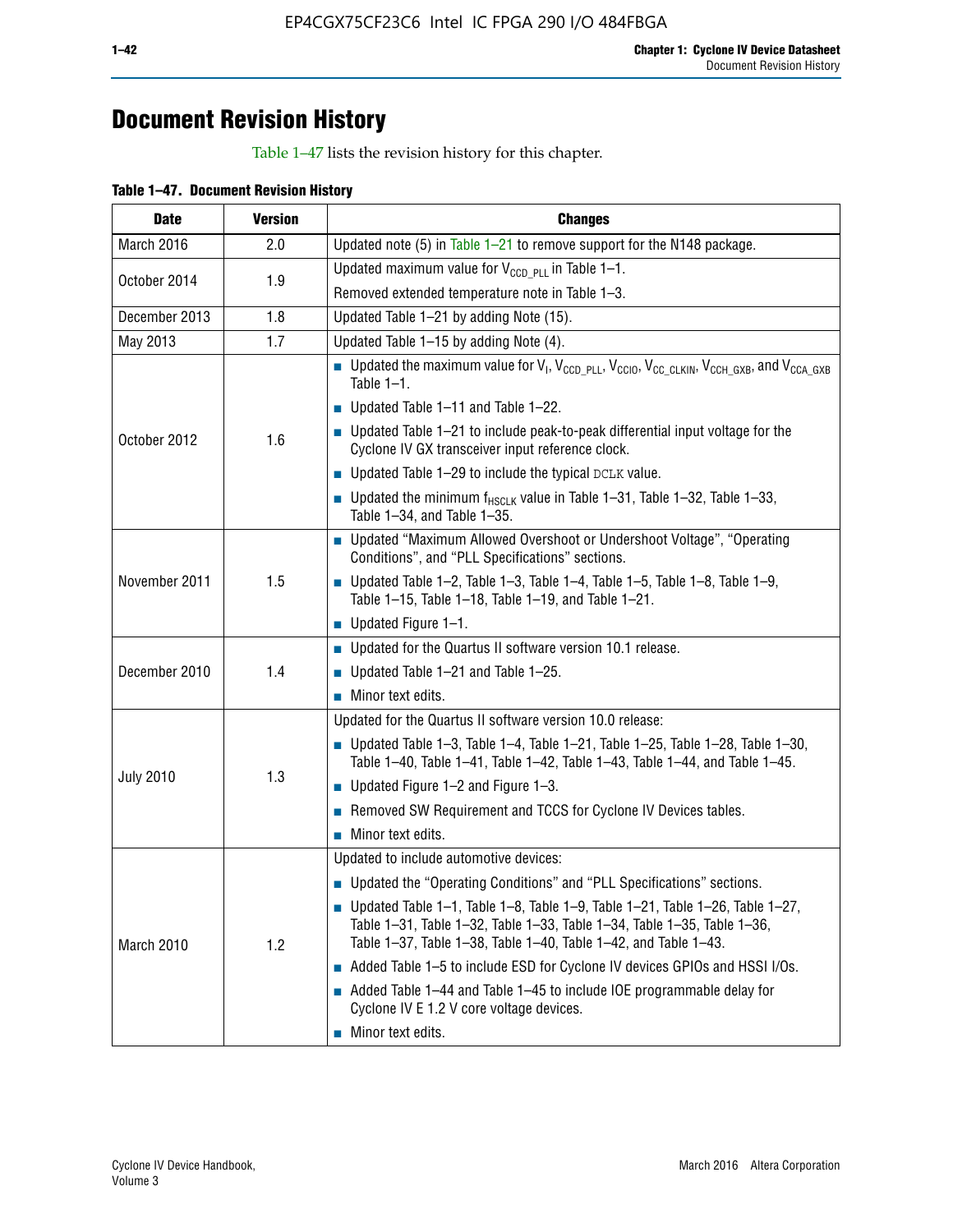# Document Revision History

Table 1–47 lists the revision history for this chapter.

**Table 1–47. Document Revision History**

| Date | Version | Changes |
|---|---|---|
| March 2016 | 2.0 | Updated note (5) in Table 1–21 to remove support for the N148 package. |
| October 2014 | 1.9 | Updated maximum value for $V_{CCD\_PLL}$ in Table 1–1.<br>Removed extended temperature note in Table 1–3. |
| December 2013 | 1.8 | Updated Table 1–21 by adding Note (15). |
| May 2013 | 1.7 | Updated Table 1–15 by adding Note (4). |
| October 2012 | 1.6 | ■ Updated the maximum value for $V_I$, $V_{CCD\_PLL}$, $V_{CCIO}$, $V_{CC\_CLKIN}$, $V_{CCH\_GXB}$, and $V_{CCA\_GXB}$ Table 1–1.<br>■ Updated Table 1–11 and Table 1–22.<br>■ Updated Table 1–21 to include peak-to-peak differential input voltage for the Cyclone IV GX transceiver input reference clock.<br>■ Updated Table 1–29 to include the typical DCLK value.<br>■ Updated the minimum $f_{HSCLK}$ value in Table 1–31, Table 1–32, Table 1–33, Table 1–34, and Table 1–35. |
| November 2011 | 1.5 | ■ Updated "Maximum Allowed Overshoot or Undershoot Voltage", "Operating Conditions", and "PLL Specifications" sections.<br>■ Updated Table 1–2, Table 1–3, Table 1–4, Table 1–5, Table 1–8, Table 1–9, Table 1–15, Table 1–18, Table 1–19, and Table 1–21.<br>■ Updated Figure 1–1. |
| December 2010 | 1.4 | ■ Updated for the Quartus II software version 10.1 release.<br>■ Updated Table 1–21 and Table 1–25.<br>■ Minor text edits. |
| July 2010 | 1.3 | Updated for the Quartus II software version 10.0 release:<br>■ Updated Table 1–3, Table 1–4, Table 1–21, Table 1–25, Table 1–28, Table 1–30, Table 1–40, Table 1–41, Table 1–42, Table 1–43, Table 1–44, and Table 1–45.<br>■ Updated Figure 1–2 and Figure 1–3.<br>■ Removed SW Requirement and TCCS for Cyclone IV Devices tables.<br>■ Minor text edits. |
| March 2010 | 1.2 | Updated to include automotive devices:<br>■ Updated the "Operating Conditions" and "PLL Specifications" sections.<br>■ Updated Table 1–1, Table 1–8, Table 1–9, Table 1–21, Table 1–26, Table 1–27, Table 1–31, Table 1–32, Table 1–33, Table 1–34, Table 1–35, Table 1–36, Table 1–37, Table 1–38, Table 1–40, Table 1–42, and Table 1–43.<br>■ Added Table 1–5 to include ESD for Cyclone IV devices GPIOs and HSSI I/Os.<br>■ Added Table 1–44 and Table 1–45 to include IOE programmable delay for Cyclone IV E 1.2 V core voltage devices.<br>■ Minor text edits. |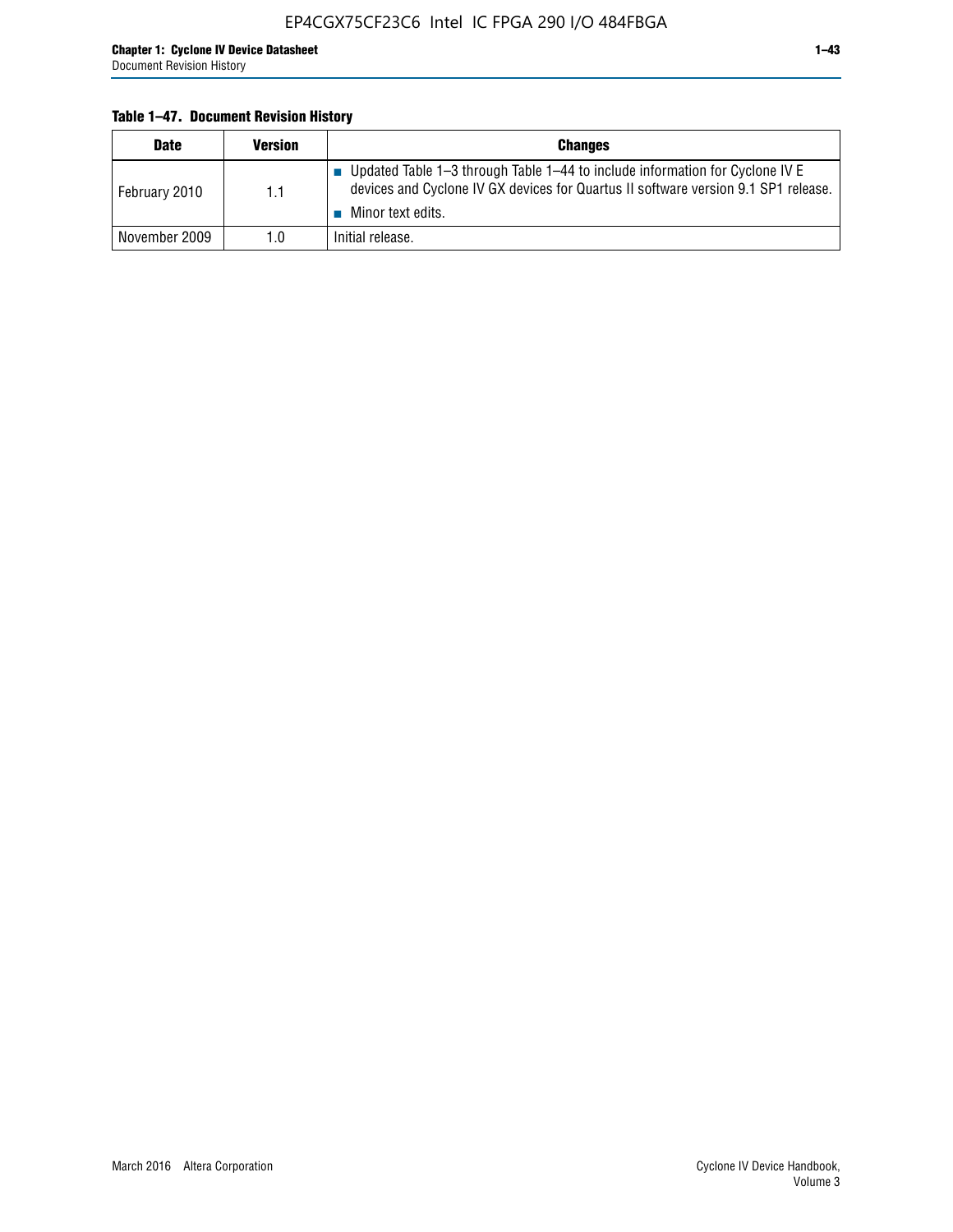**Table 1–47. Document Revision History**

| Date | Version | Changes |
|---|---|---|
| February 2010 | 1.1 | ■ Updated Table 1–3 through Table 1–44 to include information for Cyclone IV E devices and Cyclone IV GX devices for Quartus II software version 9.1 SP1 release.<br>■ Minor text edits. |
| November 2009 | 1.0 | Initial release. |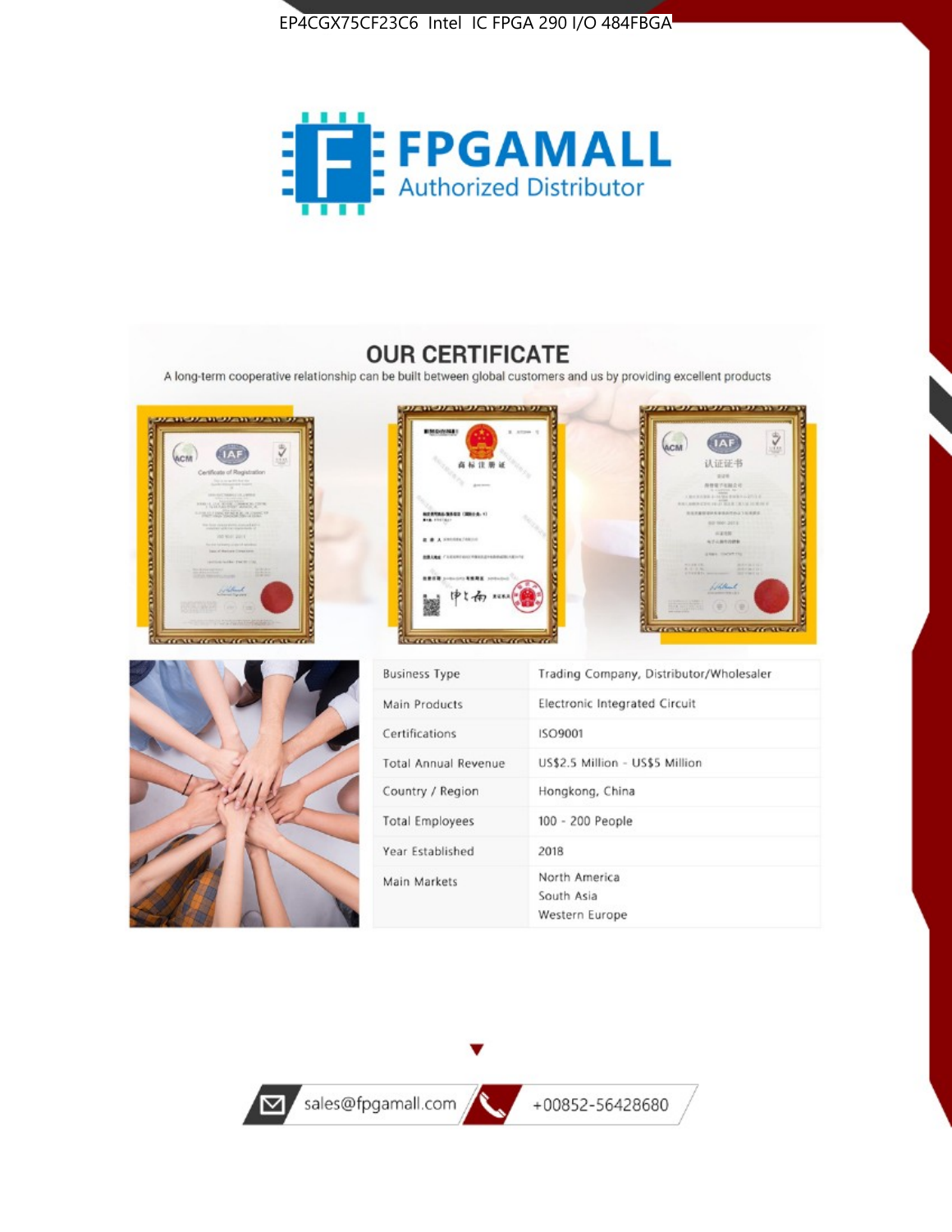FPGAMALL
Authorized Distributor

## OUR CERTIFICATE

A long-term cooperative relationship can be built between global customers and us by providing excellent products

| | |
|---|---|
| Business Type | Trading Company, Distributor/Wholesaler |
| Main Products | Electronic Integrated Circuit |
| Certifications | ISO9001 |
| Total Annual Revenue | US$2.5 Million - US$5 Million |
| Country / Region | Hongkong, China |
| Total Employees | 100 - 200 People |
| Year Established | 2018 |
| Main Markets | North America<br>South Asia<br>Western Europe |

sales@fpgamall.com

+00852-56428680